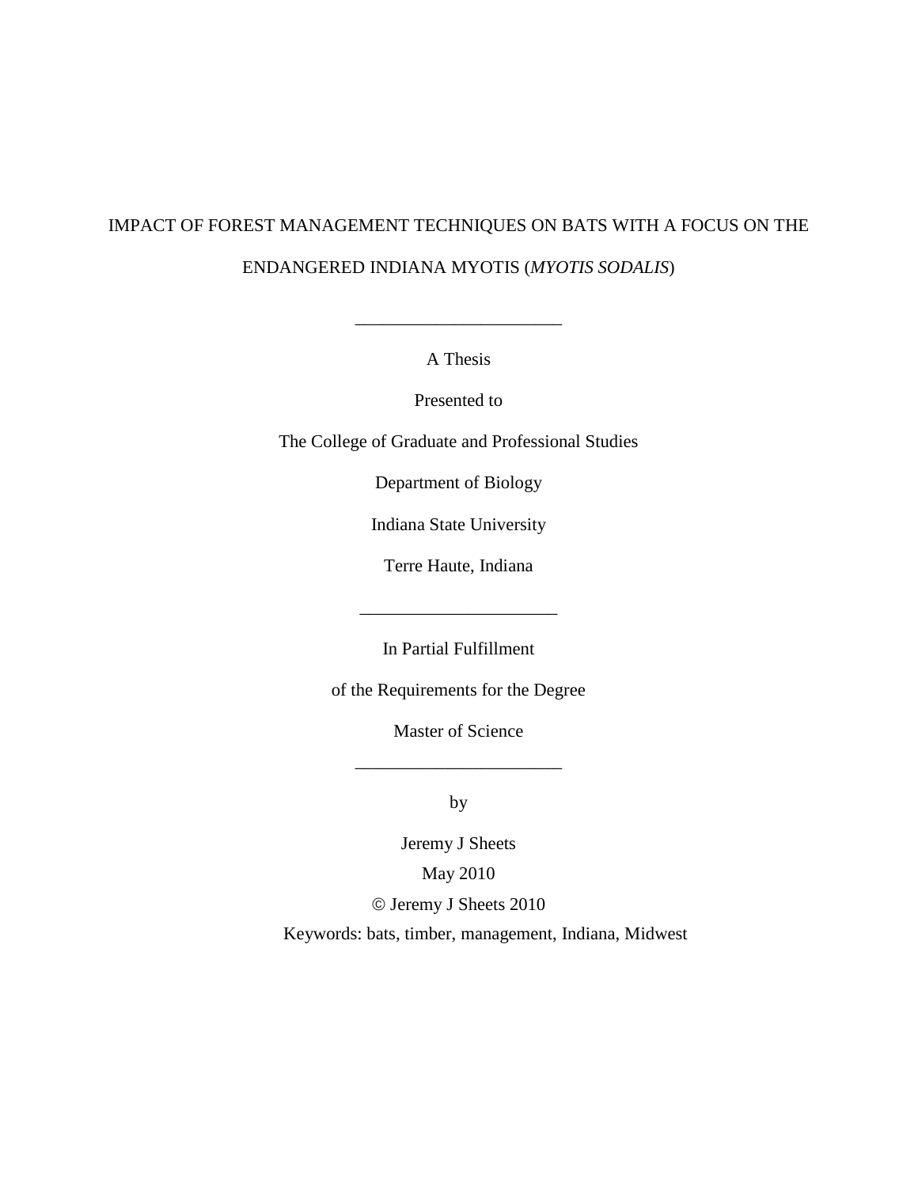# IMPACT OF FOREST MANAGEMENT TECHNIQUES ON BATS WITH A FOCUS ON THE ENDANGERED INDIANA MYOTIS (*MYOTIS SODALIS*)

---

A Thesis

Presented to

The College of Graduate and Professional Studies

Department of Biology

Indiana State University

Terre Haute, Indiana

---

In Partial Fulfillment

of the Requirements for the Degree

Master of Science

---

by

Jeremy J Sheets

May 2010

© Jeremy J Sheets 2010

Keywords: bats, timber, management, Indiana, Midwest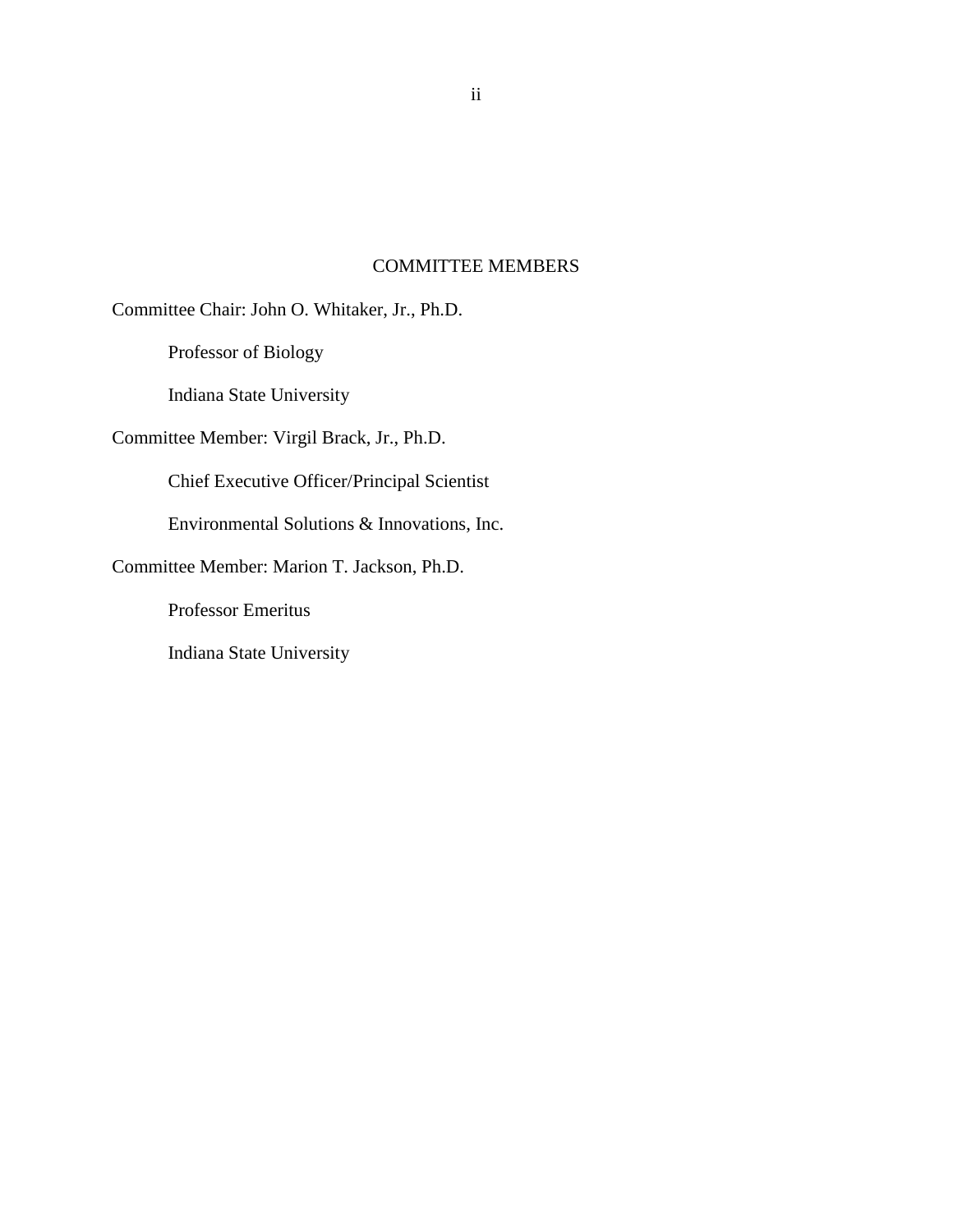## COMMITTEE MEMBERS

Committee Chair: John O. Whitaker, Jr., Ph.D.

Professor of Biology

Indiana State University

Committee Member: Virgil Brack, Jr., Ph.D.

Chief Executive Officer/Principal Scientist

Environmental Solutions & Innovations, Inc.

Committee Member: Marion T. Jackson, Ph.D.

Professor Emeritus

Indiana State University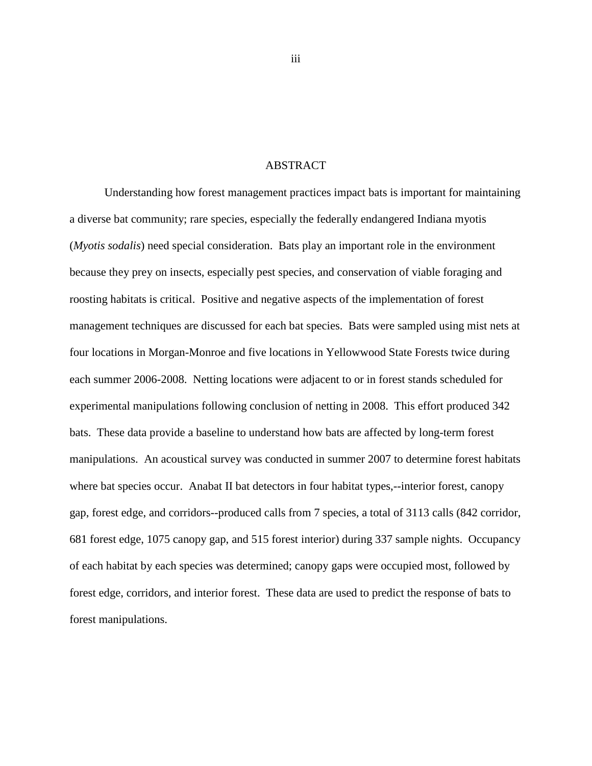# ABSTRACT

Understanding how forest management practices impact bats is important for maintaining a diverse bat community; rare species, especially the federally endangered Indiana myotis (*Myotis sodalis*) need special consideration. Bats play an important role in the environment because they prey on insects, especially pest species, and conservation of viable foraging and roosting habitats is critical. Positive and negative aspects of the implementation of forest management techniques are discussed for each bat species. Bats were sampled using mist nets at four locations in Morgan-Monroe and five locations in Yellowwood State Forests twice during each summer 2006-2008. Netting locations were adjacent to or in forest stands scheduled for experimental manipulations following conclusion of netting in 2008. This effort produced 342 bats. These data provide a baseline to understand how bats are affected by long-term forest manipulations. An acoustical survey was conducted in summer 2007 to determine forest habitats where bat species occur. Anabat II bat detectors in four habitat types,--interior forest, canopy gap, forest edge, and corridors--produced calls from 7 species, a total of 3113 calls (842 corridor, 681 forest edge, 1075 canopy gap, and 515 forest interior) during 337 sample nights. Occupancy of each habitat by each species was determined; canopy gaps were occupied most, followed by forest edge, corridors, and interior forest. These data are used to predict the response of bats to forest manipulations.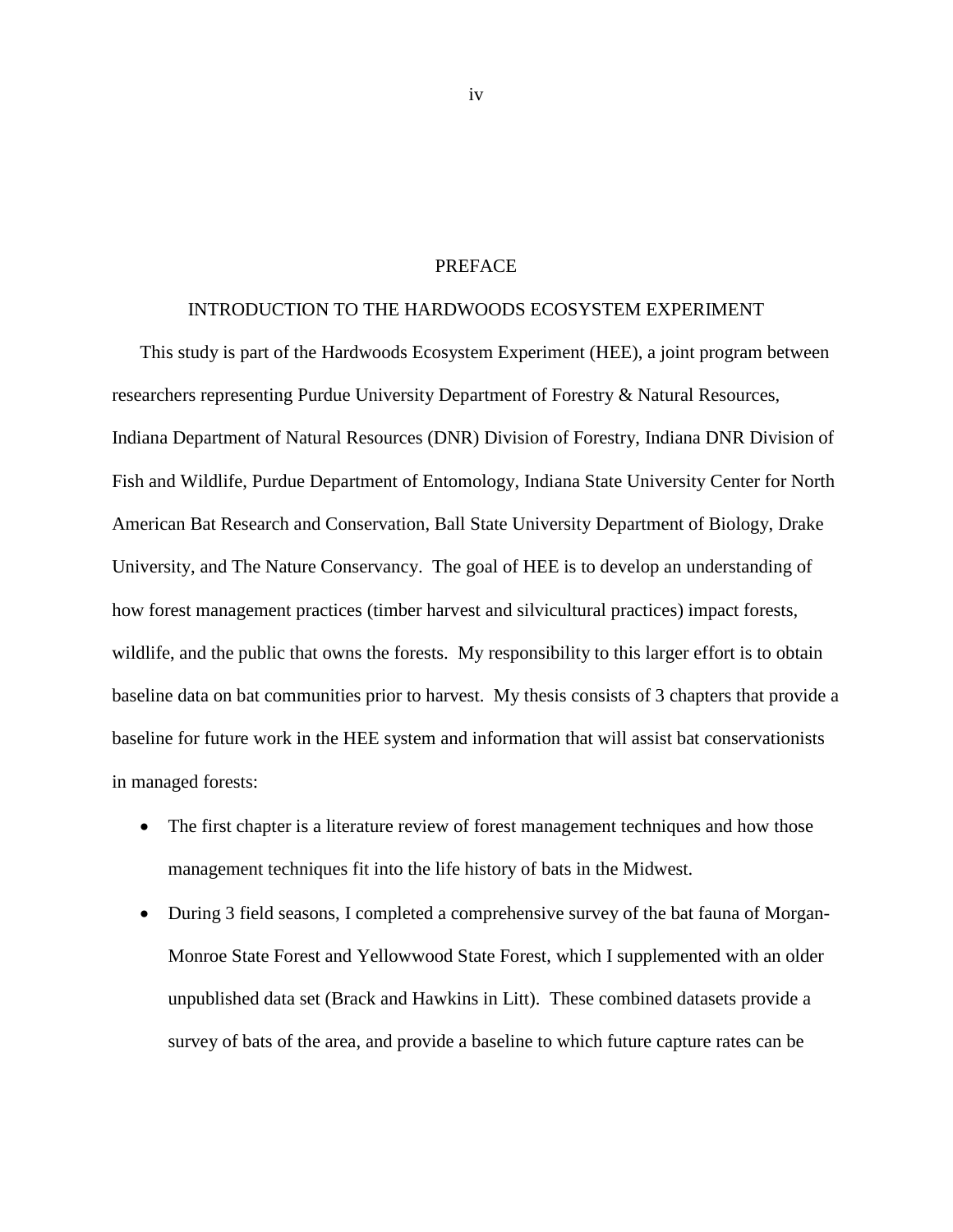# PREFACE

## INTRODUCTION TO THE HARDWOODS ECOSYSTEM EXPERIMENT

This study is part of the Hardwoods Ecosystem Experiment (HEE), a joint program between researchers representing Purdue University Department of Forestry & Natural Resources, Indiana Department of Natural Resources (DNR) Division of Forestry, Indiana DNR Division of Fish and Wildlife, Purdue Department of Entomology, Indiana State University Center for North American Bat Research and Conservation, Ball State University Department of Biology, Drake University, and The Nature Conservancy. The goal of HEE is to develop an understanding of how forest management practices (timber harvest and silvicultural practices) impact forests, wildlife, and the public that owns the forests. My responsibility to this larger effort is to obtain baseline data on bat communities prior to harvest. My thesis consists of 3 chapters that provide a baseline for future work in the HEE system and information that will assist bat conservationists in managed forests:

- The first chapter is a literature review of forest management techniques and how those management techniques fit into the life history of bats in the Midwest.
- During 3 field seasons, I completed a comprehensive survey of the bat fauna of Morgan-Monroe State Forest and Yellowwood State Forest, which I supplemented with an older unpublished data set (Brack and Hawkins in Litt). These combined datasets provide a survey of bats of the area, and provide a baseline to which future capture rates can be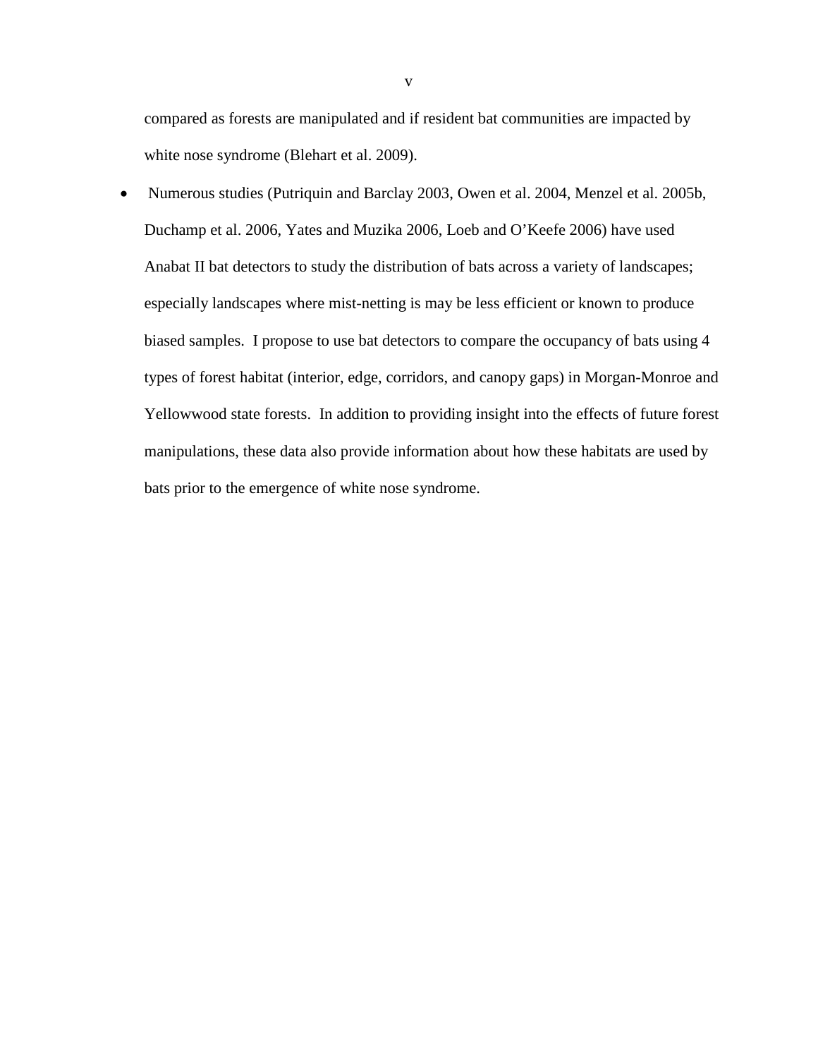compared as forests are manipulated and if resident bat communities are impacted by white nose syndrome (Blehart et al. 2009).

- Numerous studies (Putriquin and Barclay 2003, Owen et al. 2004, Menzel et al. 2005b, Duchamp et al. 2006, Yates and Muzika 2006, Loeb and O'Keefe 2006) have used Anabat II bat detectors to study the distribution of bats across a variety of landscapes; especially landscapes where mist-netting is may be less efficient or known to produce biased samples. I propose to use bat detectors to compare the occupancy of bats using 4 types of forest habitat (interior, edge, corridors, and canopy gaps) in Morgan-Monroe and Yellowwood state forests. In addition to providing insight into the effects of future forest manipulations, these data also provide information about how these habitats are used by bats prior to the emergence of white nose syndrome.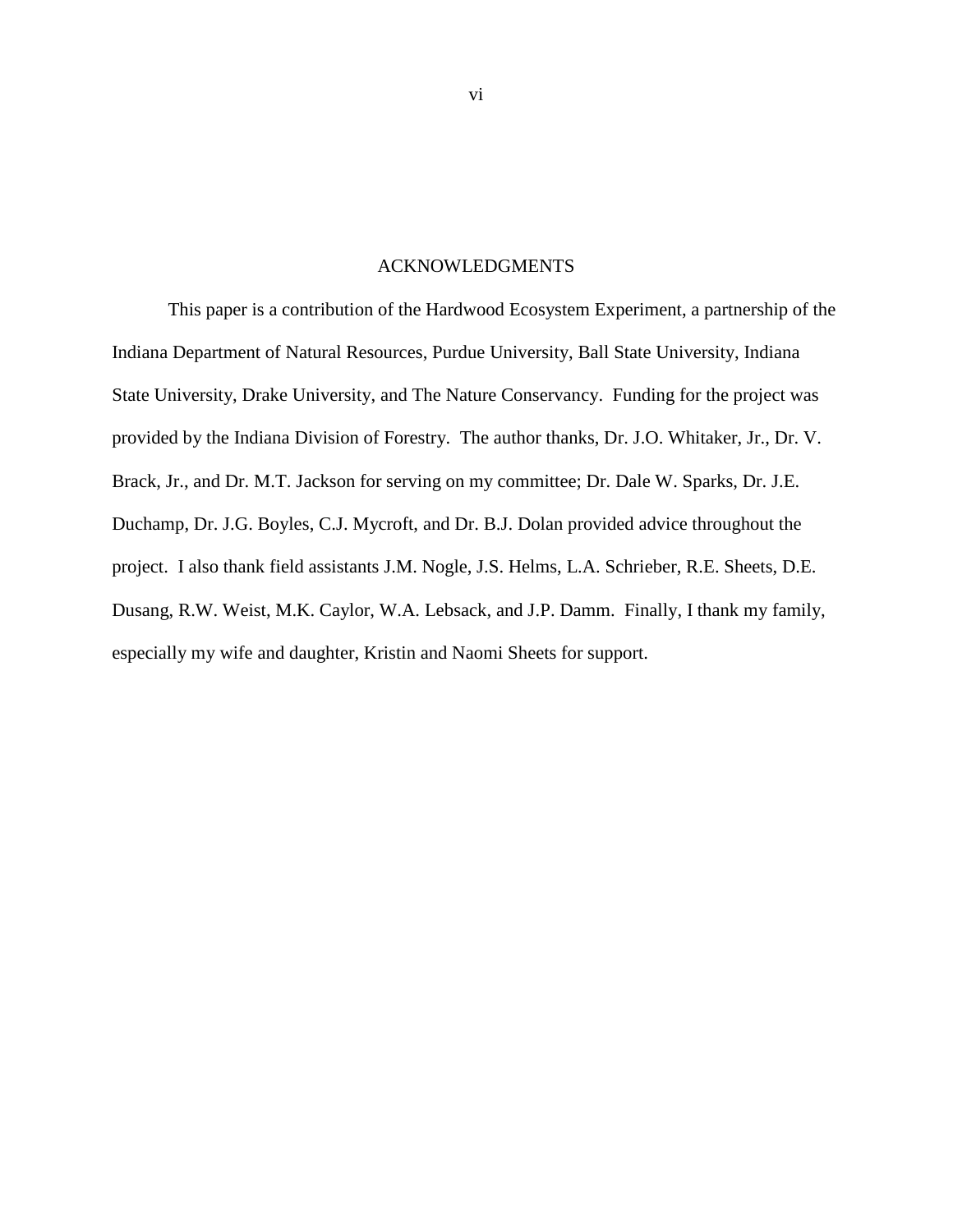# ACKNOWLEDGMENTS

This paper is a contribution of the Hardwood Ecosystem Experiment, a partnership of the Indiana Department of Natural Resources, Purdue University, Ball State University, Indiana State University, Drake University, and The Nature Conservancy. Funding for the project was provided by the Indiana Division of Forestry. The author thanks, Dr. J.O. Whitaker, Jr., Dr. V. Brack, Jr., and Dr. M.T. Jackson for serving on my committee; Dr. Dale W. Sparks, Dr. J.E. Duchamp, Dr. J.G. Boyles, C.J. Mycroft, and Dr. B.J. Dolan provided advice throughout the project. I also thank field assistants J.M. Nogle, J.S. Helms, L.A. Schrieber, R.E. Sheets, D.E. Dusang, R.W. Weist, M.K. Caylor, W.A. Lebsack, and J.P. Damm. Finally, I thank my family, especially my wife and daughter, Kristin and Naomi Sheets for support.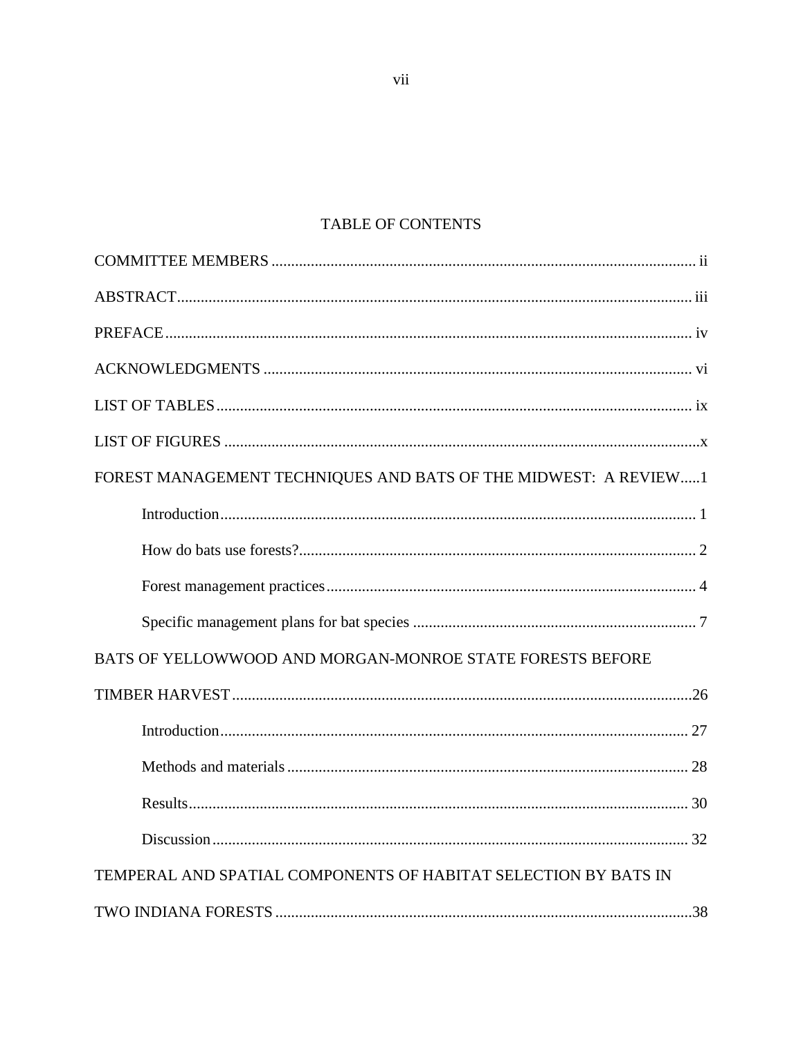# TABLE OF CONTENTS

COMMITTEE MEMBERS ..... ii

ABSTRACT ..... iii

PREFACE ..... iv

ACKNOWLEDGMENTS ..... vi

LIST OF TABLES ..... ix

LIST OF FIGURES ..... x

FOREST MANAGEMENT TECHNIQUES AND BATS OF THE MIDWEST: A REVIEW ..... 1

- Introduction ..... 1
- How do bats use forests? ..... 2
- Forest management practices ..... 4
- Specific management plans for bat species ..... 7

BATS OF YELLOWWOOD AND MORGAN-MONROE STATE FORESTS BEFORE TIMBER HARVEST ..... 26

- Introduction ..... 27
- Methods and materials ..... 28
- Results ..... 30
- Discussion ..... 32

TEMPERAL AND SPATIAL COMPONENTS OF HABITAT SELECTION BY BATS IN TWO INDIANA FORESTS ..... 38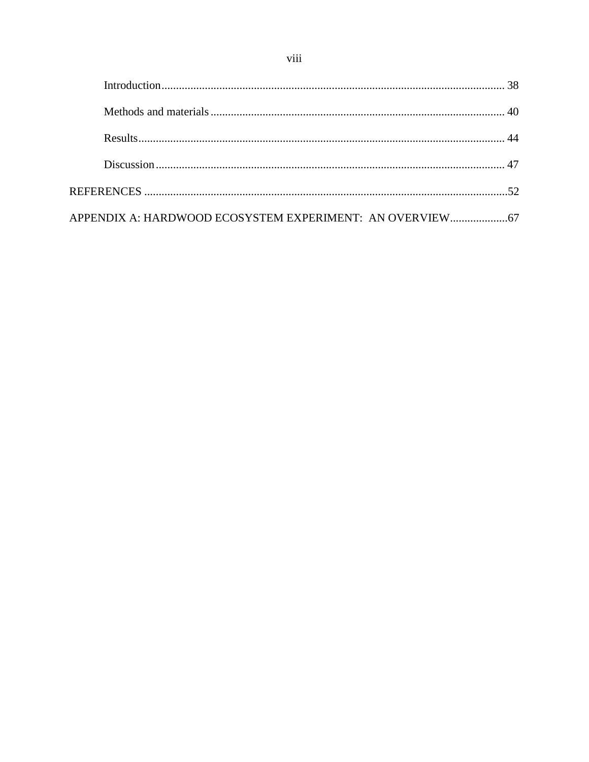Introduction ........................................................................................................................ 38

Methods and materials ........................................................................................................ 40

Results ................................................................................................................................ 44

Discussion ........................................................................................................................... 47

REFERENCES ............................................................................................................................. 52

APPENDIX A: HARDWOOD ECOSYSTEM EXPERIMENT: AN OVERVIEW .................... 67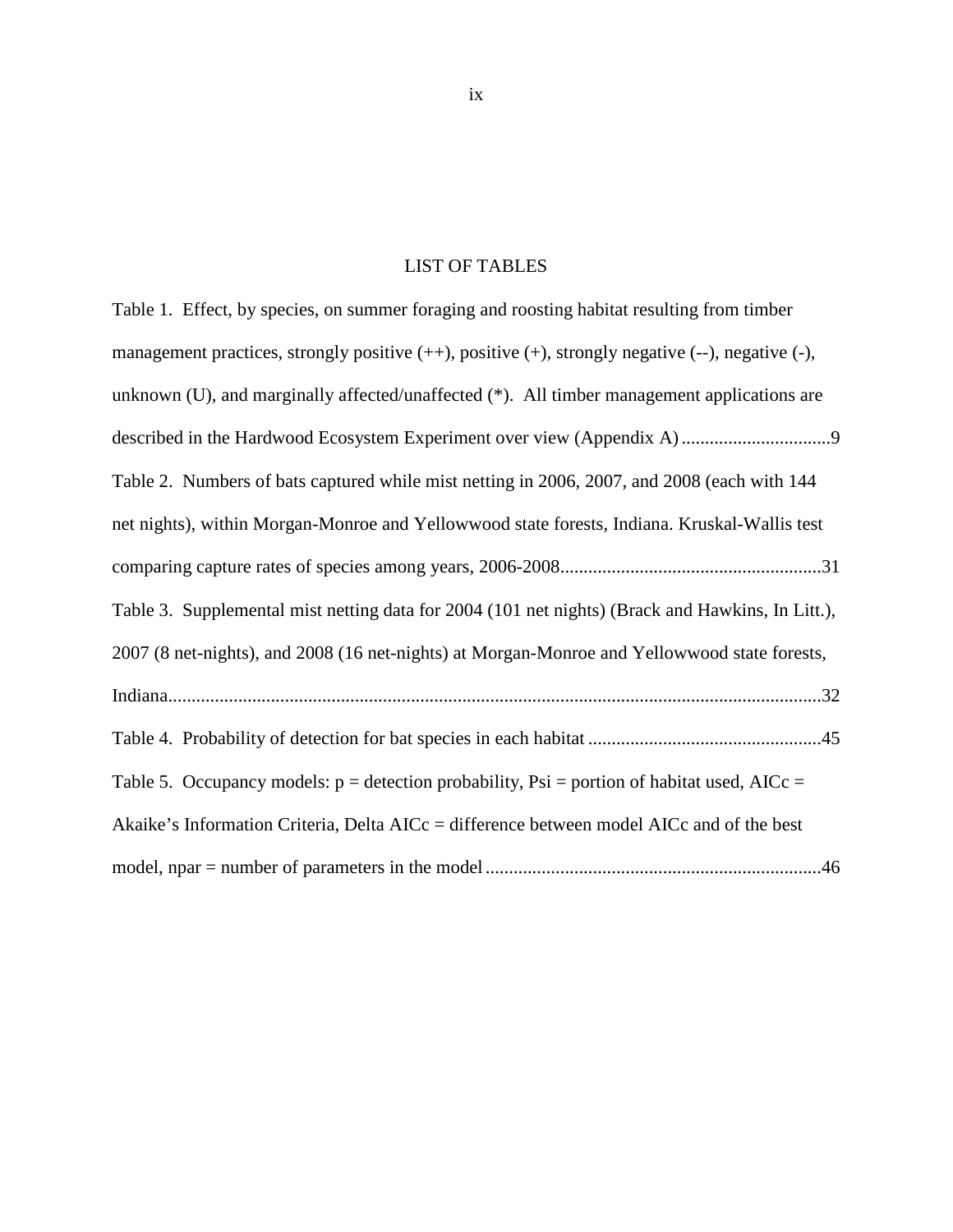# LIST OF TABLES

Table 1. Effect, by species, on summer foraging and roosting habitat resulting from timber management practices, strongly positive (++), positive (+), strongly negative (--), negative (-), unknown (U), and marginally affected/unaffected (*). All timber management applications are described in the Hardwood Ecosystem Experiment over view (Appendix A) ................................9

Table 2. Numbers of bats captured while mist netting in 2006, 2007, and 2008 (each with 144 net nights), within Morgan-Monroe and Yellowwood state forests, Indiana. Kruskal-Wallis test comparing capture rates of species among years, 2006-2008........................................................31

Table 3. Supplemental mist netting data for 2004 (101 net nights) (Brack and Hawkins, In Litt.), 2007 (8 net-nights), and 2008 (16 net-nights) at Morgan-Monroe and Yellowwood state forests, Indiana...........................................................................................................................................32

Table 4. Probability of detection for bat species in each habitat ..................................................45

Table 5. Occupancy models: p = detection probability, Psi = portion of habitat used, AICc = Akaike's Information Criteria, Delta AICc = difference between model AICc and of the best model, npar = number of parameters in the model ........................................................................46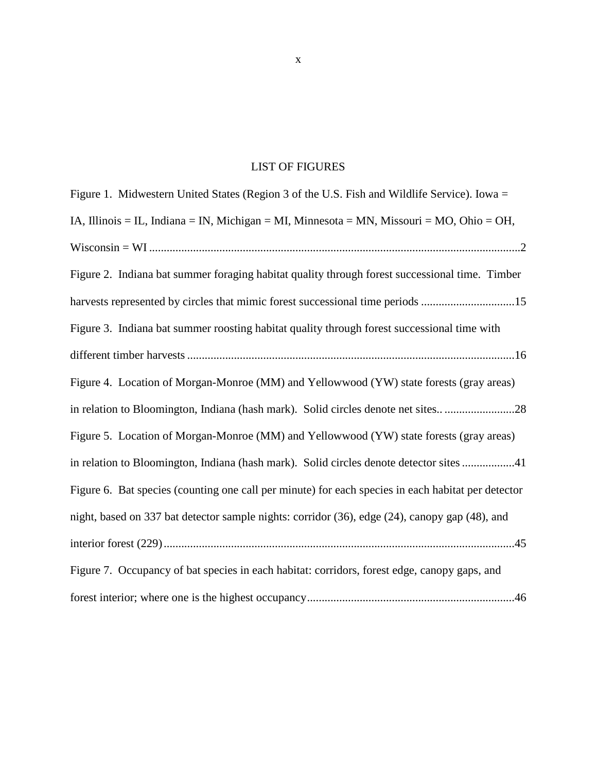# LIST OF FIGURES

Figure 1. Midwestern United States (Region 3 of the U.S. Fish and Wildlife Service). Iowa = IA, Illinois = IL, Indiana = IN, Michigan = MI, Minnesota = MN, Missouri = MO, Ohio = OH, Wisconsin = WI ............................................................................................................2

Figure 2. Indiana bat summer foraging habitat quality through forest successional time. Timber harvests represented by circles that mimic forest successional time periods ................................15

Figure 3. Indiana bat summer roosting habitat quality through forest successional time with different timber harvests ...............................................................................................................16

Figure 4. Location of Morgan-Monroe (MM) and Yellowwood (YW) state forests (gray areas) in relation to Bloomington, Indiana (hash mark). Solid circles denote net sites.. ........................28

Figure 5. Location of Morgan-Monroe (MM) and Yellowwood (YW) state forests (gray areas) in relation to Bloomington, Indiana (hash mark). Solid circles denote detector sites ..................41

Figure 6. Bat species (counting one call per minute) for each species in each habitat per detector night, based on 337 bat detector sample nights: corridor (36), edge (24), canopy gap (48), and interior forest (229) .......................................................................................................................45

Figure 7. Occupancy of bat species in each habitat: corridors, forest edge, canopy gaps, and forest interior; where one is the highest occupancy......................................................................46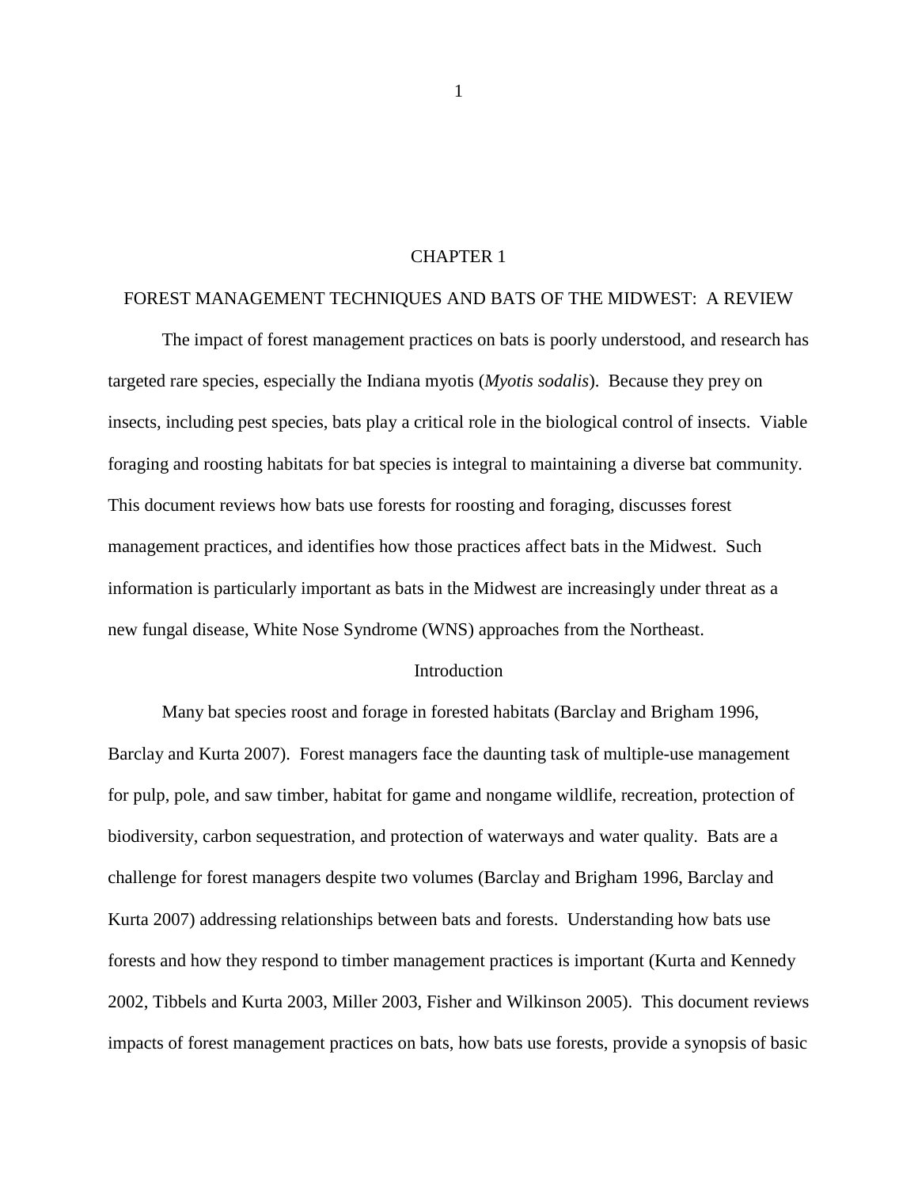# CHAPTER 1

## FOREST MANAGEMENT TECHNIQUES AND BATS OF THE MIDWEST: A REVIEW

The impact of forest management practices on bats is poorly understood, and research has targeted rare species, especially the Indiana myotis (*Myotis sodalis*). Because they prey on insects, including pest species, bats play a critical role in the biological control of insects. Viable foraging and roosting habitats for bat species is integral to maintaining a diverse bat community. This document reviews how bats use forests for roosting and foraging, discusses forest management practices, and identifies how those practices affect bats in the Midwest. Such information is particularly important as bats in the Midwest are increasingly under threat as a new fungal disease, White Nose Syndrome (WNS) approaches from the Northeast.

### Introduction

Many bat species roost and forage in forested habitats (Barclay and Brigham 1996, Barclay and Kurta 2007). Forest managers face the daunting task of multiple-use management for pulp, pole, and saw timber, habitat for game and nongame wildlife, recreation, protection of biodiversity, carbon sequestration, and protection of waterways and water quality. Bats are a challenge for forest managers despite two volumes (Barclay and Brigham 1996, Barclay and Kurta 2007) addressing relationships between bats and forests. Understanding how bats use forests and how they respond to timber management practices is important (Kurta and Kennedy 2002, Tibbels and Kurta 2003, Miller 2003, Fisher and Wilkinson 2005). This document reviews impacts of forest management practices on bats, how bats use forests, provide a synopsis of basic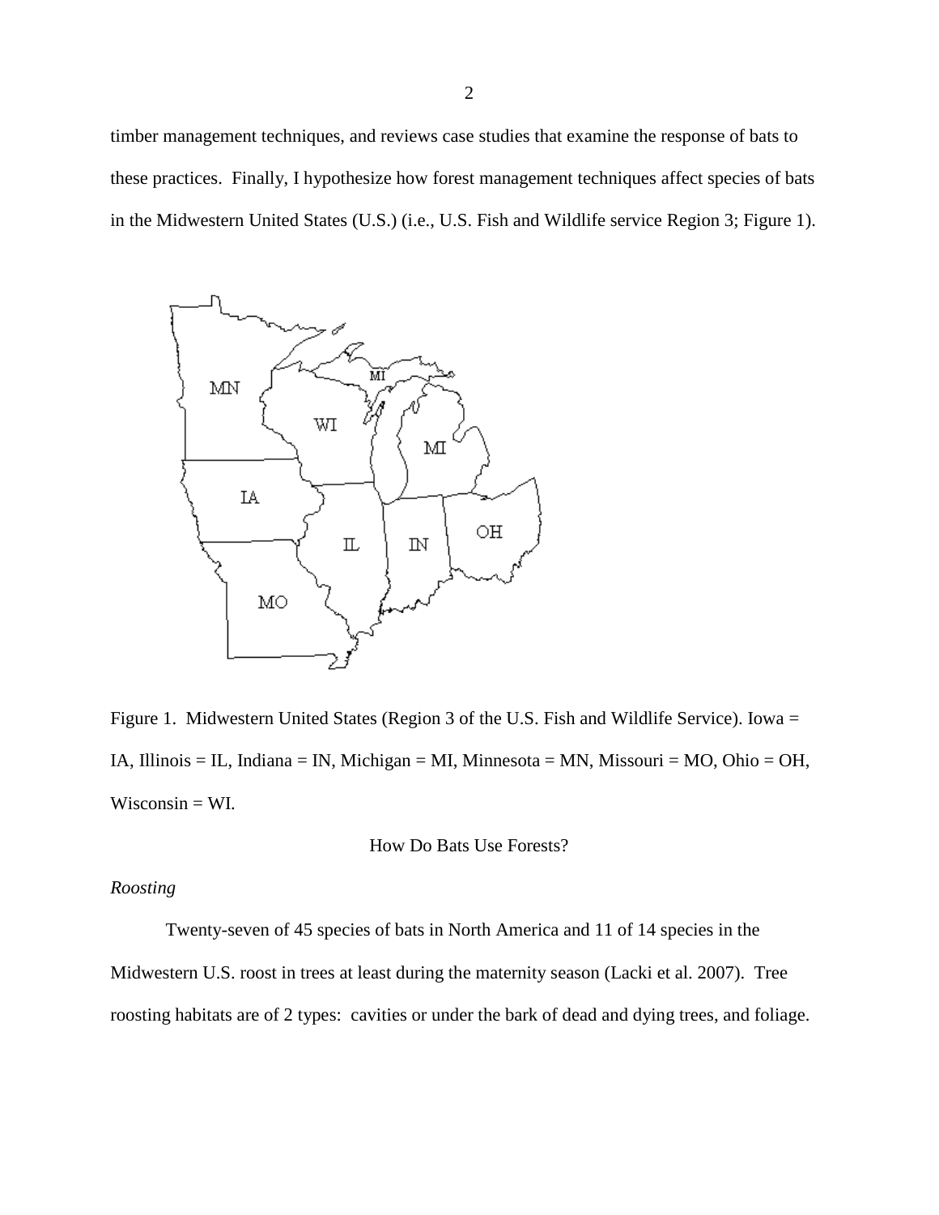timber management techniques, and reviews case studies that examine the response of bats to these practices. Finally, I hypothesize how forest management techniques affect species of bats in the Midwestern United States (U.S.) (i.e., U.S. Fish and Wildlife service Region 3; Figure 1).

Figure 1. Midwestern United States (Region 3 of the U.S. Fish and Wildlife Service). Iowa = IA, Illinois = IL, Indiana = IN, Michigan = MI, Minnesota = MN, Missouri = MO, Ohio = OH, Wisconsin = WI.

## How Do Bats Use Forests?

### *Roosting*

Twenty-seven of 45 species of bats in North America and 11 of 14 species in the Midwestern U.S. roost in trees at least during the maternity season (Lacki et al. 2007). Tree roosting habitats are of 2 types: cavities or under the bark of dead and dying trees, and foliage.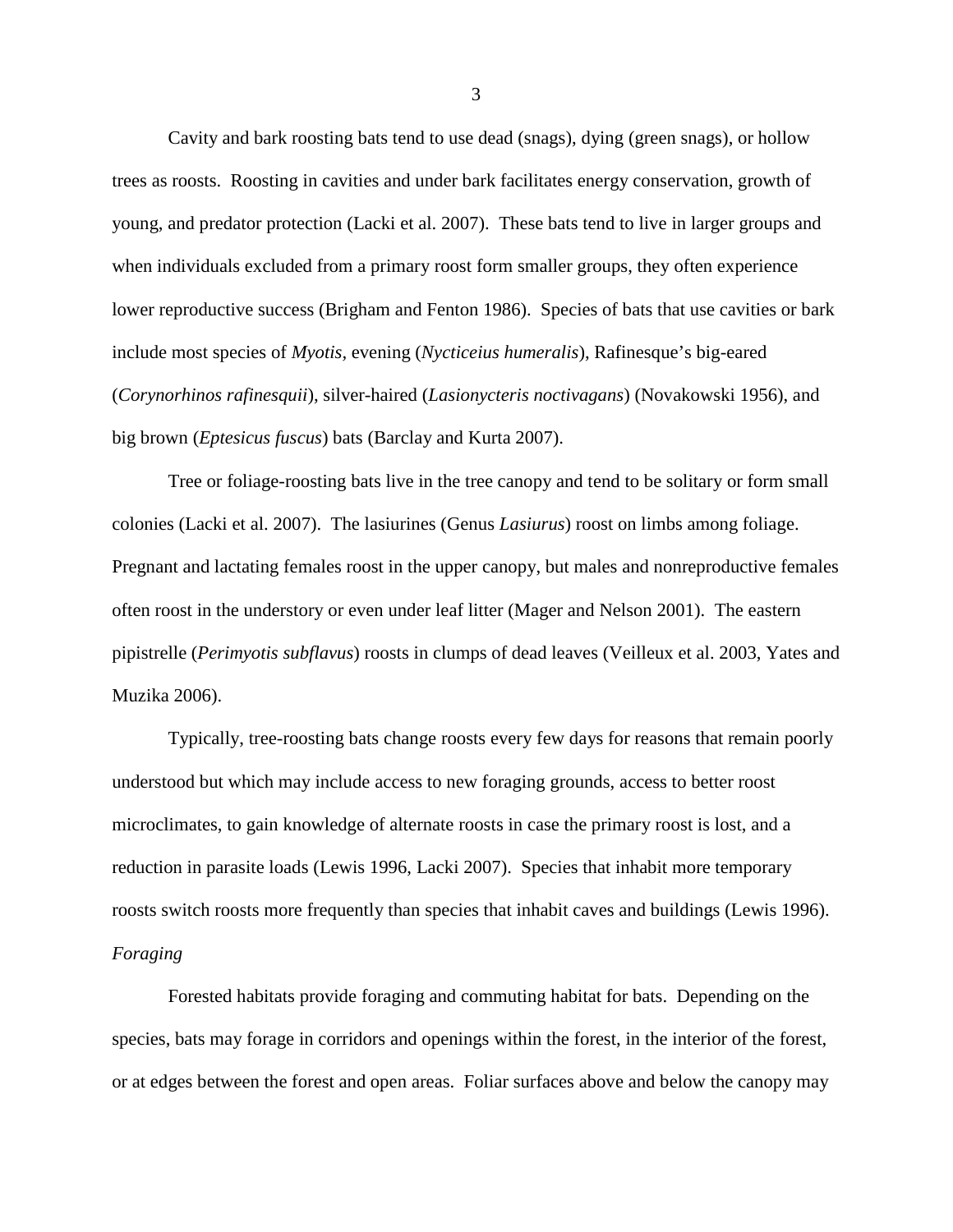Cavity and bark roosting bats tend to use dead (snags), dying (green snags), or hollow trees as roosts. Roosting in cavities and under bark facilitates energy conservation, growth of young, and predator protection (Lacki et al. 2007). These bats tend to live in larger groups and when individuals excluded from a primary roost form smaller groups, they often experience lower reproductive success (Brigham and Fenton 1986). Species of bats that use cavities or bark include most species of *Myotis*, evening (*Nycticeius humeralis*), Rafinesque's big-eared (*Corynorhinos rafinesquii*), silver-haired (*Lasionycteris noctivagans*) (Novakowski 1956), and big brown (*Eptesicus fuscus*) bats (Barclay and Kurta 2007).

Tree or foliage-roosting bats live in the tree canopy and tend to be solitary or form small colonies (Lacki et al. 2007). The lasiurines (Genus *Lasiurus*) roost on limbs among foliage. Pregnant and lactating females roost in the upper canopy, but males and nonreproductive females often roost in the understory or even under leaf litter (Mager and Nelson 2001). The eastern pipistrelle (*Perimyotis subflavus*) roosts in clumps of dead leaves (Veilleux et al. 2003, Yates and Muzika 2006).

Typically, tree-roosting bats change roosts every few days for reasons that remain poorly understood but which may include access to new foraging grounds, access to better roost microclimates, to gain knowledge of alternate roosts in case the primary roost is lost, and a reduction in parasite loads (Lewis 1996, Lacki 2007). Species that inhabit more temporary roosts switch roosts more frequently than species that inhabit caves and buildings (Lewis 1996).

*Foraging*

Forested habitats provide foraging and commuting habitat for bats. Depending on the species, bats may forage in corridors and openings within the forest, in the interior of the forest, or at edges between the forest and open areas. Foliar surfaces above and below the canopy may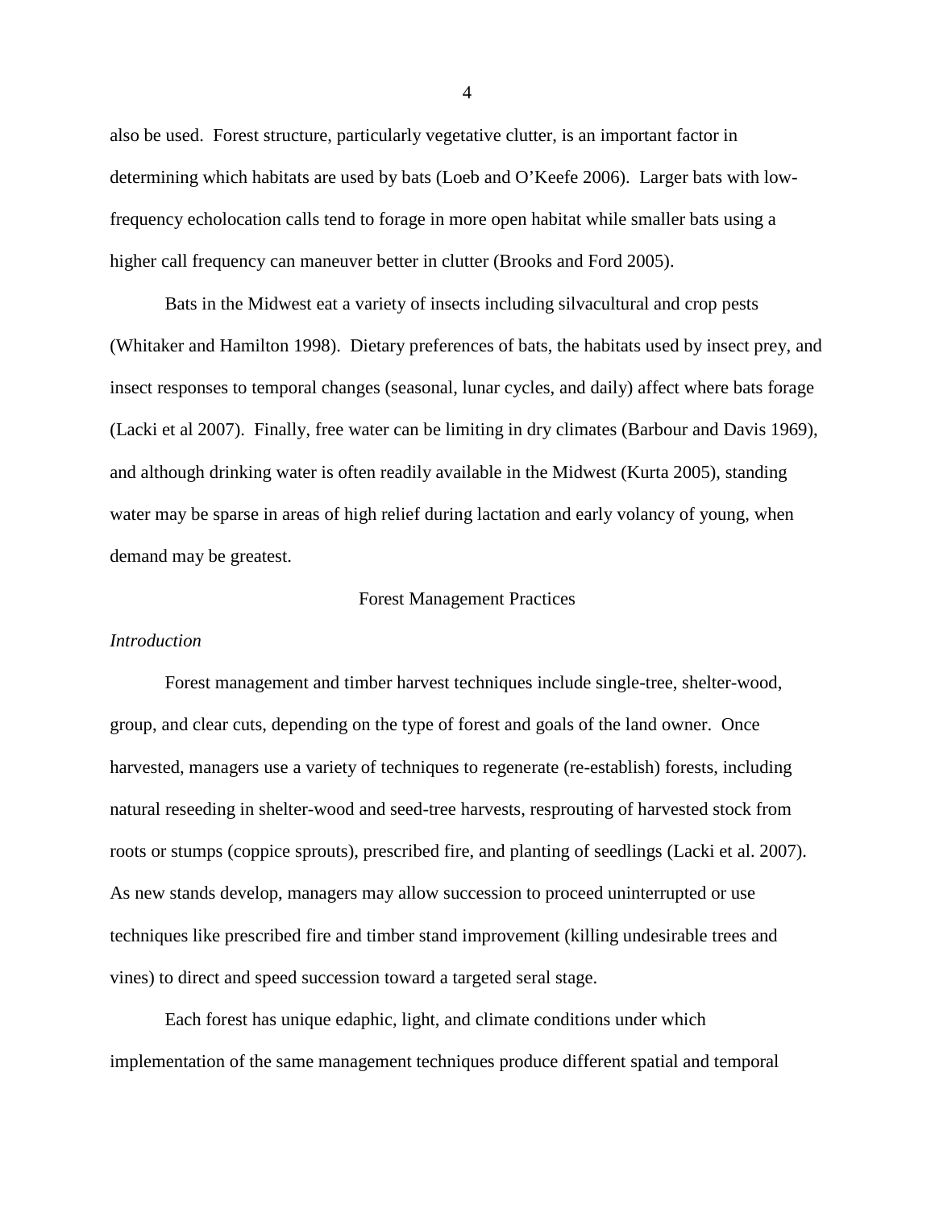also be used. Forest structure, particularly vegetative clutter, is an important factor in determining which habitats are used by bats (Loeb and O'Keefe 2006). Larger bats with low-frequency echolocation calls tend to forage in more open habitat while smaller bats using a higher call frequency can maneuver better in clutter (Brooks and Ford 2005).

Bats in the Midwest eat a variety of insects including silvacultural and crop pests (Whitaker and Hamilton 1998). Dietary preferences of bats, the habitats used by insect prey, and insect responses to temporal changes (seasonal, lunar cycles, and daily) affect where bats forage (Lacki et al 2007). Finally, free water can be limiting in dry climates (Barbour and Davis 1969), and although drinking water is often readily available in the Midwest (Kurta 2005), standing water may be sparse in areas of high relief during lactation and early volancy of young, when demand may be greatest.

## Forest Management Practices

### *Introduction*

Forest management and timber harvest techniques include single-tree, shelter-wood, group, and clear cuts, depending on the type of forest and goals of the land owner. Once harvested, managers use a variety of techniques to regenerate (re-establish) forests, including natural reseeding in shelter-wood and seed-tree harvests, resprouting of harvested stock from roots or stumps (coppice sprouts), prescribed fire, and planting of seedlings (Lacki et al. 2007). As new stands develop, managers may allow succession to proceed uninterrupted or use techniques like prescribed fire and timber stand improvement (killing undesirable trees and vines) to direct and speed succession toward a targeted seral stage.

Each forest has unique edaphic, light, and climate conditions under which implementation of the same management techniques produce different spatial and temporal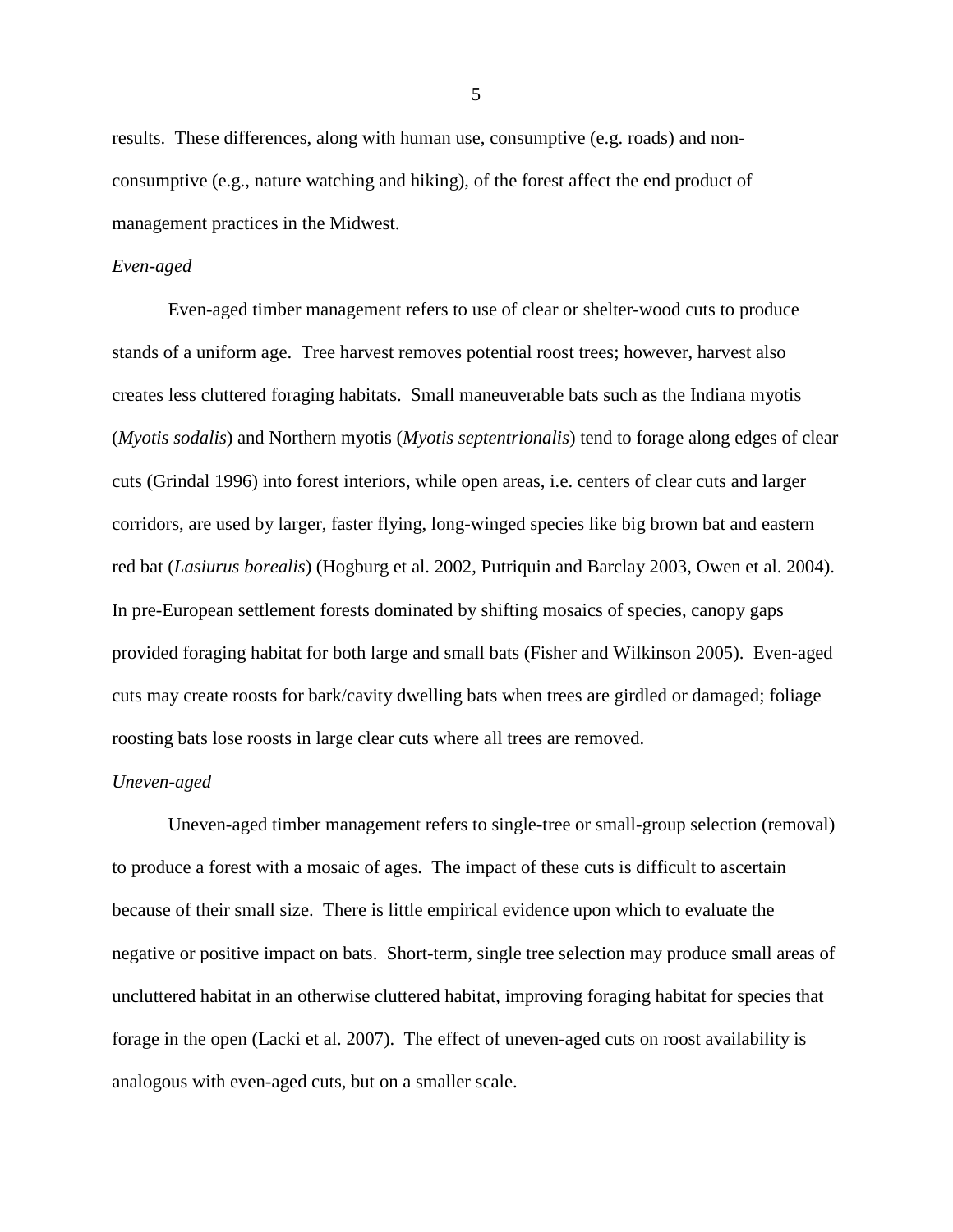results. These differences, along with human use, consumptive (e.g. roads) and non-consumptive (e.g., nature watching and hiking), of the forest affect the end product of management practices in the Midwest.

### *Even-aged*

Even-aged timber management refers to use of clear or shelter-wood cuts to produce stands of a uniform age. Tree harvest removes potential roost trees; however, harvest also creates less cluttered foraging habitats. Small maneuverable bats such as the Indiana myotis (*Myotis sodalis*) and Northern myotis (*Myotis septentrionalis*) tend to forage along edges of clear cuts (Grindal 1996) into forest interiors, while open areas, i.e. centers of clear cuts and larger corridors, are used by larger, faster flying, long-winged species like big brown bat and eastern red bat (*Lasiurus borealis*) (Hogburg et al. 2002, Putriquin and Barclay 2003, Owen et al. 2004). In pre-European settlement forests dominated by shifting mosaics of species, canopy gaps provided foraging habitat for both large and small bats (Fisher and Wilkinson 2005). Even-aged cuts may create roosts for bark/cavity dwelling bats when trees are girdled or damaged; foliage roosting bats lose roosts in large clear cuts where all trees are removed.

### *Uneven-aged*

Uneven-aged timber management refers to single-tree or small-group selection (removal) to produce a forest with a mosaic of ages. The impact of these cuts is difficult to ascertain because of their small size. There is little empirical evidence upon which to evaluate the negative or positive impact on bats. Short-term, single tree selection may produce small areas of uncluttered habitat in an otherwise cluttered habitat, improving foraging habitat for species that forage in the open (Lacki et al. 2007). The effect of uneven-aged cuts on roost availability is analogous with even-aged cuts, but on a smaller scale.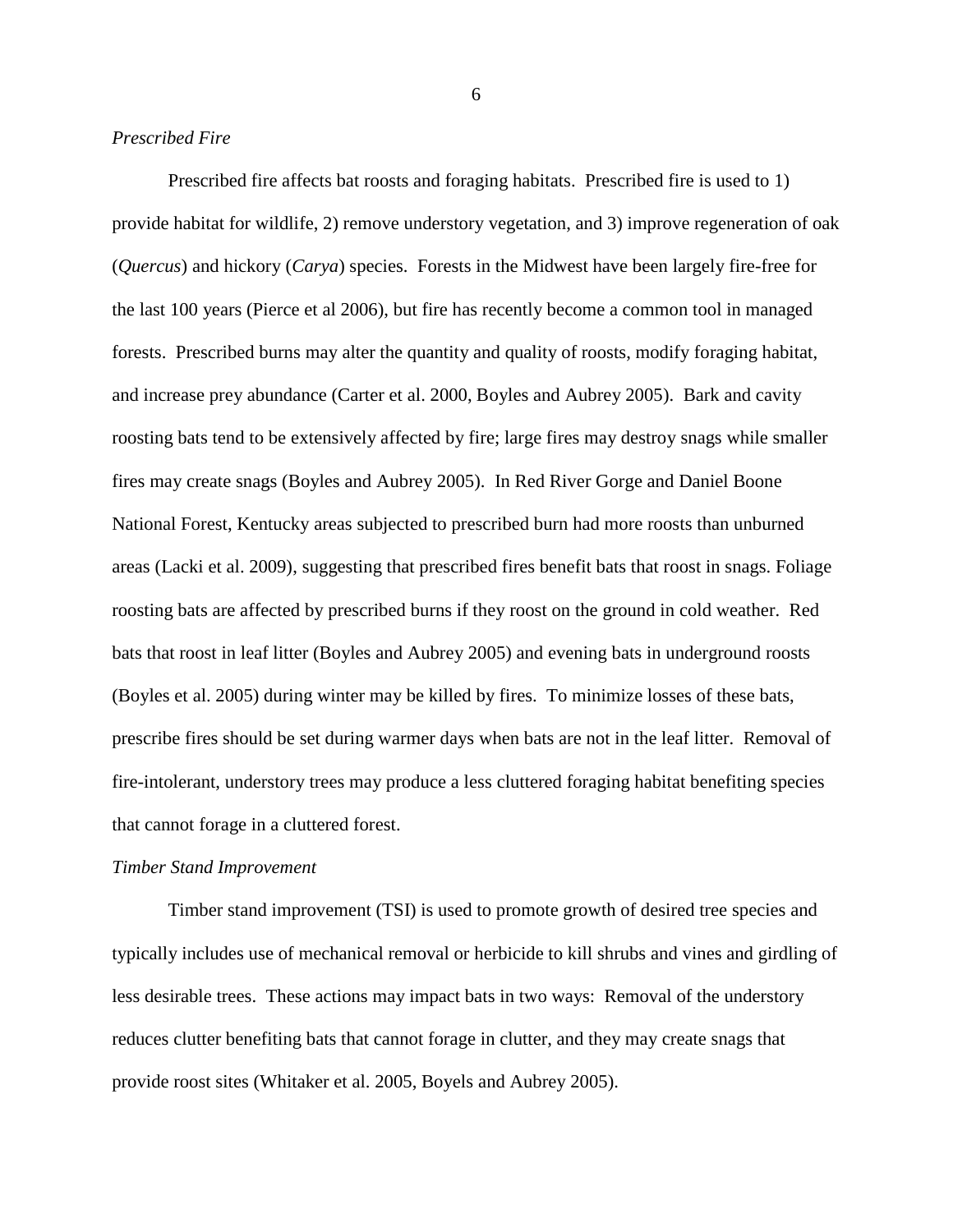*Prescribed Fire*

Prescribed fire affects bat roosts and foraging habitats. Prescribed fire is used to 1) provide habitat for wildlife, 2) remove understory vegetation, and 3) improve regeneration of oak (*Quercus*) and hickory (*Carya*) species. Forests in the Midwest have been largely fire-free for the last 100 years (Pierce et al 2006), but fire has recently become a common tool in managed forests. Prescribed burns may alter the quantity and quality of roosts, modify foraging habitat, and increase prey abundance (Carter et al. 2000, Boyles and Aubrey 2005). Bark and cavity roosting bats tend to be extensively affected by fire; large fires may destroy snags while smaller fires may create snags (Boyles and Aubrey 2005). In Red River Gorge and Daniel Boone National Forest, Kentucky areas subjected to prescribed burn had more roosts than unburned areas (Lacki et al. 2009), suggesting that prescribed fires benefit bats that roost in snags. Foliage roosting bats are affected by prescribed burns if they roost on the ground in cold weather. Red bats that roost in leaf litter (Boyles and Aubrey 2005) and evening bats in underground roosts (Boyles et al. 2005) during winter may be killed by fires. To minimize losses of these bats, prescribe fires should be set during warmer days when bats are not in the leaf litter. Removal of fire-intolerant, understory trees may produce a less cluttered foraging habitat benefiting species that cannot forage in a cluttered forest.

*Timber Stand Improvement*

Timber stand improvement (TSI) is used to promote growth of desired tree species and typically includes use of mechanical removal or herbicide to kill shrubs and vines and girdling of less desirable trees. These actions may impact bats in two ways: Removal of the understory reduces clutter benefiting bats that cannot forage in clutter, and they may create snags that provide roost sites (Whitaker et al. 2005, Boyels and Aubrey 2005).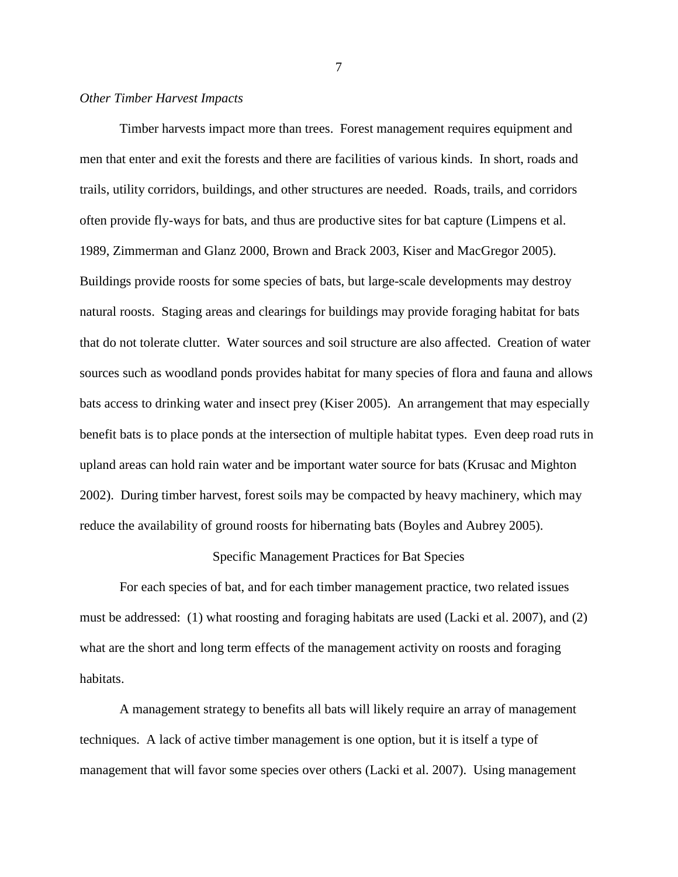*Other Timber Harvest Impacts*

Timber harvests impact more than trees. Forest management requires equipment and men that enter and exit the forests and there are facilities of various kinds. In short, roads and trails, utility corridors, buildings, and other structures are needed. Roads, trails, and corridors often provide fly-ways for bats, and thus are productive sites for bat capture (Limpens et al. 1989, Zimmerman and Glanz 2000, Brown and Brack 2003, Kiser and MacGregor 2005). Buildings provide roosts for some species of bats, but large-scale developments may destroy natural roosts. Staging areas and clearings for buildings may provide foraging habitat for bats that do not tolerate clutter. Water sources and soil structure are also affected. Creation of water sources such as woodland ponds provides habitat for many species of flora and fauna and allows bats access to drinking water and insect prey (Kiser 2005). An arrangement that may especially benefit bats is to place ponds at the intersection of multiple habitat types. Even deep road ruts in upland areas can hold rain water and be important water source for bats (Krusac and Mighton 2002). During timber harvest, forest soils may be compacted by heavy machinery, which may reduce the availability of ground roosts for hibernating bats (Boyles and Aubrey 2005).

## Specific Management Practices for Bat Species

For each species of bat, and for each timber management practice, two related issues must be addressed: (1) what roosting and foraging habitats are used (Lacki et al. 2007), and (2) what are the short and long term effects of the management activity on roosts and foraging habitats.

A management strategy to benefits all bats will likely require an array of management techniques. A lack of active timber management is one option, but it is itself a type of management that will favor some species over others (Lacki et al. 2007). Using management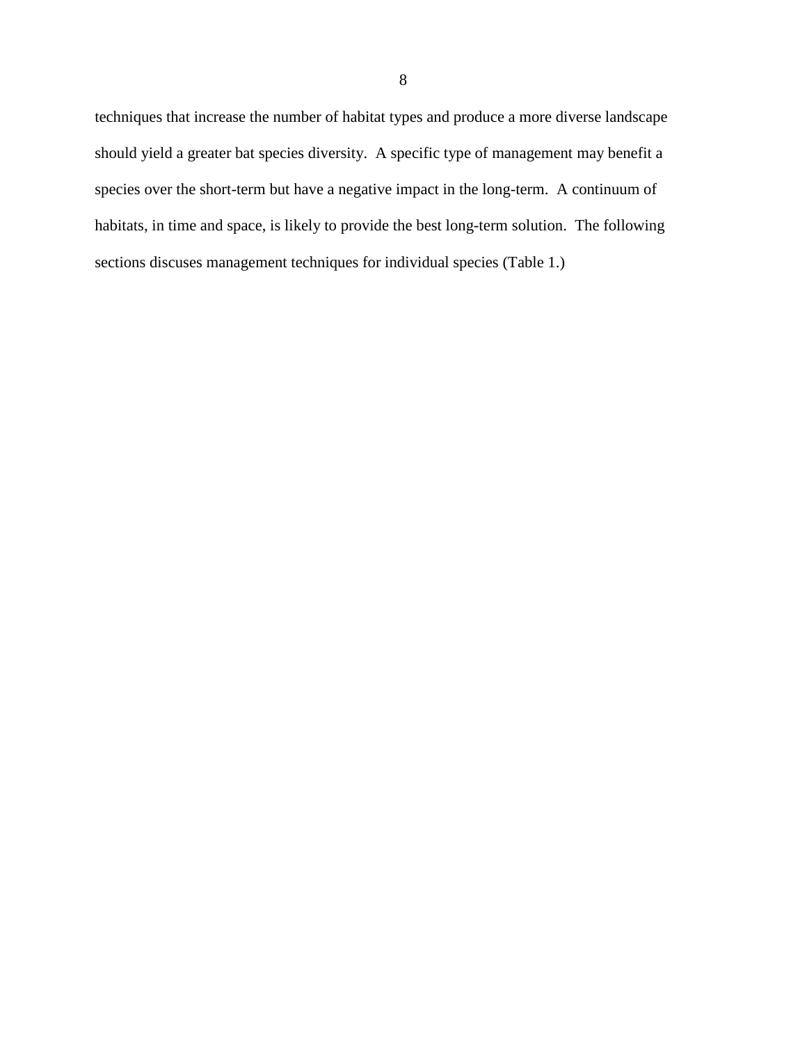techniques that increase the number of habitat types and produce a more diverse landscape should yield a greater bat species diversity.  A specific type of management may benefit a species over the short-term but have a negative impact in the long-term.  A continuum of habitats, in time and space, is likely to provide the best long-term solution.  The following sections discuses management techniques for individual species (Table 1.)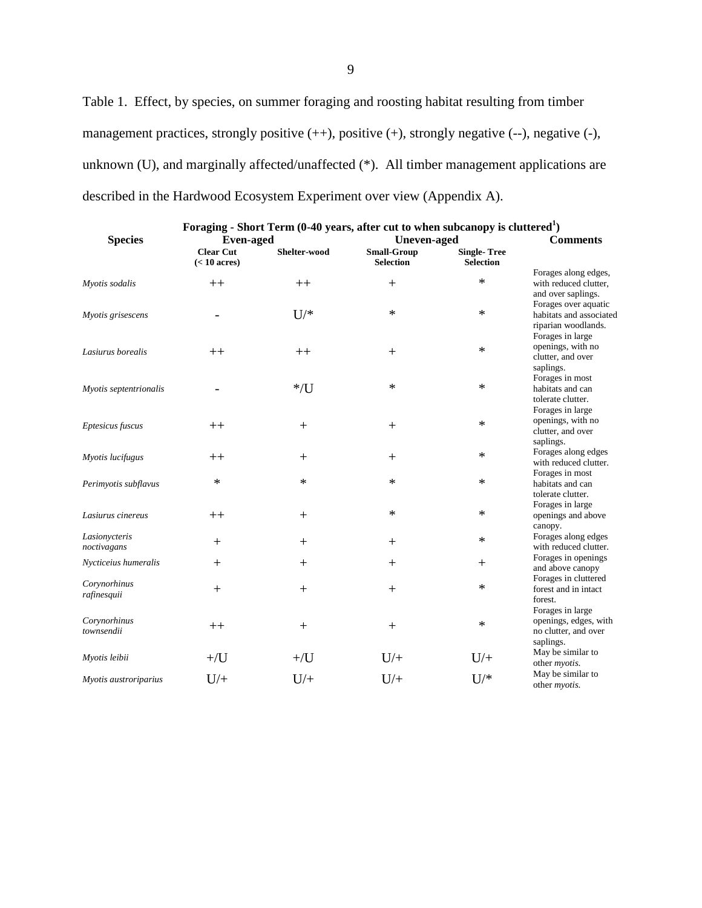Table 1. Effect, by species, on summer foraging and roosting habitat resulting from timber management practices, strongly positive (++), positive (+), strongly negative (--), negative (-), unknown (U), and marginally affected/unaffected (*). All timber management applications are described in the Hardwood Ecosystem Experiment over view (Appendix A).

| Foraging - Short Term (0-40 years, after cut to when subcanopy is cluttered[1]) | | | | | |
|---|---|---|---|---|---|
| **Species** | **Even-aged** | | **Uneven-aged** | | **Comments** |
| | **Clear Cut (< 10 acres)** | **Shelter-wood** | **Small-Group Selection** | **Single- Tree Selection** | |
| *Myotis sodalis* | ++ | ++ | + | * | Forages along edges, with reduced clutter, and over saplings. |
| *Myotis grisescens* | - | U/* | * | * | Forages over aquatic habitats and associated riparian woodlands. |
| *Lasiurus borealis* | ++ | ++ | + | * | Forages in large openings, with no clutter, and over saplings. |
| *Myotis septentrionalis* | - | */U | * | * | Forages in most habitats and can tolerate clutter. |
| *Eptesicus fuscus* | ++ | + | + | * | Forages in large openings, with no clutter, and over saplings. |
| *Myotis lucifugus* | ++ | + | + | * | Forages along edges with reduced clutter. |
| *Perimyotis subflavus* | * | * | * | * | Forages in most habitats and can tolerate clutter. |
| *Lasiurus cinereus* | ++ | + | * | * | Forages in large openings and above canopy. |
| *Lasionycteris noctivagans* | + | + | + | * | Forages along edges with reduced clutter. |
| *Nycticeius humeralis* | + | + | + | + | Forages in openings and above canopy |
| *Corynorhinus rafinesquii* | + | + | + | * | Forages in cluttered forest and in intact forest. |
| *Corynorhinus townsendii* | ++ | + | + | * | Forages in large openings, edges, with no clutter, and over saplings. |
| *Myotis leibii* | +/U | +/U | U/+ | U/+ | May be similar to other *myotis.* |
| *Myotis austroriparius* | U/+ | U/+ | U/+ | U/* | May be similar to other *myotis.* |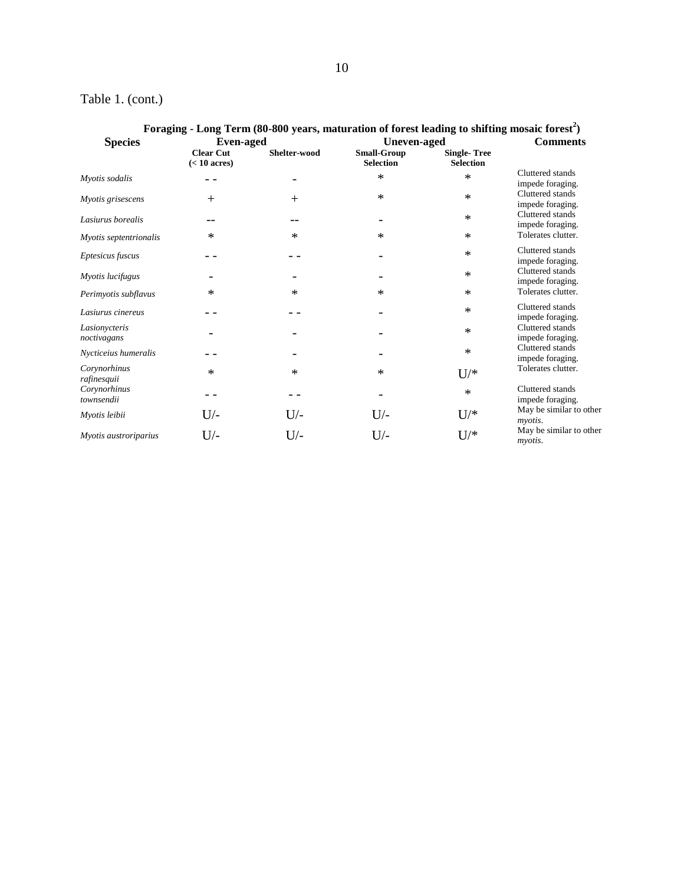Table 1. (cont.)

| Species | Even-aged | | Uneven-aged | | Comments |
|---|---|---|---|---|---|
| | **Clear Cut (< 10 acres)** | **Shelter-wood** | **Small-Group Selection** | **Single- Tree Selection** | |
| | **Foraging - Long Term (80-800 years, maturation of forest leading to shifting mosaic forest[2])** | | | | |
| *Myotis sodalis* | - - | - | * | * | Cluttered stands impede foraging. |
| *Myotis grisescens* | + | + | * | * | Cluttered stands impede foraging. |
| *Lasiurus borealis* | -- | -- | - | * | Cluttered stands impede foraging. |
| *Myotis septentrionalis* | * | * | * | * | Tolerates clutter. |
| *Eptesicus fuscus* | - - | - - | - | * | Cluttered stands impede foraging. |
| *Myotis lucifugus* | - | - | - | * | Cluttered stands impede foraging. |
| *Perimyotis subflavus* | * | * | * | * | Tolerates clutter. |
| *Lasiurus cinereus* | - - | - - | - | * | Cluttered stands impede foraging. |
| *Lasionycteris noctivagans* | - | - | - | * | Cluttered stands impede foraging. |
| *Nycticeius humeralis* | - - | - | - | * | Cluttered stands impede foraging. |
| *Corynorhinus rafinesquii* | * | * | * | U/* | Tolerates clutter. |
| *Corynorhinus townsendii* | - - | - - | - | * | Cluttered stands impede foraging. |
| *Myotis leibii* | U/- | U/- | U/- | U/* | May be similar to other *myotis*. |
| *Myotis austroriparius* | U/- | U/- | U/- | U/* | May be similar to other *myotis*. |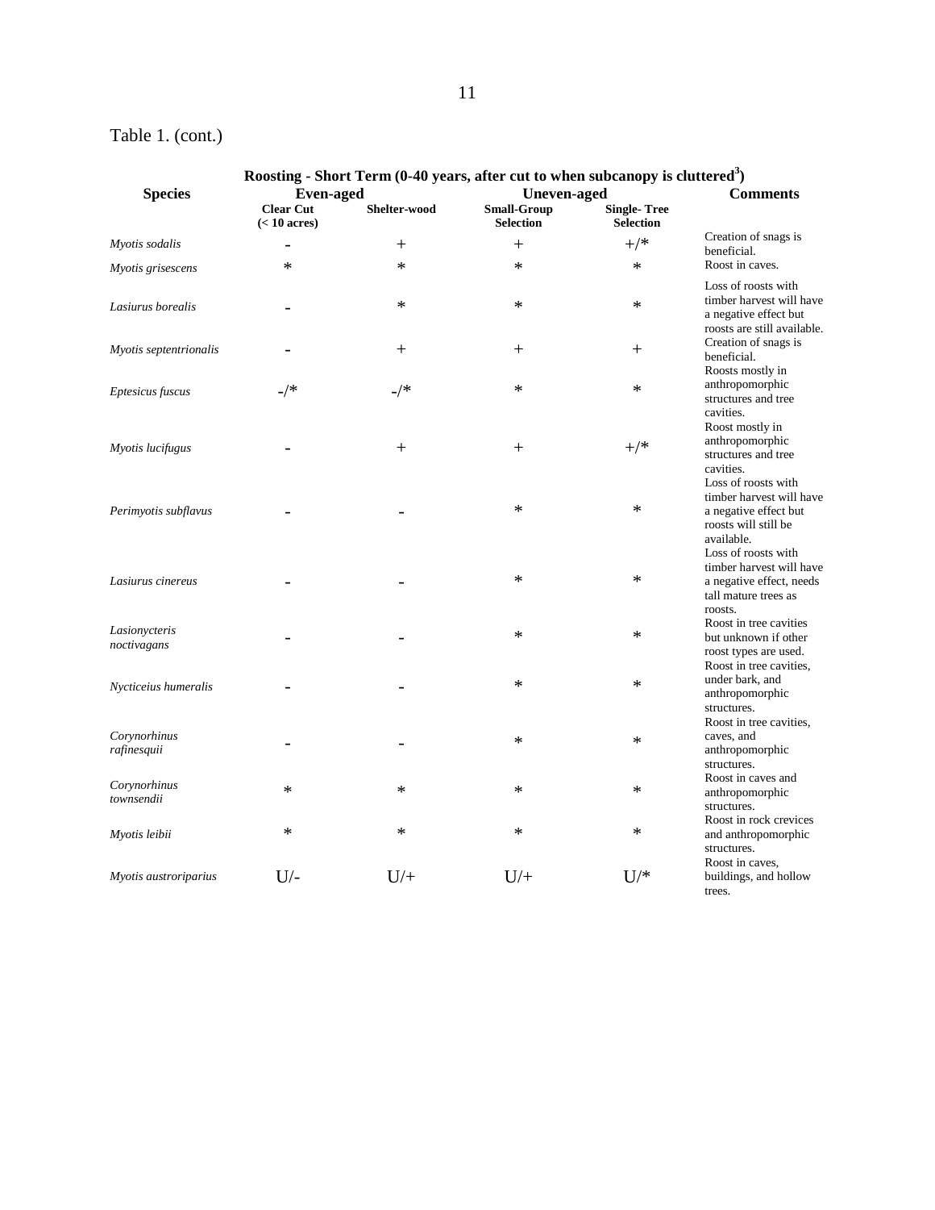Table 1. (cont.)

| Species | Roosting - Short Term (0-40 years, after cut to when subcanopy is cluttered[3]) | | | | Comments |
|---|---|---|---|---|---|
| | Even-aged | | Uneven-aged | | |
| | Clear Cut (< 10 acres) | Shelter-wood | Small-Group Selection | Single- Tree Selection | |
| *Myotis sodalis* | - | + | + | +/* | Creation of snags is beneficial. |
| *Myotis grisescens* | * | * | * | * | Roost in caves. |
| *Lasiurus borealis* | - | * | * | * | Loss of roosts with timber harvest will have a negative effect but roosts are still available. |
| *Myotis septentrionalis* | - | + | + | + | Creation of snags is beneficial. |
| *Eptesicus fuscus* | -/* | -/* | * | * | Roosts mostly in anthropomorphic structures and tree cavities. |
| *Myotis lucifugus* | - | + | + | +/* | Roost mostly in anthropomorphic structures and tree cavities. |
| *Perimyotis subflavus* | - | - | * | * | Loss of roosts with timber harvest will have a negative effect but roosts will still be available. |
| *Lasiurus cinereus* | - | - | * | * | Loss of roosts with timber harvest will have a negative effect, needs tall mature trees as roosts. |
| *Lasionycteris noctivagans* | - | - | * | * | Roost in tree cavities but unknown if other roost types are used. |
| *Nycticeius humeralis* | - | - | * | * | Roost in tree cavities, under bark, and anthropomorphic structures. |
| *Corynorhinus rafinesquii* | - | - | * | * | Roost in tree cavities, caves, and anthropomorphic structures. |
| *Corynorhinus townsendii* | * | * | * | * | Roost in caves and anthropomorphic structures. |
| *Myotis leibii* | * | * | * | * | Roost in rock crevices and anthropomorphic structures. |
| *Myotis austroriparius* | U/- | U/+ | U/+ | U/* | Roost in caves, buildings, and hollow trees. |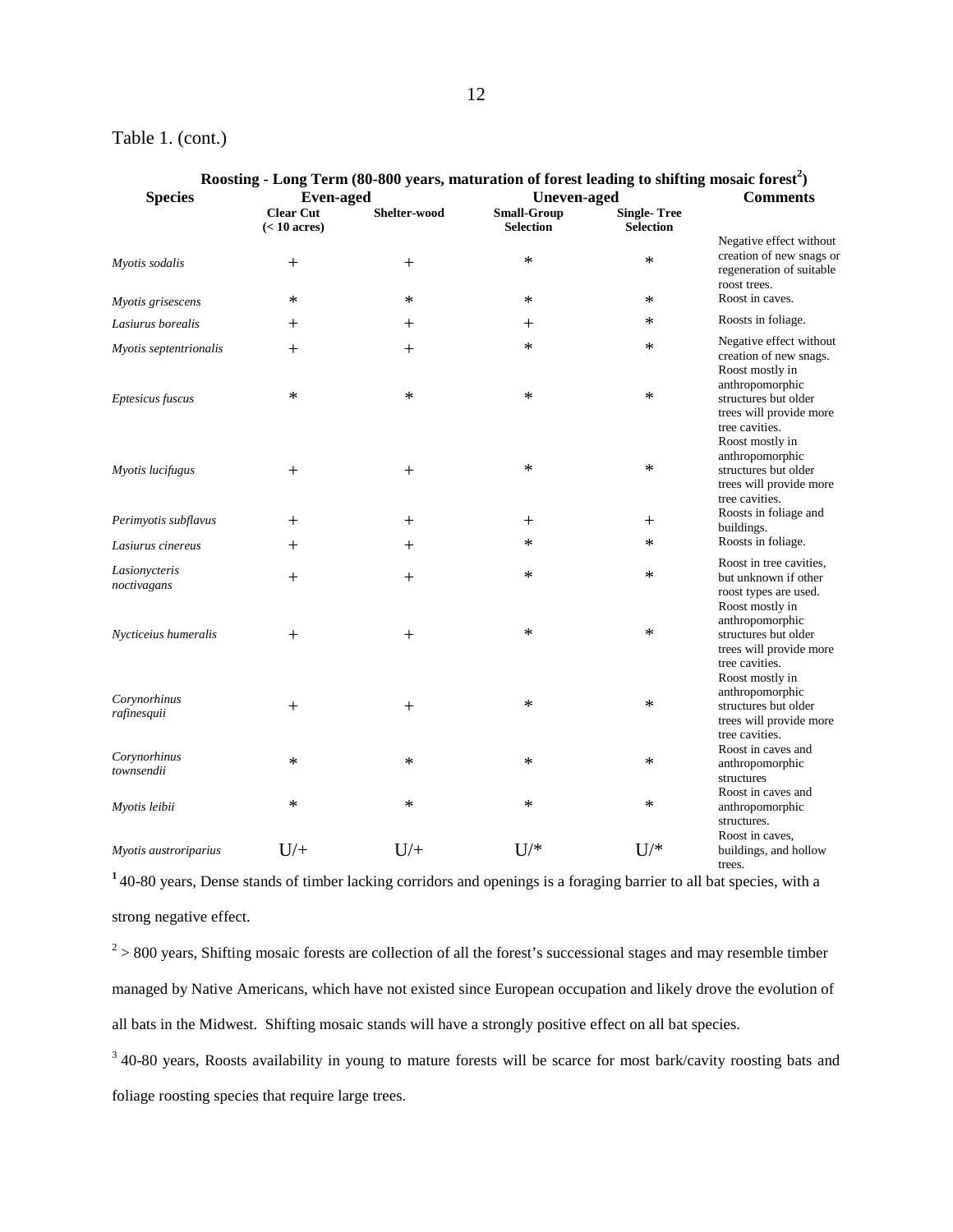Table 1. (cont.)

| Roosting - Long Term (80-800 years, maturation of forest leading to shifting mosaic forest[2]) | | | | | |
|---|---|---|---|---|---|
| **Species** | **Even-aged** | | **Uneven-aged** | | **Comments** |
| | **Clear Cut (< 10 acres)** | **Shelter-wood** | **Small-Group Selection** | **Single- Tree Selection** | |
| *Myotis sodalis* | + | + | * | * | Negative effect without creation of new snags or regeneration of suitable roost trees. |
| *Myotis grisescens* | * | * | * | * | Roost in caves. |
| *Lasiurus borealis* | + | + | + | * | Roosts in foliage. |
| *Myotis septentrionalis* | + | + | * | * | Negative effect without creation of new snags. |
| *Eptesicus fuscus* | * | * | * | * | Roost mostly in anthropomorphic structures but older trees will provide more tree cavities. |
| *Myotis lucifugus* | + | + | * | * | Roost mostly in anthropomorphic structures but older trees will provide more tree cavities. |
| *Perimyotis subflavus* | + | + | + | + | Roosts in foliage and buildings. |
| *Lasiurus cinereus* | + | + | * | * | Roosts in foliage. |
| *Lasionycteris noctivagans* | + | + | * | * | Roost in tree cavities, but unknown if other roost types are used. |
| *Nycticeius humeralis* | + | + | * | * | Roost mostly in anthropomorphic structures but older trees will provide more tree cavities. |
| *Corynorhinus rafinesquii* | + | + | * | * | Roost mostly in anthropomorphic structures but older trees will provide more tree cavities. |
| *Corynorhinus townsendii* | * | * | * | * | Roost in caves and anthropomorphic structures |
| *Myotis leibii* | * | * | * | * | Roost in caves and anthropomorphic structures. |
| *Myotis austroriparius* | U/+ | U/+ | U/* | U/* | Roost in caves, buildings, and hollow trees. |

[1] 40-80 years, Dense stands of timber lacking corridors and openings is a foraging barrier to all bat species, with a strong negative effect.

[2] > 800 years, Shifting mosaic forests are collection of all the forest's successional stages and may resemble timber managed by Native Americans, which have not existed since European occupation and likely drove the evolution of all bats in the Midwest. Shifting mosaic stands will have a strongly positive effect on all bat species.

[3] 40-80 years, Roosts availability in young to mature forests will be scarce for most bark/cavity roosting bats and foliage roosting species that require large trees.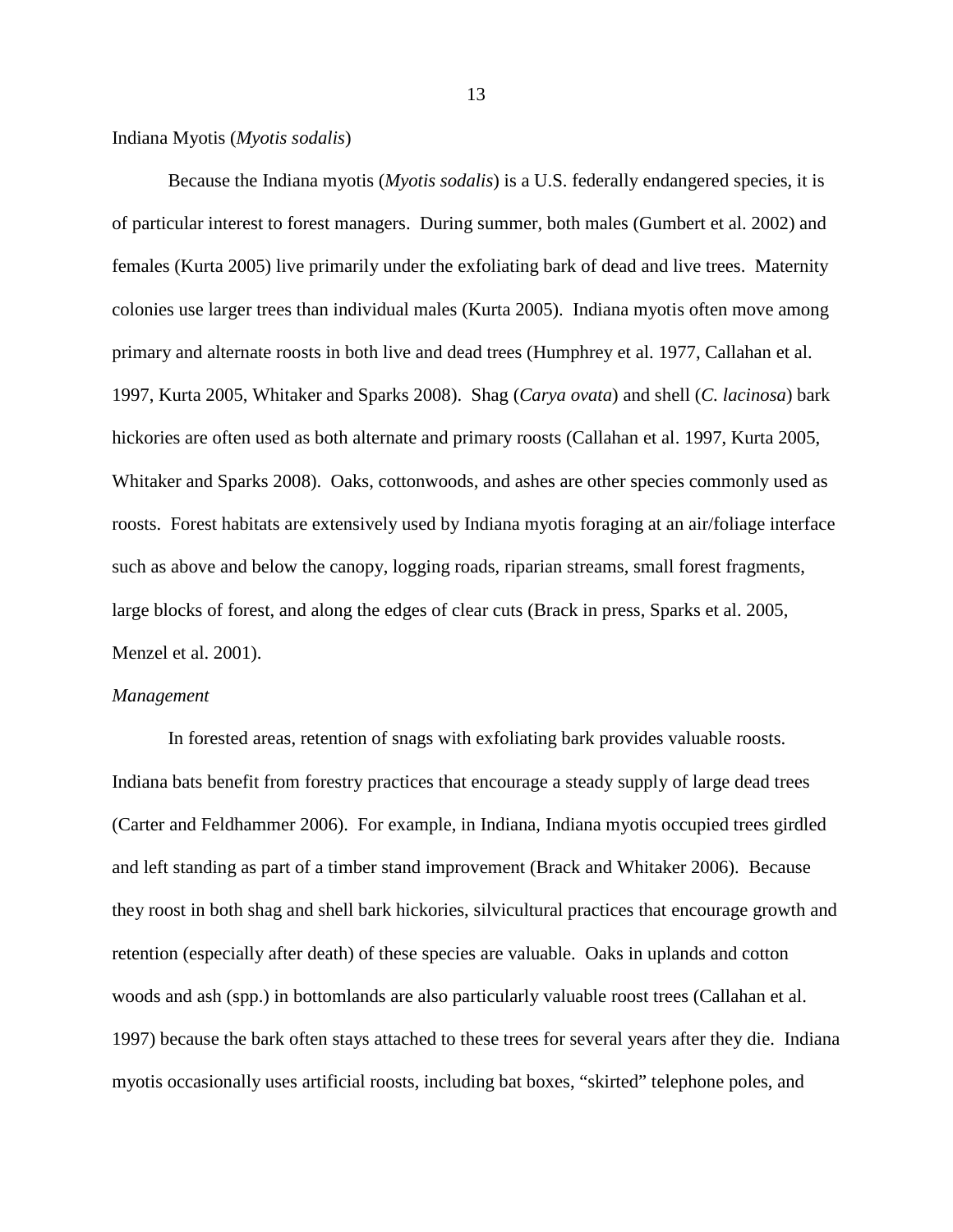Indiana Myotis (*Myotis sodalis*)

Because the Indiana myotis (*Myotis sodalis*) is a U.S. federally endangered species, it is of particular interest to forest managers. During summer, both males (Gumbert et al. 2002) and females (Kurta 2005) live primarily under the exfoliating bark of dead and live trees. Maternity colonies use larger trees than individual males (Kurta 2005). Indiana myotis often move among primary and alternate roosts in both live and dead trees (Humphrey et al. 1977, Callahan et al. 1997, Kurta 2005, Whitaker and Sparks 2008). Shag (*Carya ovata*) and shell (*C. lacinosa*) bark hickories are often used as both alternate and primary roosts (Callahan et al. 1997, Kurta 2005, Whitaker and Sparks 2008). Oaks, cottonwoods, and ashes are other species commonly used as roosts. Forest habitats are extensively used by Indiana myotis foraging at an air/foliage interface such as above and below the canopy, logging roads, riparian streams, small forest fragments, large blocks of forest, and along the edges of clear cuts (Brack in press, Sparks et al. 2005, Menzel et al. 2001).

*Management*

In forested areas, retention of snags with exfoliating bark provides valuable roosts. Indiana bats benefit from forestry practices that encourage a steady supply of large dead trees (Carter and Feldhammer 2006). For example, in Indiana, Indiana myotis occupied trees girdled and left standing as part of a timber stand improvement (Brack and Whitaker 2006). Because they roost in both shag and shell bark hickories, silvicultural practices that encourage growth and retention (especially after death) of these species are valuable. Oaks in uplands and cotton woods and ash (spp.) in bottomlands are also particularly valuable roost trees (Callahan et al. 1997) because the bark often stays attached to these trees for several years after they die. Indiana myotis occasionally uses artificial roosts, including bat boxes, "skirted" telephone poles, and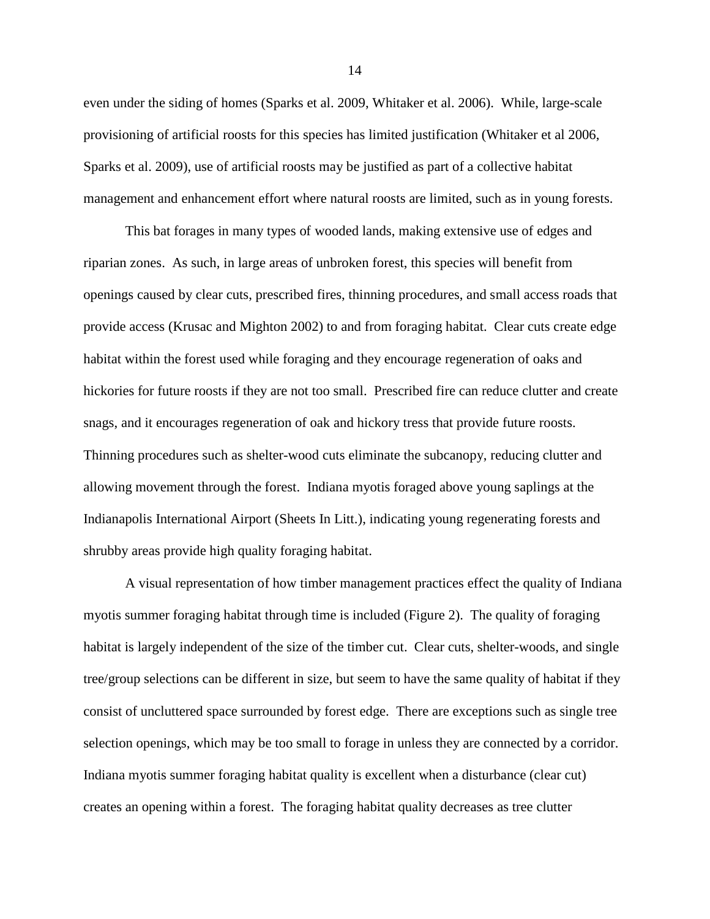even under the siding of homes (Sparks et al. 2009, Whitaker et al. 2006). While, large-scale provisioning of artificial roosts for this species has limited justification (Whitaker et al 2006, Sparks et al. 2009), use of artificial roosts may be justified as part of a collective habitat management and enhancement effort where natural roosts are limited, such as in young forests.

This bat forages in many types of wooded lands, making extensive use of edges and riparian zones. As such, in large areas of unbroken forest, this species will benefit from openings caused by clear cuts, prescribed fires, thinning procedures, and small access roads that provide access (Krusac and Mighton 2002) to and from foraging habitat. Clear cuts create edge habitat within the forest used while foraging and they encourage regeneration of oaks and hickories for future roosts if they are not too small. Prescribed fire can reduce clutter and create snags, and it encourages regeneration of oak and hickory tress that provide future roosts. Thinning procedures such as shelter-wood cuts eliminate the subcanopy, reducing clutter and allowing movement through the forest. Indiana myotis foraged above young saplings at the Indianapolis International Airport (Sheets In Litt.), indicating young regenerating forests and shrubby areas provide high quality foraging habitat.

A visual representation of how timber management practices effect the quality of Indiana myotis summer foraging habitat through time is included (Figure 2). The quality of foraging habitat is largely independent of the size of the timber cut. Clear cuts, shelter-woods, and single tree/group selections can be different in size, but seem to have the same quality of habitat if they consist of uncluttered space surrounded by forest edge. There are exceptions such as single tree selection openings, which may be too small to forage in unless they are connected by a corridor. Indiana myotis summer foraging habitat quality is excellent when a disturbance (clear cut) creates an opening within a forest. The foraging habitat quality decreases as tree clutter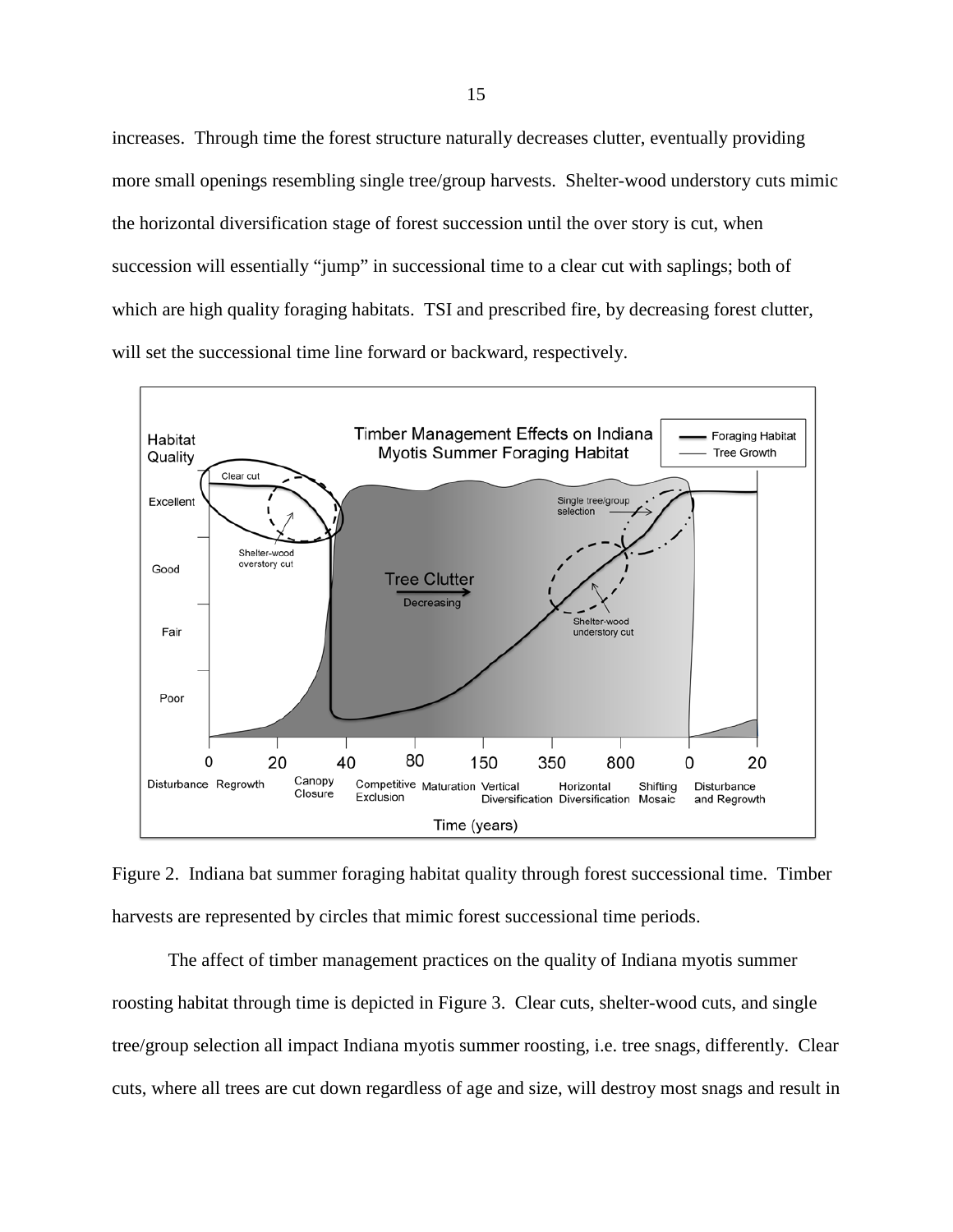increases. Through time the forest structure naturally decreases clutter, eventually providing more small openings resembling single tree/group harvests. Shelter-wood understory cuts mimic the horizontal diversification stage of forest succession until the over story is cut, when succession will essentially "jump" in successional time to a clear cut with saplings; both of which are high quality foraging habitats. TSI and prescribed fire, by decreasing forest clutter, will set the successional time line forward or backward, respectively.

Figure 2. Indiana bat summer foraging habitat quality through forest successional time. Timber harvests are represented by circles that mimic forest successional time periods.

The affect of timber management practices on the quality of Indiana myotis summer roosting habitat through time is depicted in Figure 3. Clear cuts, shelter-wood cuts, and single tree/group selection all impact Indiana myotis summer roosting, i.e. tree snags, differently. Clear cuts, where all trees are cut down regardless of age and size, will destroy most snags and result in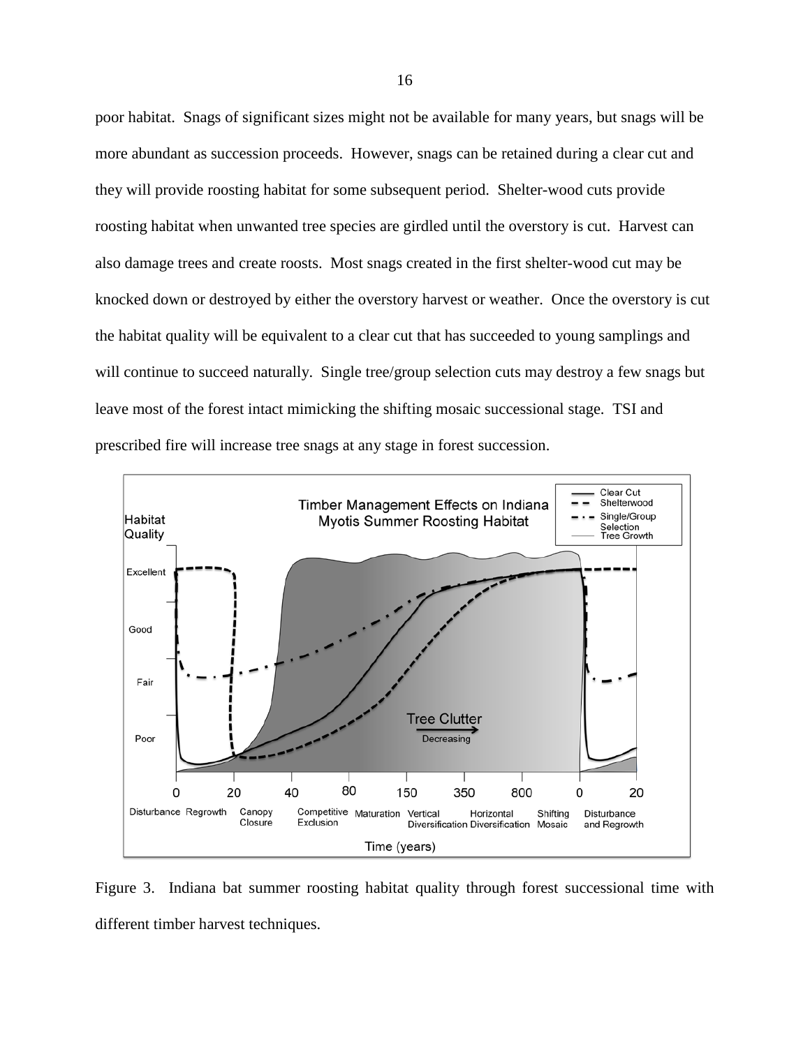poor habitat. Snags of significant sizes might not be available for many years, but snags will be more abundant as succession proceeds. However, snags can be retained during a clear cut and they will provide roosting habitat for some subsequent period. Shelter-wood cuts provide roosting habitat when unwanted tree species are girdled until the overstory is cut. Harvest can also damage trees and create roosts. Most snags created in the first shelter-wood cut may be knocked down or destroyed by either the overstory harvest or weather. Once the overstory is cut the habitat quality will be equivalent to a clear cut that has succeeded to young samplings and will continue to succeed naturally. Single tree/group selection cuts may destroy a few snags but leave most of the forest intact mimicking the shifting mosaic successional stage. TSI and prescribed fire will increase tree snags at any stage in forest succession.

Figure 3. Indiana bat summer roosting habitat quality through forest successional time with different timber harvest techniques.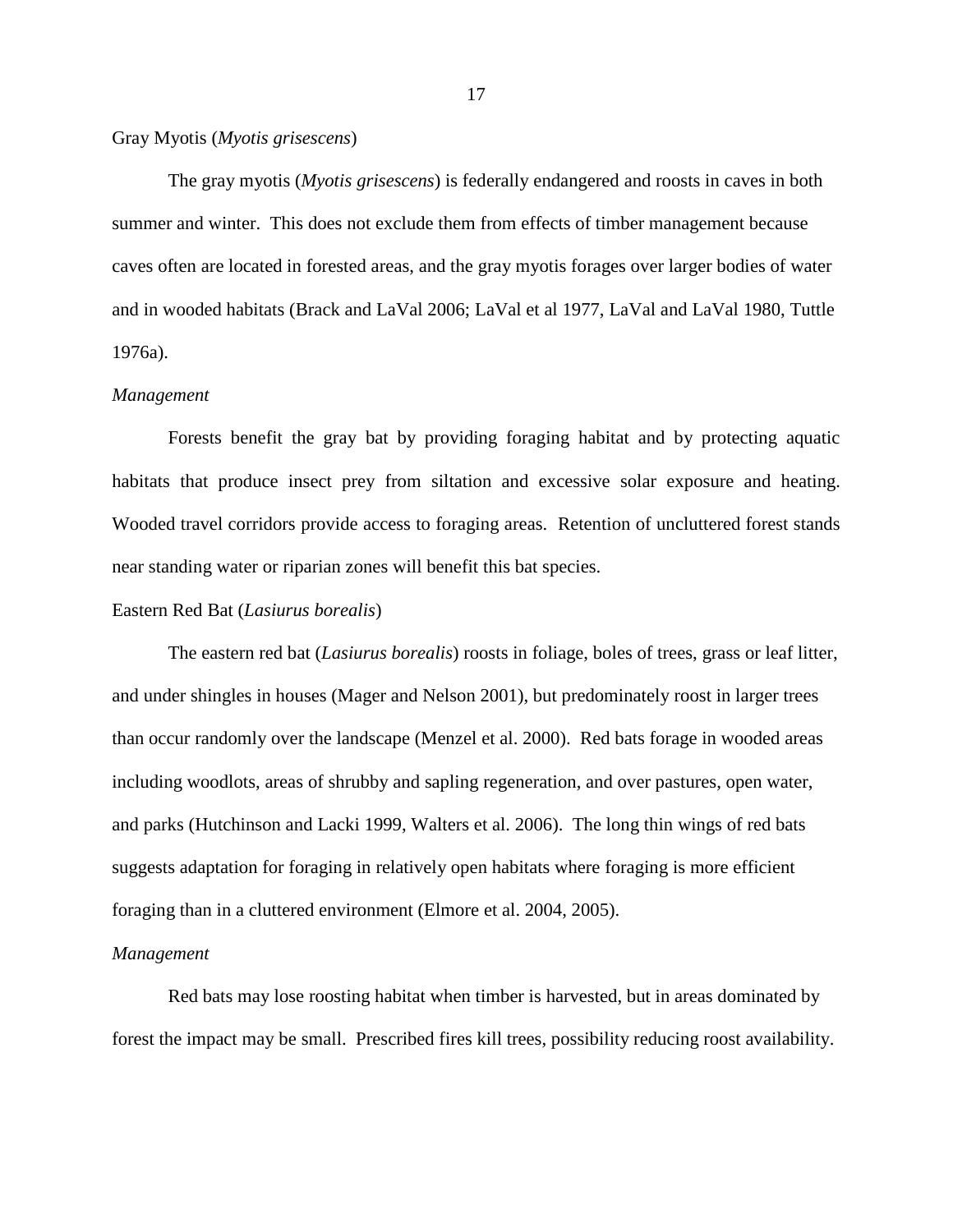## Gray Myotis (*Myotis grisescens*)

The gray myotis (*Myotis grisescens*) is federally endangered and roosts in caves in both summer and winter. This does not exclude them from effects of timber management because caves often are located in forested areas, and the gray myotis forages over larger bodies of water and in wooded habitats (Brack and LaVal 2006; LaVal et al 1977, LaVal and LaVal 1980, Tuttle 1976a).

### *Management*

Forests benefit the gray bat by providing foraging habitat and by protecting aquatic habitats that produce insect prey from siltation and excessive solar exposure and heating. Wooded travel corridors provide access to foraging areas. Retention of uncluttered forest stands near standing water or riparian zones will benefit this bat species.

## Eastern Red Bat (*Lasiurus borealis*)

The eastern red bat (*Lasiurus borealis*) roosts in foliage, boles of trees, grass or leaf litter, and under shingles in houses (Mager and Nelson 2001), but predominately roost in larger trees than occur randomly over the landscape (Menzel et al. 2000). Red bats forage in wooded areas including woodlots, areas of shrubby and sapling regeneration, and over pastures, open water, and parks (Hutchinson and Lacki 1999, Walters et al. 2006). The long thin wings of red bats suggests adaptation for foraging in relatively open habitats where foraging is more efficient foraging than in a cluttered environment (Elmore et al. 2004, 2005).

### *Management*

Red bats may lose roosting habitat when timber is harvested, but in areas dominated by forest the impact may be small. Prescribed fires kill trees, possibility reducing roost availability.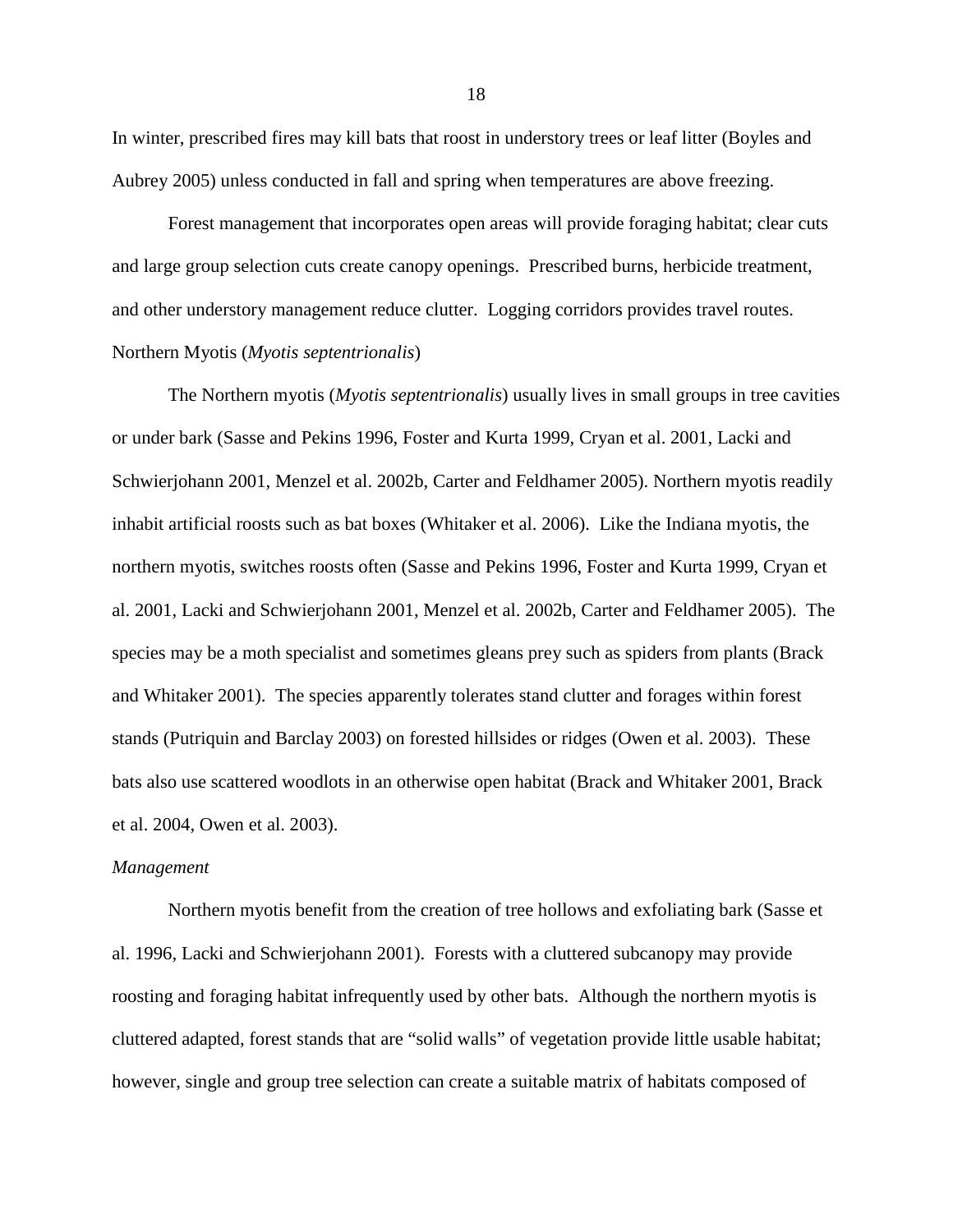In winter, prescribed fires may kill bats that roost in understory trees or leaf litter (Boyles and Aubrey 2005) unless conducted in fall and spring when temperatures are above freezing.

Forest management that incorporates open areas will provide foraging habitat; clear cuts and large group selection cuts create canopy openings. Prescribed burns, herbicide treatment, and other understory management reduce clutter. Logging corridors provides travel routes.

Northern Myotis (*Myotis septentrionalis*)

The Northern myotis (*Myotis septentrionalis*) usually lives in small groups in tree cavities or under bark (Sasse and Pekins 1996, Foster and Kurta 1999, Cryan et al. 2001, Lacki and Schwierjohann 2001, Menzel et al. 2002b, Carter and Feldhamer 2005). Northern myotis readily inhabit artificial roosts such as bat boxes (Whitaker et al. 2006). Like the Indiana myotis, the northern myotis, switches roosts often (Sasse and Pekins 1996, Foster and Kurta 1999, Cryan et al. 2001, Lacki and Schwierjohann 2001, Menzel et al. 2002b, Carter and Feldhamer 2005). The species may be a moth specialist and sometimes gleans prey such as spiders from plants (Brack and Whitaker 2001). The species apparently tolerates stand clutter and forages within forest stands (Putriquin and Barclay 2003) on forested hillsides or ridges (Owen et al. 2003). These bats also use scattered woodlots in an otherwise open habitat (Brack and Whitaker 2001, Brack et al. 2004, Owen et al. 2003).

*Management*

Northern myotis benefit from the creation of tree hollows and exfoliating bark (Sasse et al. 1996, Lacki and Schwierjohann 2001). Forests with a cluttered subcanopy may provide roosting and foraging habitat infrequently used by other bats. Although the northern myotis is cluttered adapted, forest stands that are "solid walls" of vegetation provide little usable habitat; however, single and group tree selection can create a suitable matrix of habitats composed of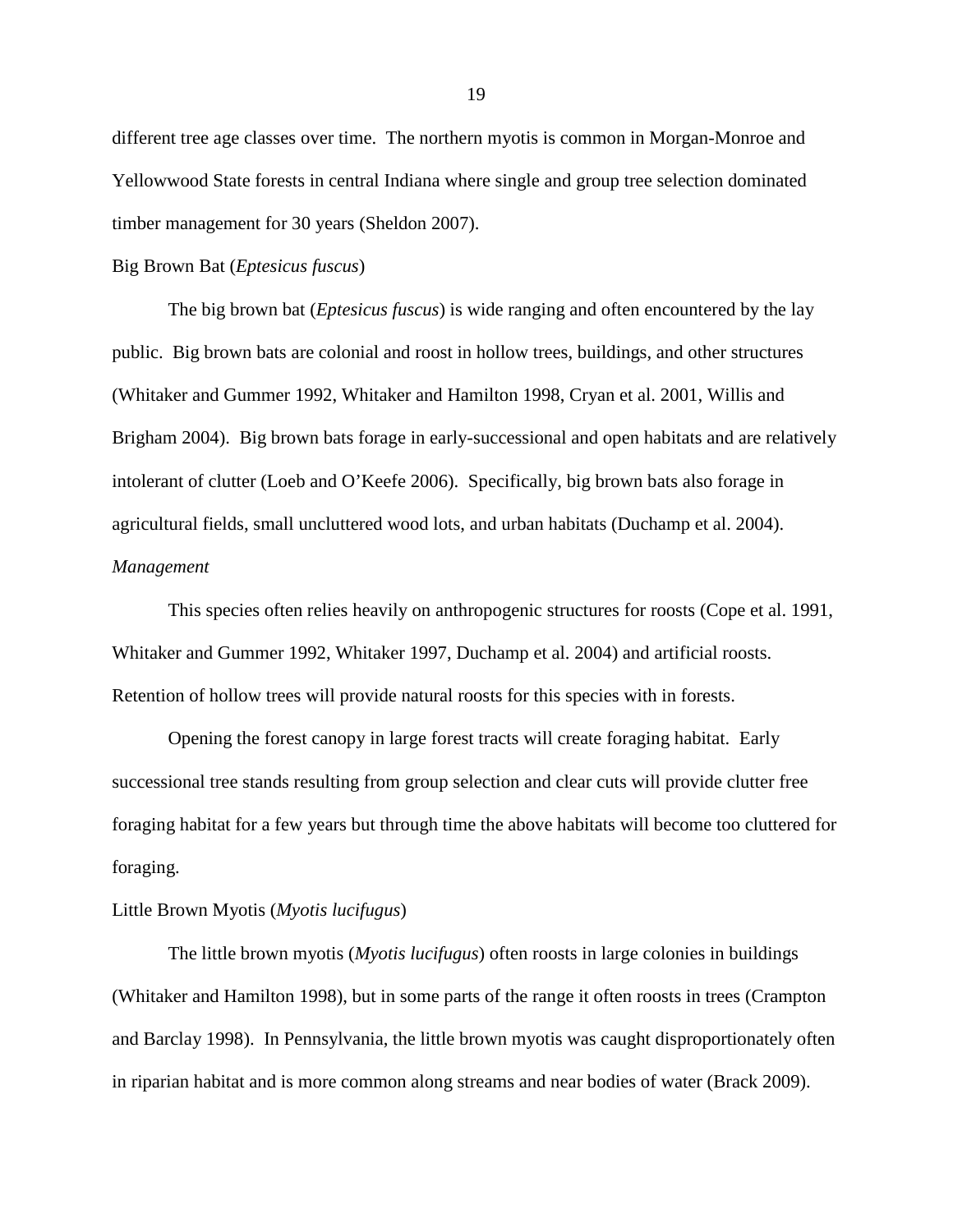different tree age classes over time. The northern myotis is common in Morgan-Monroe and Yellowwood State forests in central Indiana where single and group tree selection dominated timber management for 30 years (Sheldon 2007).

### Big Brown Bat (*Eptesicus fuscus*)

The big brown bat (*Eptesicus fuscus*) is wide ranging and often encountered by the lay public. Big brown bats are colonial and roost in hollow trees, buildings, and other structures (Whitaker and Gummer 1992, Whitaker and Hamilton 1998, Cryan et al. 2001, Willis and Brigham 2004). Big brown bats forage in early-successional and open habitats and are relatively intolerant of clutter (Loeb and O'Keefe 2006). Specifically, big brown bats also forage in agricultural fields, small uncluttered wood lots, and urban habitats (Duchamp et al. 2004).

#### *Management*

This species often relies heavily on anthropogenic structures for roosts (Cope et al. 1991, Whitaker and Gummer 1992, Whitaker 1997, Duchamp et al. 2004) and artificial roosts. Retention of hollow trees will provide natural roosts for this species with in forests.

Opening the forest canopy in large forest tracts will create foraging habitat. Early successional tree stands resulting from group selection and clear cuts will provide clutter free foraging habitat for a few years but through time the above habitats will become too cluttered for foraging.

### Little Brown Myotis (*Myotis lucifugus*)

The little brown myotis (*Myotis lucifugus*) often roosts in large colonies in buildings (Whitaker and Hamilton 1998), but in some parts of the range it often roosts in trees (Crampton and Barclay 1998). In Pennsylvania, the little brown myotis was caught disproportionately often in riparian habitat and is more common along streams and near bodies of water (Brack 2009).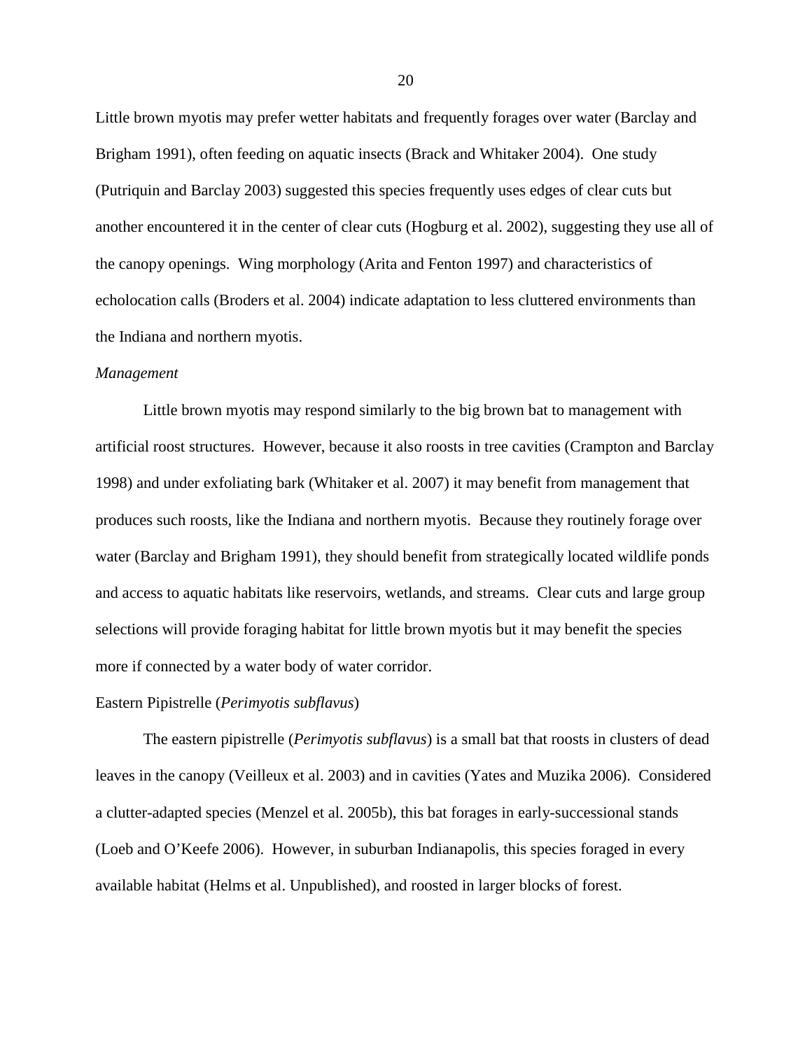Little brown myotis may prefer wetter habitats and frequently forages over water (Barclay and Brigham 1991), often feeding on aquatic insects (Brack and Whitaker 2004). One study (Putriquin and Barclay 2003) suggested this species frequently uses edges of clear cuts but another encountered it in the center of clear cuts (Hogburg et al. 2002), suggesting they use all of the canopy openings. Wing morphology (Arita and Fenton 1997) and characteristics of echolocation calls (Broders et al. 2004) indicate adaptation to less cluttered environments than the Indiana and northern myotis.

*Management*

Little brown myotis may respond similarly to the big brown bat to management with artificial roost structures. However, because it also roosts in tree cavities (Crampton and Barclay 1998) and under exfoliating bark (Whitaker et al. 2007) it may benefit from management that produces such roosts, like the Indiana and northern myotis. Because they routinely forage over water (Barclay and Brigham 1991), they should benefit from strategically located wildlife ponds and access to aquatic habitats like reservoirs, wetlands, and streams. Clear cuts and large group selections will provide foraging habitat for little brown myotis but it may benefit the species more if connected by a water body of water corridor.

Eastern Pipistrelle (*Perimyotis subflavus*)

The eastern pipistrelle (*Perimyotis subflavus*) is a small bat that roosts in clusters of dead leaves in the canopy (Veilleux et al. 2003) and in cavities (Yates and Muzika 2006). Considered a clutter-adapted species (Menzel et al. 2005b), this bat forages in early-successional stands (Loeb and O'Keefe 2006). However, in suburban Indianapolis, this species foraged in every available habitat (Helms et al. Unpublished), and roosted in larger blocks of forest.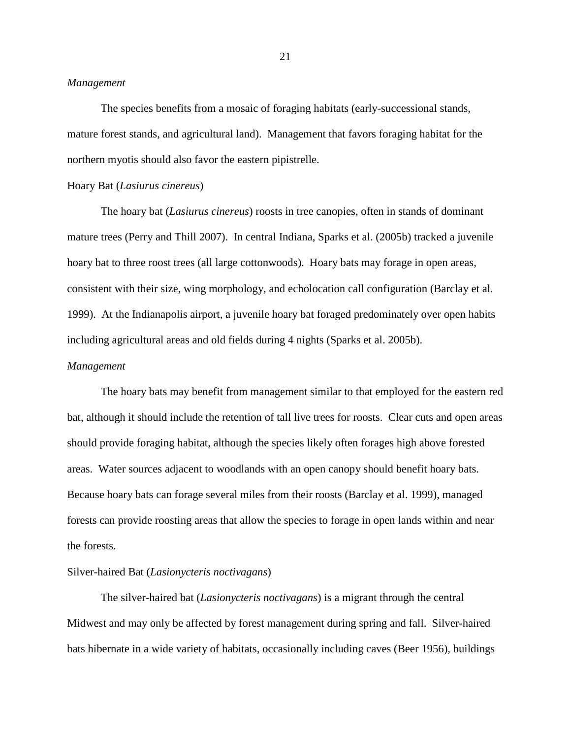*Management*

The species benefits from a mosaic of foraging habitats (early-successional stands, mature forest stands, and agricultural land). Management that favors foraging habitat for the northern myotis should also favor the eastern pipistrelle.

Hoary Bat (*Lasiurus cinereus*)

The hoary bat (*Lasiurus cinereus*) roosts in tree canopies, often in stands of dominant mature trees (Perry and Thill 2007). In central Indiana, Sparks et al. (2005b) tracked a juvenile hoary bat to three roost trees (all large cottonwoods). Hoary bats may forage in open areas, consistent with their size, wing morphology, and echolocation call configuration (Barclay et al. 1999). At the Indianapolis airport, a juvenile hoary bat foraged predominately over open habits including agricultural areas and old fields during 4 nights (Sparks et al. 2005b).

*Management*

The hoary bats may benefit from management similar to that employed for the eastern red bat, although it should include the retention of tall live trees for roosts. Clear cuts and open areas should provide foraging habitat, although the species likely often forages high above forested areas. Water sources adjacent to woodlands with an open canopy should benefit hoary bats. Because hoary bats can forage several miles from their roosts (Barclay et al. 1999), managed forests can provide roosting areas that allow the species to forage in open lands within and near the forests.

Silver-haired Bat (*Lasionycteris noctivagans*)

The silver-haired bat (*Lasionycteris noctivagans*) is a migrant through the central Midwest and may only be affected by forest management during spring and fall. Silver-haired bats hibernate in a wide variety of habitats, occasionally including caves (Beer 1956), buildings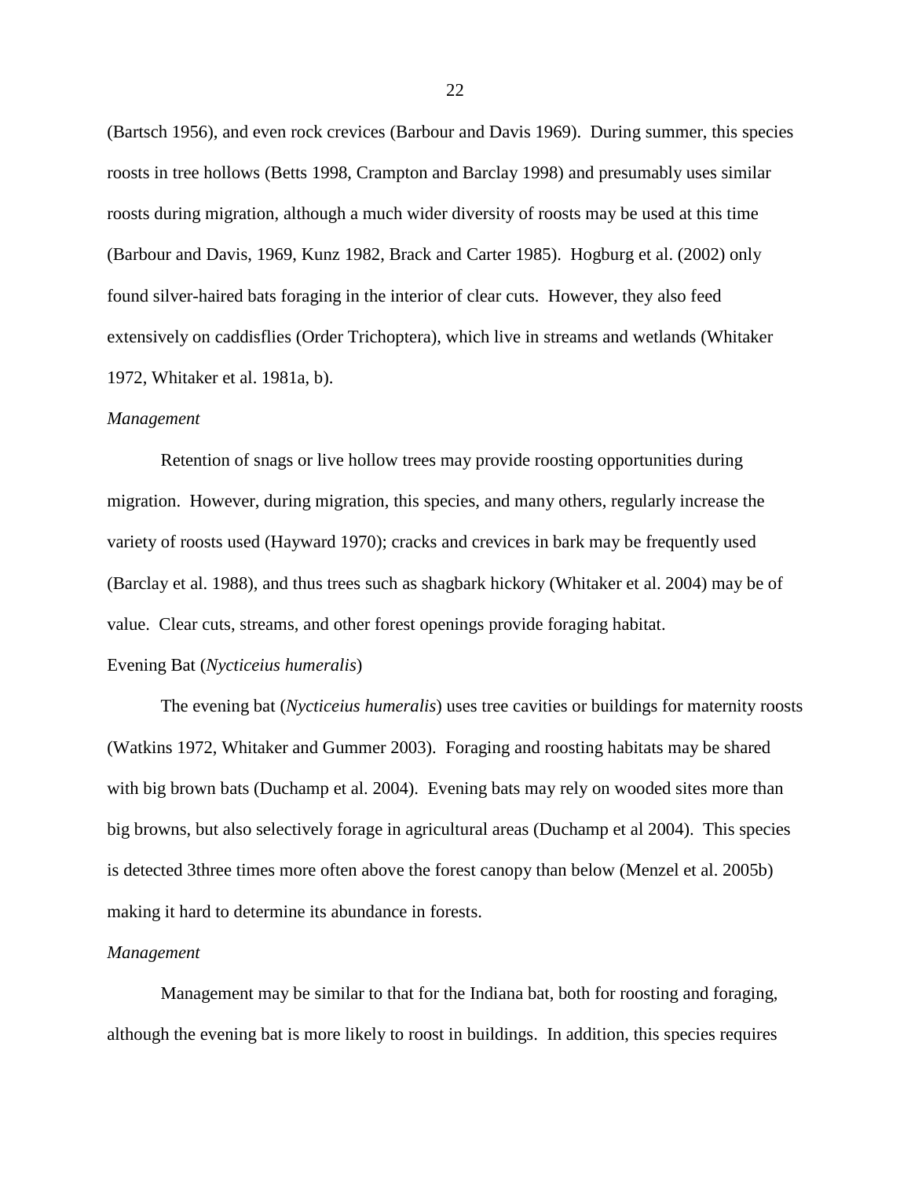(Bartsch 1956), and even rock crevices (Barbour and Davis 1969). During summer, this species roosts in tree hollows (Betts 1998, Crampton and Barclay 1998) and presumably uses similar roosts during migration, although a much wider diversity of roosts may be used at this time (Barbour and Davis, 1969, Kunz 1982, Brack and Carter 1985). Hogburg et al. (2002) only found silver-haired bats foraging in the interior of clear cuts. However, they also feed extensively on caddisflies (Order Trichoptera), which live in streams and wetlands (Whitaker 1972, Whitaker et al. 1981a, b).

*Management*

Retention of snags or live hollow trees may provide roosting opportunities during migration. However, during migration, this species, and many others, regularly increase the variety of roosts used (Hayward 1970); cracks and crevices in bark may be frequently used (Barclay et al. 1988), and thus trees such as shagbark hickory (Whitaker et al. 2004) may be of value. Clear cuts, streams, and other forest openings provide foraging habitat.

Evening Bat (*Nycticeius humeralis*)

The evening bat (*Nycticeius humeralis*) uses tree cavities or buildings for maternity roosts (Watkins 1972, Whitaker and Gummer 2003). Foraging and roosting habitats may be shared with big brown bats (Duchamp et al. 2004). Evening bats may rely on wooded sites more than big browns, but also selectively forage in agricultural areas (Duchamp et al 2004). This species is detected 3three times more often above the forest canopy than below (Menzel et al. 2005b) making it hard to determine its abundance in forests.

*Management*

Management may be similar to that for the Indiana bat, both for roosting and foraging, although the evening bat is more likely to roost in buildings. In addition, this species requires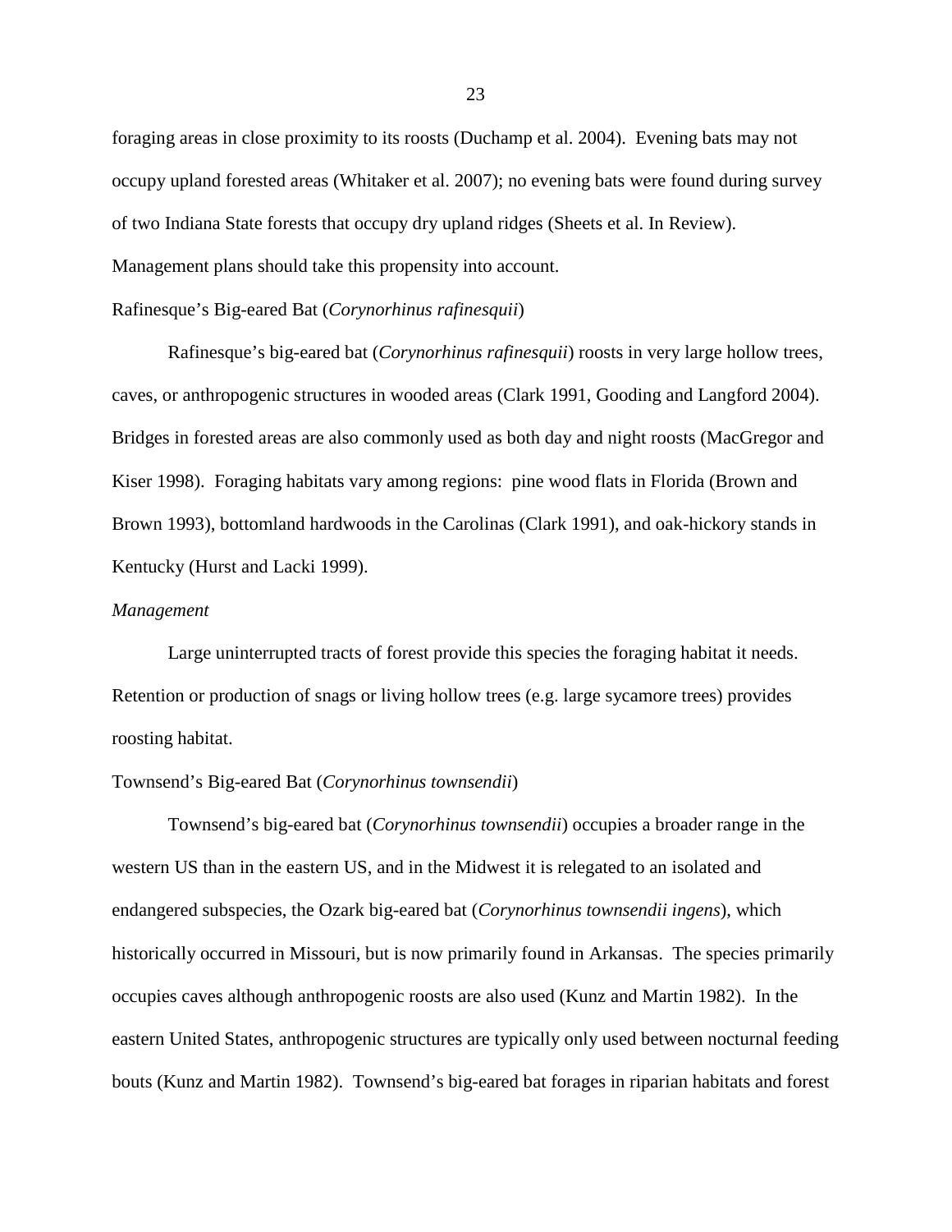foraging areas in close proximity to its roosts (Duchamp et al. 2004). Evening bats may not occupy upland forested areas (Whitaker et al. 2007); no evening bats were found during survey of two Indiana State forests that occupy dry upland ridges (Sheets et al. In Review). Management plans should take this propensity into account.

Rafinesque's Big-eared Bat (*Corynorhinus rafinesquii*)

Rafinesque's big-eared bat (*Corynorhinus rafinesquii*) roosts in very large hollow trees, caves, or anthropogenic structures in wooded areas (Clark 1991, Gooding and Langford 2004). Bridges in forested areas are also commonly used as both day and night roosts (MacGregor and Kiser 1998). Foraging habitats vary among regions: pine wood flats in Florida (Brown and Brown 1993), bottomland hardwoods in the Carolinas (Clark 1991), and oak-hickory stands in Kentucky (Hurst and Lacki 1999).

*Management*

Large uninterrupted tracts of forest provide this species the foraging habitat it needs. Retention or production of snags or living hollow trees (e.g. large sycamore trees) provides roosting habitat.

Townsend's Big-eared Bat (*Corynorhinus townsendii*)

Townsend's big-eared bat (*Corynorhinus townsendii*) occupies a broader range in the western US than in the eastern US, and in the Midwest it is relegated to an isolated and endangered subspecies, the Ozark big-eared bat (*Corynorhinus townsendii ingens*), which historically occurred in Missouri, but is now primarily found in Arkansas. The species primarily occupies caves although anthropogenic roosts are also used (Kunz and Martin 1982). In the eastern United States, anthropogenic structures are typically only used between nocturnal feeding bouts (Kunz and Martin 1982). Townsend's big-eared bat forages in riparian habitats and forest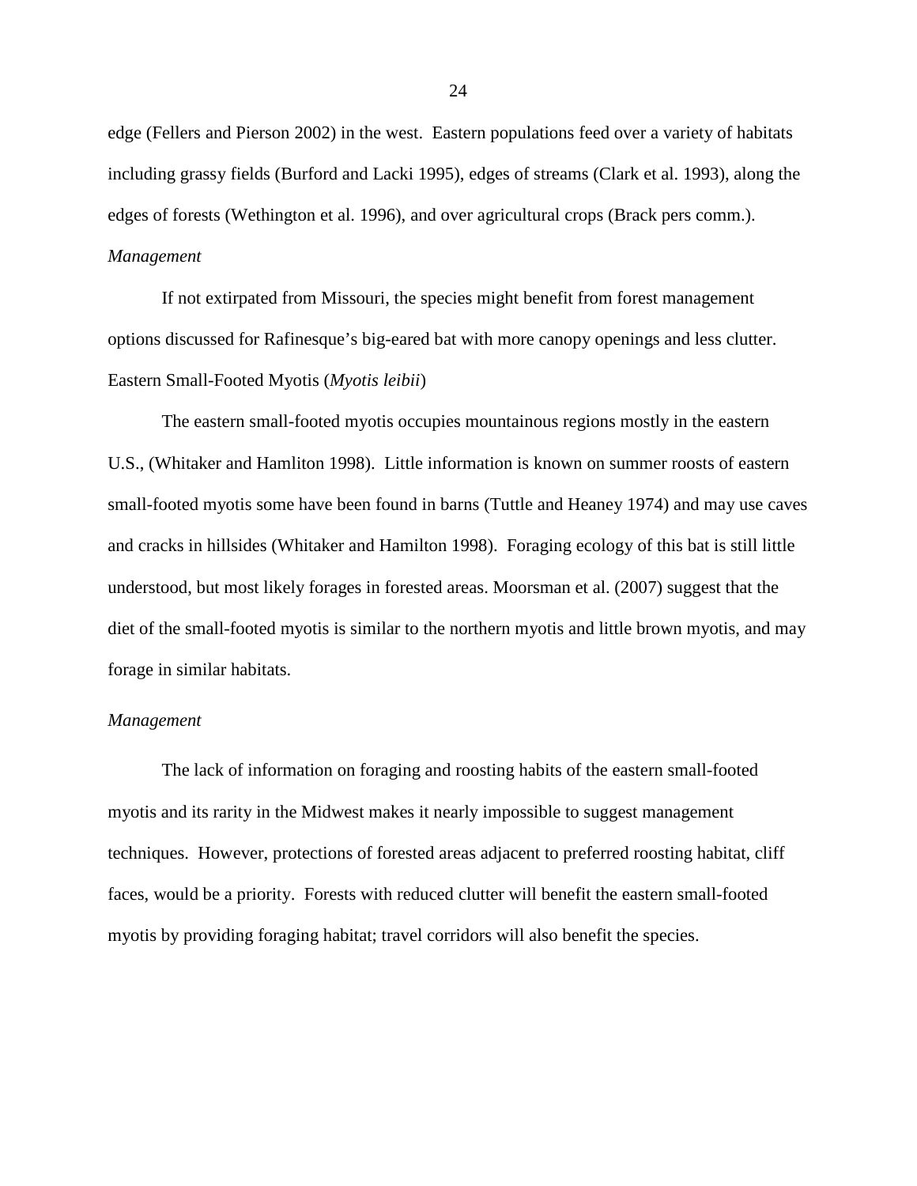edge (Fellers and Pierson 2002) in the west. Eastern populations feed over a variety of habitats including grassy fields (Burford and Lacki 1995), edges of streams (Clark et al. 1993), along the edges of forests (Wethington et al. 1996), and over agricultural crops (Brack pers comm.).

*Management*

If not extirpated from Missouri, the species might benefit from forest management options discussed for Rafinesque's big-eared bat with more canopy openings and less clutter.

Eastern Small-Footed Myotis (*Myotis leibii*)

The eastern small-footed myotis occupies mountainous regions mostly in the eastern U.S., (Whitaker and Hamliton 1998). Little information is known on summer roosts of eastern small-footed myotis some have been found in barns (Tuttle and Heaney 1974) and may use caves and cracks in hillsides (Whitaker and Hamilton 1998). Foraging ecology of this bat is still little understood, but most likely forages in forested areas. Moorsman et al. (2007) suggest that the diet of the small-footed myotis is similar to the northern myotis and little brown myotis, and may forage in similar habitats.

*Management*

The lack of information on foraging and roosting habits of the eastern small-footed myotis and its rarity in the Midwest makes it nearly impossible to suggest management techniques. However, protections of forested areas adjacent to preferred roosting habitat, cliff faces, would be a priority. Forests with reduced clutter will benefit the eastern small-footed myotis by providing foraging habitat; travel corridors will also benefit the species.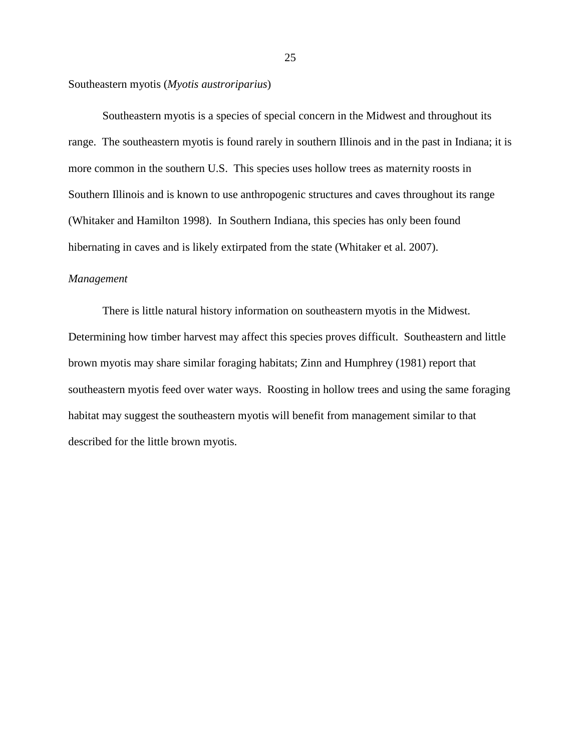### Southeastern myotis (*Myotis austroriparius*)

Southeastern myotis is a species of special concern in the Midwest and throughout its range. The southeastern myotis is found rarely in southern Illinois and in the past in Indiana; it is more common in the southern U.S. This species uses hollow trees as maternity roosts in Southern Illinois and is known to use anthropogenic structures and caves throughout its range (Whitaker and Hamilton 1998). In Southern Indiana, this species has only been found hibernating in caves and is likely extirpated from the state (Whitaker et al. 2007).

#### *Management*

There is little natural history information on southeastern myotis in the Midwest. Determining how timber harvest may affect this species proves difficult. Southeastern and little brown myotis may share similar foraging habitats; Zinn and Humphrey (1981) report that southeastern myotis feed over water ways. Roosting in hollow trees and using the same foraging habitat may suggest the southeastern myotis will benefit from management similar to that described for the little brown myotis.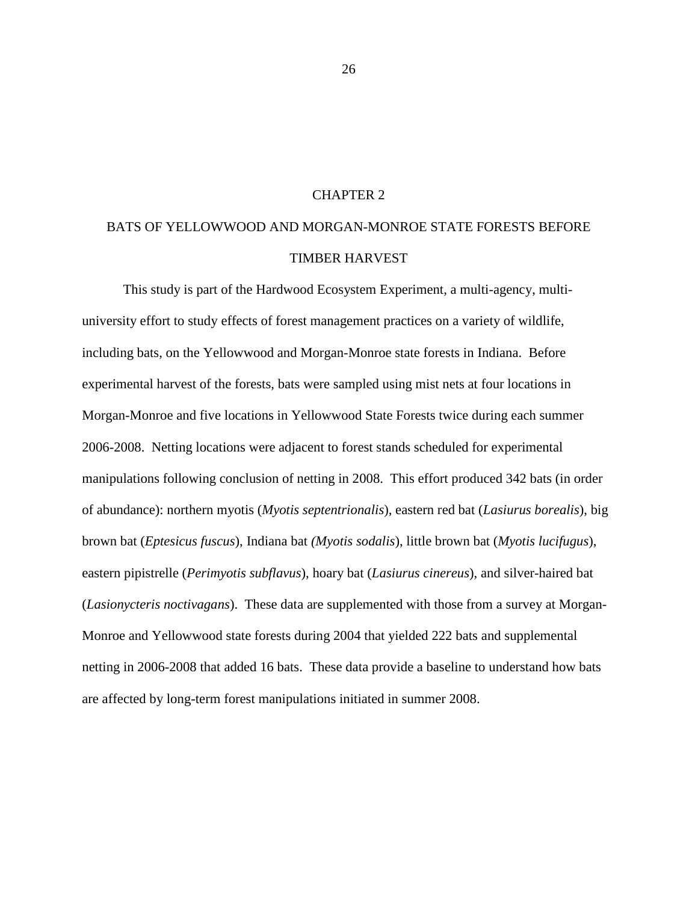# CHAPTER 2

# BATS OF YELLOWWOOD AND MORGAN-MONROE STATE FORESTS BEFORE TIMBER HARVEST

This study is part of the Hardwood Ecosystem Experiment, a multi-agency, multi-university effort to study effects of forest management practices on a variety of wildlife, including bats, on the Yellowwood and Morgan-Monroe state forests in Indiana. Before experimental harvest of the forests, bats were sampled using mist nets at four locations in Morgan-Monroe and five locations in Yellowwood State Forests twice during each summer 2006-2008. Netting locations were adjacent to forest stands scheduled for experimental manipulations following conclusion of netting in 2008. This effort produced 342 bats (in order of abundance): northern myotis (*Myotis septentrionalis*), eastern red bat (*Lasiurus borealis*), big brown bat (*Eptesicus fuscus*), Indiana bat *(Myotis sodalis*), little brown bat (*Myotis lucifugus*), eastern pipistrelle (*Perimyotis subflavus*), hoary bat (*Lasiurus cinereus*), and silver-haired bat (*Lasionycteris noctivagans*). These data are supplemented with those from a survey at Morgan-Monroe and Yellowwood state forests during 2004 that yielded 222 bats and supplemental netting in 2006-2008 that added 16 bats. These data provide a baseline to understand how bats are affected by long-term forest manipulations initiated in summer 2008.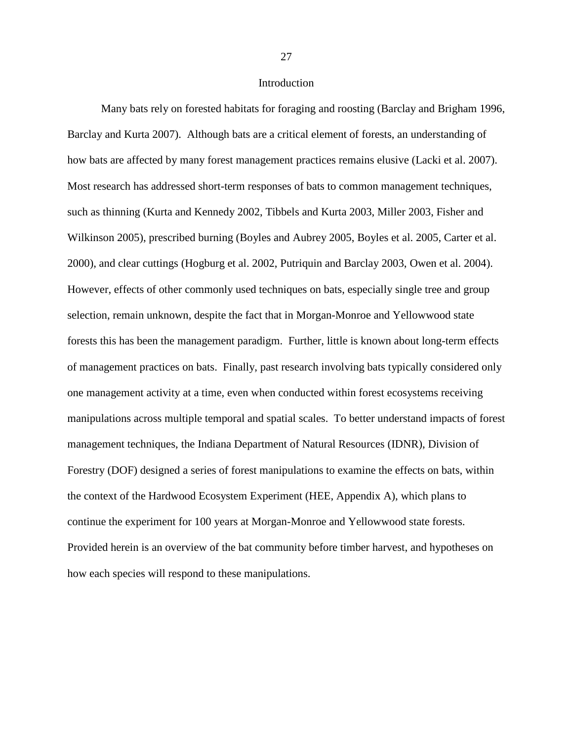# Introduction

Many bats rely on forested habitats for foraging and roosting (Barclay and Brigham 1996, Barclay and Kurta 2007). Although bats are a critical element of forests, an understanding of how bats are affected by many forest management practices remains elusive (Lacki et al. 2007). Most research has addressed short-term responses of bats to common management techniques, such as thinning (Kurta and Kennedy 2002, Tibbels and Kurta 2003, Miller 2003, Fisher and Wilkinson 2005), prescribed burning (Boyles and Aubrey 2005, Boyles et al. 2005, Carter et al. 2000), and clear cuttings (Hogburg et al. 2002, Putriquin and Barclay 2003, Owen et al. 2004). However, effects of other commonly used techniques on bats, especially single tree and group selection, remain unknown, despite the fact that in Morgan-Monroe and Yellowwood state forests this has been the management paradigm. Further, little is known about long-term effects of management practices on bats. Finally, past research involving bats typically considered only one management activity at a time, even when conducted within forest ecosystems receiving manipulations across multiple temporal and spatial scales. To better understand impacts of forest management techniques, the Indiana Department of Natural Resources (IDNR), Division of Forestry (DOF) designed a series of forest manipulations to examine the effects on bats, within the context of the Hardwood Ecosystem Experiment (HEE, Appendix A), which plans to continue the experiment for 100 years at Morgan-Monroe and Yellowwood state forests. Provided herein is an overview of the bat community before timber harvest, and hypotheses on how each species will respond to these manipulations.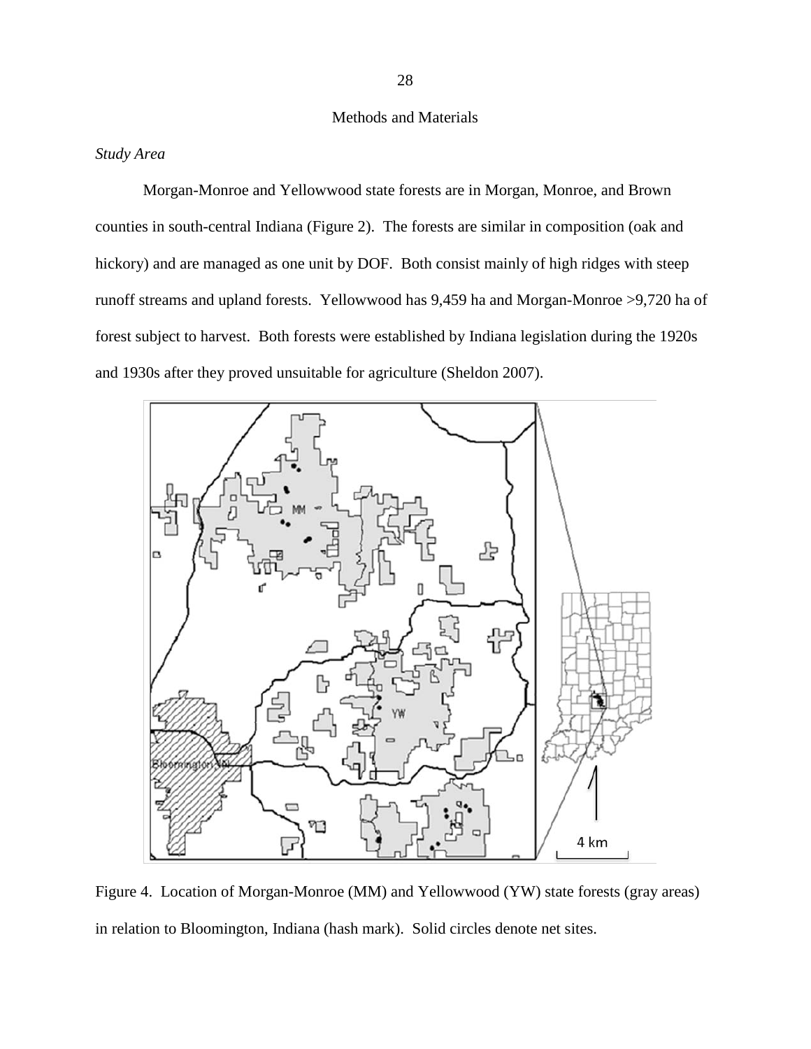## Methods and Materials

*Study Area*

Morgan-Monroe and Yellowwood state forests are in Morgan, Monroe, and Brown counties in south-central Indiana (Figure 2). The forests are similar in composition (oak and hickory) and are managed as one unit by DOF. Both consist mainly of high ridges with steep runoff streams and upland forests. Yellowwood has 9,459 ha and Morgan-Monroe >9,720 ha of forest subject to harvest. Both forests were established by Indiana legislation during the 1920s and 1930s after they proved unsuitable for agriculture (Sheldon 2007).

Figure 4. Location of Morgan-Monroe (MM) and Yellowwood (YW) state forests (gray areas) in relation to Bloomington, Indiana (hash mark). Solid circles denote net sites.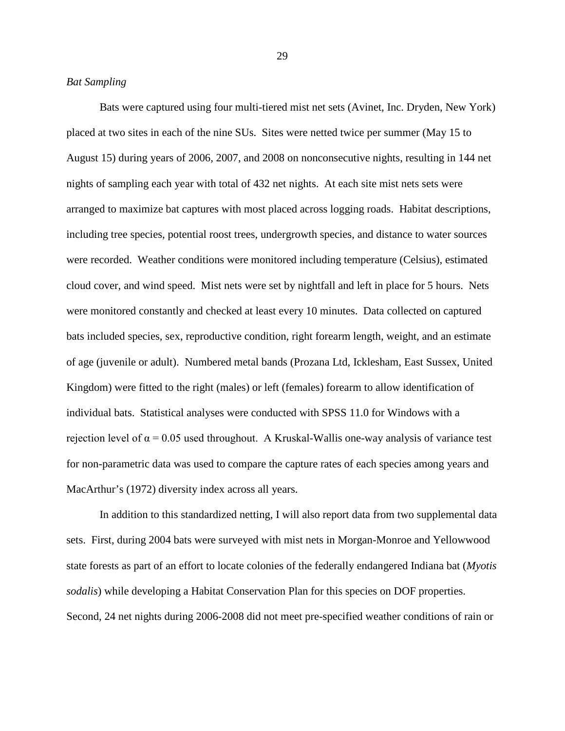*Bat Sampling*

Bats were captured using four multi-tiered mist net sets (Avinet, Inc. Dryden, New York) placed at two sites in each of the nine SUs. Sites were netted twice per summer (May 15 to August 15) during years of 2006, 2007, and 2008 on nonconsecutive nights, resulting in 144 net nights of sampling each year with total of 432 net nights. At each site mist nets sets were arranged to maximize bat captures with most placed across logging roads. Habitat descriptions, including tree species, potential roost trees, undergrowth species, and distance to water sources were recorded. Weather conditions were monitored including temperature (Celsius), estimated cloud cover, and wind speed. Mist nets were set by nightfall and left in place for 5 hours. Nets were monitored constantly and checked at least every 10 minutes. Data collected on captured bats included species, sex, reproductive condition, right forearm length, weight, and an estimate of age (juvenile or adult). Numbered metal bands (Prozana Ltd, Icklesham, East Sussex, United Kingdom) were fitted to the right (males) or left (females) forearm to allow identification of individual bats. Statistical analyses were conducted with SPSS 11.0 for Windows with a rejection level of $\alpha = 0.05$ used throughout. A Kruskal-Wallis one-way analysis of variance test for non-parametric data was used to compare the capture rates of each species among years and MacArthur's (1972) diversity index across all years.

In addition to this standardized netting, I will also report data from two supplemental data sets. First, during 2004 bats were surveyed with mist nets in Morgan-Monroe and Yellowwood state forests as part of an effort to locate colonies of the federally endangered Indiana bat (*Myotis sodalis*) while developing a Habitat Conservation Plan for this species on DOF properties. Second, 24 net nights during 2006-2008 did not meet pre-specified weather conditions of rain or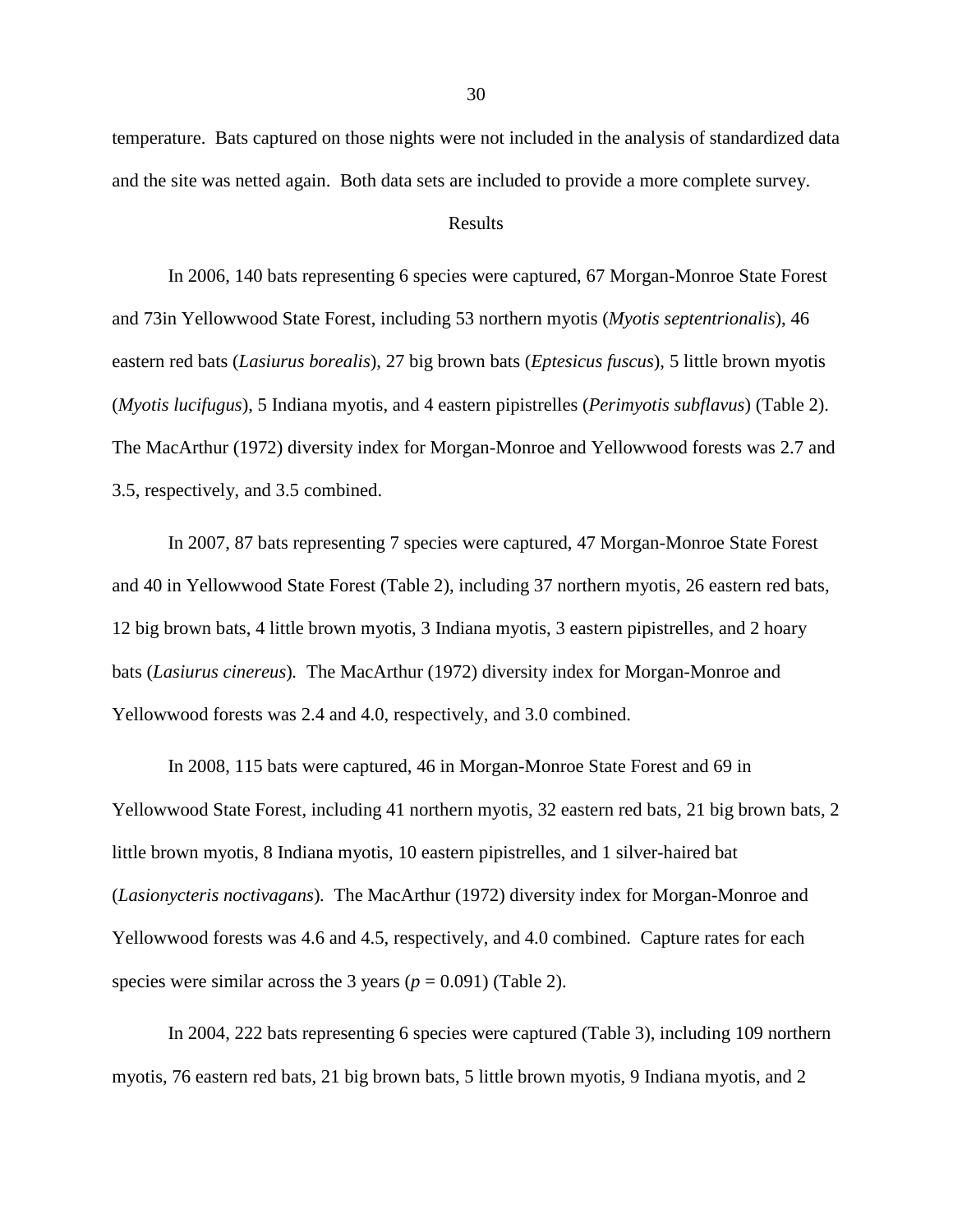temperature. Bats captured on those nights were not included in the analysis of standardized data and the site was netted again. Both data sets are included to provide a more complete survey.

## Results

In 2006, 140 bats representing 6 species were captured, 67 Morgan-Monroe State Forest and 73in Yellowwood State Forest, including 53 northern myotis (*Myotis septentrionalis*), 46 eastern red bats (*Lasiurus borealis*), 27 big brown bats (*Eptesicus fuscus*), 5 little brown myotis (*Myotis lucifugus*), 5 Indiana myotis, and 4 eastern pipistrelles (*Perimyotis subflavus*) (Table 2). The MacArthur (1972) diversity index for Morgan-Monroe and Yellowwood forests was 2.7 and 3.5, respectively, and 3.5 combined.

In 2007, 87 bats representing 7 species were captured, 47 Morgan-Monroe State Forest and 40 in Yellowwood State Forest (Table 2), including 37 northern myotis, 26 eastern red bats, 12 big brown bats, 4 little brown myotis, 3 Indiana myotis, 3 eastern pipistrelles, and 2 hoary bats (*Lasiurus cinereus*). The MacArthur (1972) diversity index for Morgan-Monroe and Yellowwood forests was 2.4 and 4.0, respectively, and 3.0 combined.

In 2008, 115 bats were captured, 46 in Morgan-Monroe State Forest and 69 in Yellowwood State Forest, including 41 northern myotis, 32 eastern red bats, 21 big brown bats, 2 little brown myotis, 8 Indiana myotis, 10 eastern pipistrelles, and 1 silver-haired bat (*Lasionycteris noctivagans*). The MacArthur (1972) diversity index for Morgan-Monroe and Yellowwood forests was 4.6 and 4.5, respectively, and 4.0 combined. Capture rates for each species were similar across the 3 years ($p = 0.091$) (Table 2).

In 2004, 222 bats representing 6 species were captured (Table 3), including 109 northern myotis, 76 eastern red bats, 21 big brown bats, 5 little brown myotis, 9 Indiana myotis, and 2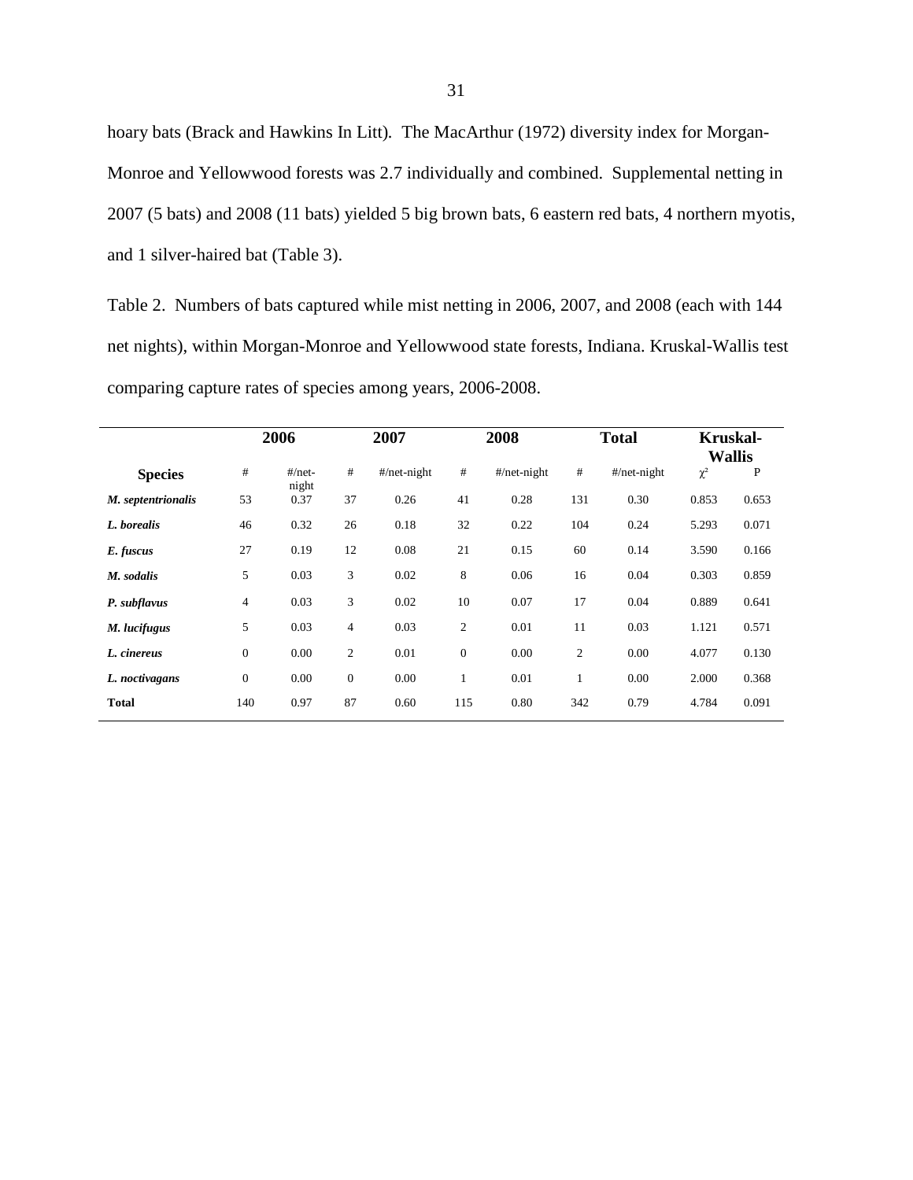hoary bats (Brack and Hawkins In Litt). The MacArthur (1972) diversity index for Morgan-Monroe and Yellowwood forests was 2.7 individually and combined. Supplemental netting in 2007 (5 bats) and 2008 (11 bats) yielded 5 big brown bats, 6 eastern red bats, 4 northern myotis, and 1 silver-haired bat (Table 3).

Table 2. Numbers of bats captured while mist netting in 2006, 2007, and 2008 (each with 144 net nights), within Morgan-Monroe and Yellowwood state forests, Indiana. Kruskal-Wallis test comparing capture rates of species among years, 2006-2008.

| | **2006** | | **2007** | | **2008** | | **Total** | | **Kruskal-Wallis** | |
|---|---|---|---|---|---|---|---|---|---|---|
| **Species** | # | #/net-night | # | #/net-night | # | #/net-night | # | #/net-night | $\chi^2$ | P |
| ***M. septentrionalis*** | 53 | 0.37 | 37 | 0.26 | 41 | 0.28 | 131 | 0.30 | 0.853 | 0.653 |
| ***L. borealis*** | 46 | 0.32 | 26 | 0.18 | 32 | 0.22 | 104 | 0.24 | 5.293 | 0.071 |
| ***E. fuscus*** | 27 | 0.19 | 12 | 0.08 | 21 | 0.15 | 60 | 0.14 | 3.590 | 0.166 |
| ***M. sodalis*** | 5 | 0.03 | 3 | 0.02 | 8 | 0.06 | 16 | 0.04 | 0.303 | 0.859 |
| ***P. subflavus*** | 4 | 0.03 | 3 | 0.02 | 10 | 0.07 | 17 | 0.04 | 0.889 | 0.641 |
| ***M. lucifugus*** | 5 | 0.03 | 4 | 0.03 | 2 | 0.01 | 11 | 0.03 | 1.121 | 0.571 |
| ***L. cinereus*** | 0 | 0.00 | 2 | 0.01 | 0 | 0.00 | 2 | 0.00 | 4.077 | 0.130 |
| ***L. noctivagans*** | 0 | 0.00 | 0 | 0.00 | 1 | 0.01 | 1 | 0.00 | 2.000 | 0.368 |
| **Total** | 140 | 0.97 | 87 | 0.60 | 115 | 0.80 | 342 | 0.79 | 4.784 | 0.091 |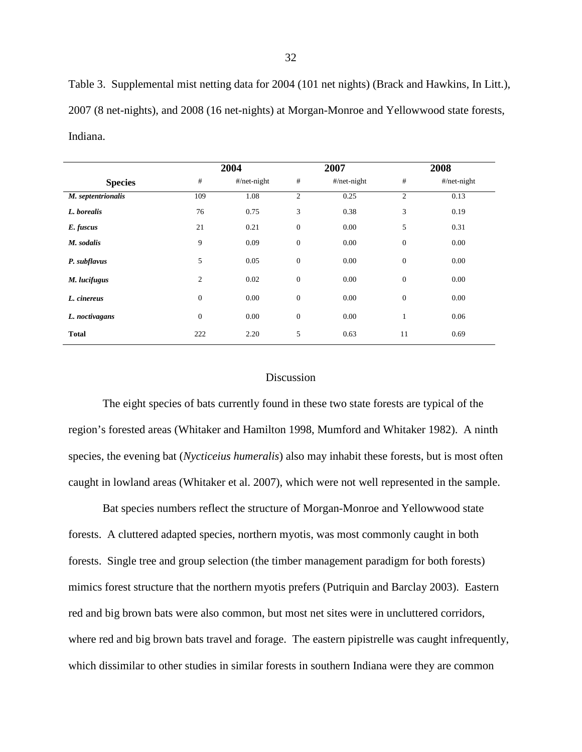Table 3. Supplemental mist netting data for 2004 (101 net nights) (Brack and Hawkins, In Litt.), 2007 (8 net-nights), and 2008 (16 net-nights) at Morgan-Monroe and Yellowwood state forests, Indiana.

| | **2004** | | **2007** | | **2008** | |
|---|---|---|---|---|---|---|
| **Species** | # | #/net-night | # | #/net-night | # | #/net-night |
| ***M. septentrionalis*** | 109 | 1.08 | 2 | 0.25 | 2 | 0.13 |
| ***L. borealis*** | 76 | 0.75 | 3 | 0.38 | 3 | 0.19 |
| ***E. fuscus*** | 21 | 0.21 | 0 | 0.00 | 5 | 0.31 |
| ***M. sodalis*** | 9 | 0.09 | 0 | 0.00 | 0 | 0.00 |
| ***P. subflavus*** | 5 | 0.05 | 0 | 0.00 | 0 | 0.00 |
| ***M. lucifugus*** | 2 | 0.02 | 0 | 0.00 | 0 | 0.00 |
| ***L. cinereus*** | 0 | 0.00 | 0 | 0.00 | 0 | 0.00 |
| ***L. noctivagans*** | 0 | 0.00 | 0 | 0.00 | 1 | 0.06 |
| **Total** | 222 | 2.20 | 5 | 0.63 | 11 | 0.69 |

## Discussion

The eight species of bats currently found in these two state forests are typical of the region's forested areas (Whitaker and Hamilton 1998, Mumford and Whitaker 1982). A ninth species, the evening bat (*Nycticeius humeralis*) also may inhabit these forests, but is most often caught in lowland areas (Whitaker et al. 2007), which were not well represented in the sample.

Bat species numbers reflect the structure of Morgan-Monroe and Yellowwood state forests. A cluttered adapted species, northern myotis, was most commonly caught in both forests. Single tree and group selection (the timber management paradigm for both forests) mimics forest structure that the northern myotis prefers (Putriquin and Barclay 2003). Eastern red and big brown bats were also common, but most net sites were in uncluttered corridors, where red and big brown bats travel and forage. The eastern pipistrelle was caught infrequently, which dissimilar to other studies in similar forests in southern Indiana were they are common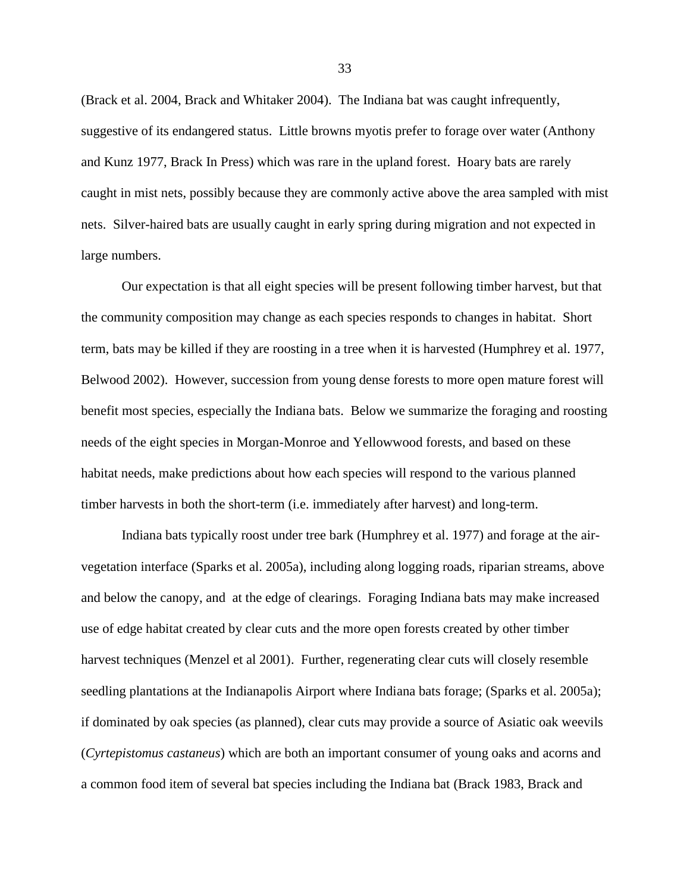(Brack et al. 2004, Brack and Whitaker 2004). The Indiana bat was caught infrequently, suggestive of its endangered status. Little browns myotis prefer to forage over water (Anthony and Kunz 1977, Brack In Press) which was rare in the upland forest. Hoary bats are rarely caught in mist nets, possibly because they are commonly active above the area sampled with mist nets. Silver-haired bats are usually caught in early spring during migration and not expected in large numbers.

Our expectation is that all eight species will be present following timber harvest, but that the community composition may change as each species responds to changes in habitat. Short term, bats may be killed if they are roosting in a tree when it is harvested (Humphrey et al. 1977, Belwood 2002). However, succession from young dense forests to more open mature forest will benefit most species, especially the Indiana bats. Below we summarize the foraging and roosting needs of the eight species in Morgan-Monroe and Yellowwood forests, and based on these habitat needs, make predictions about how each species will respond to the various planned timber harvests in both the short-term (i.e. immediately after harvest) and long-term.

Indiana bats typically roost under tree bark (Humphrey et al. 1977) and forage at the air-vegetation interface (Sparks et al. 2005a), including along logging roads, riparian streams, above and below the canopy, and at the edge of clearings. Foraging Indiana bats may make increased use of edge habitat created by clear cuts and the more open forests created by other timber harvest techniques (Menzel et al 2001). Further, regenerating clear cuts will closely resemble seedling plantations at the Indianapolis Airport where Indiana bats forage; (Sparks et al. 2005a); if dominated by oak species (as planned), clear cuts may provide a source of Asiatic oak weevils (*Cyrtepistomus castaneus*) which are both an important consumer of young oaks and acorns and a common food item of several bat species including the Indiana bat (Brack 1983, Brack and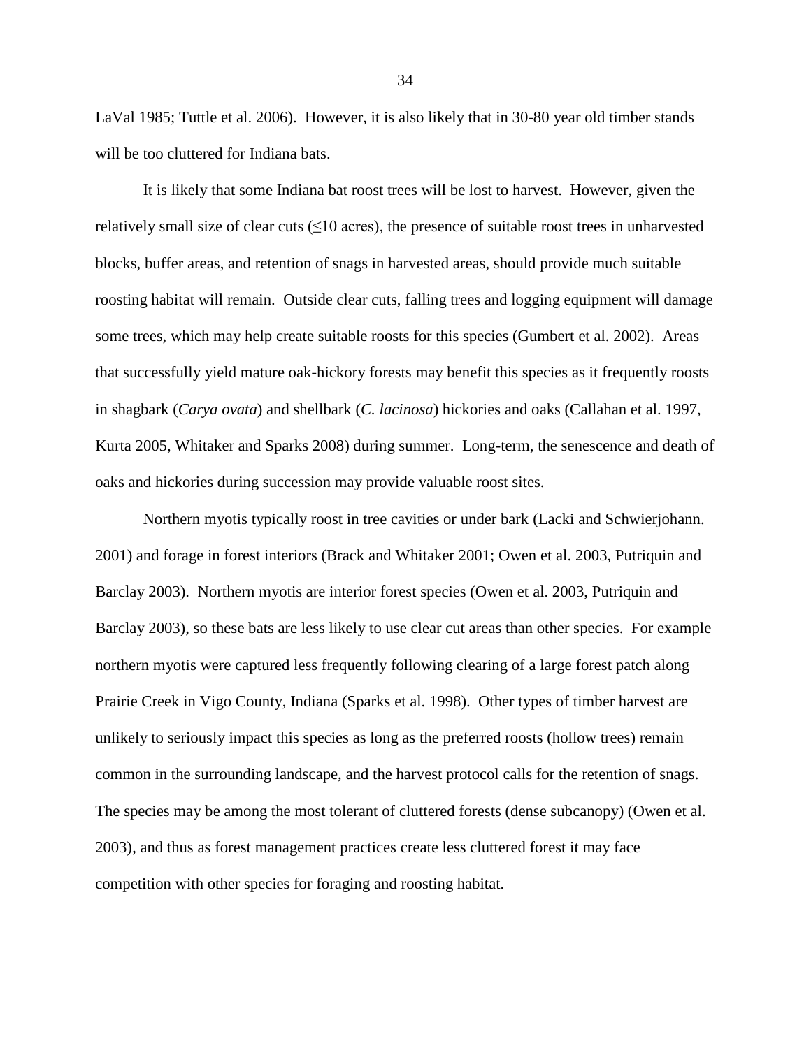LaVal 1985; Tuttle et al. 2006). However, it is also likely that in 30-80 year old timber stands will be too cluttered for Indiana bats.

It is likely that some Indiana bat roost trees will be lost to harvest. However, given the relatively small size of clear cuts (≤10 acres), the presence of suitable roost trees in unharvested blocks, buffer areas, and retention of snags in harvested areas, should provide much suitable roosting habitat will remain. Outside clear cuts, falling trees and logging equipment will damage some trees, which may help create suitable roosts for this species (Gumbert et al. 2002). Areas that successfully yield mature oak-hickory forests may benefit this species as it frequently roosts in shagbark (*Carya ovata*) and shellbark (*C. lacinosa*) hickories and oaks (Callahan et al. 1997, Kurta 2005, Whitaker and Sparks 2008) during summer. Long-term, the senescence and death of oaks and hickories during succession may provide valuable roost sites.

Northern myotis typically roost in tree cavities or under bark (Lacki and Schwierjohann. 2001) and forage in forest interiors (Brack and Whitaker 2001; Owen et al. 2003, Putriquin and Barclay 2003). Northern myotis are interior forest species (Owen et al. 2003, Putriquin and Barclay 2003), so these bats are less likely to use clear cut areas than other species. For example northern myotis were captured less frequently following clearing of a large forest patch along Prairie Creek in Vigo County, Indiana (Sparks et al. 1998). Other types of timber harvest are unlikely to seriously impact this species as long as the preferred roosts (hollow trees) remain common in the surrounding landscape, and the harvest protocol calls for the retention of snags. The species may be among the most tolerant of cluttered forests (dense subcanopy) (Owen et al. 2003), and thus as forest management practices create less cluttered forest it may face competition with other species for foraging and roosting habitat.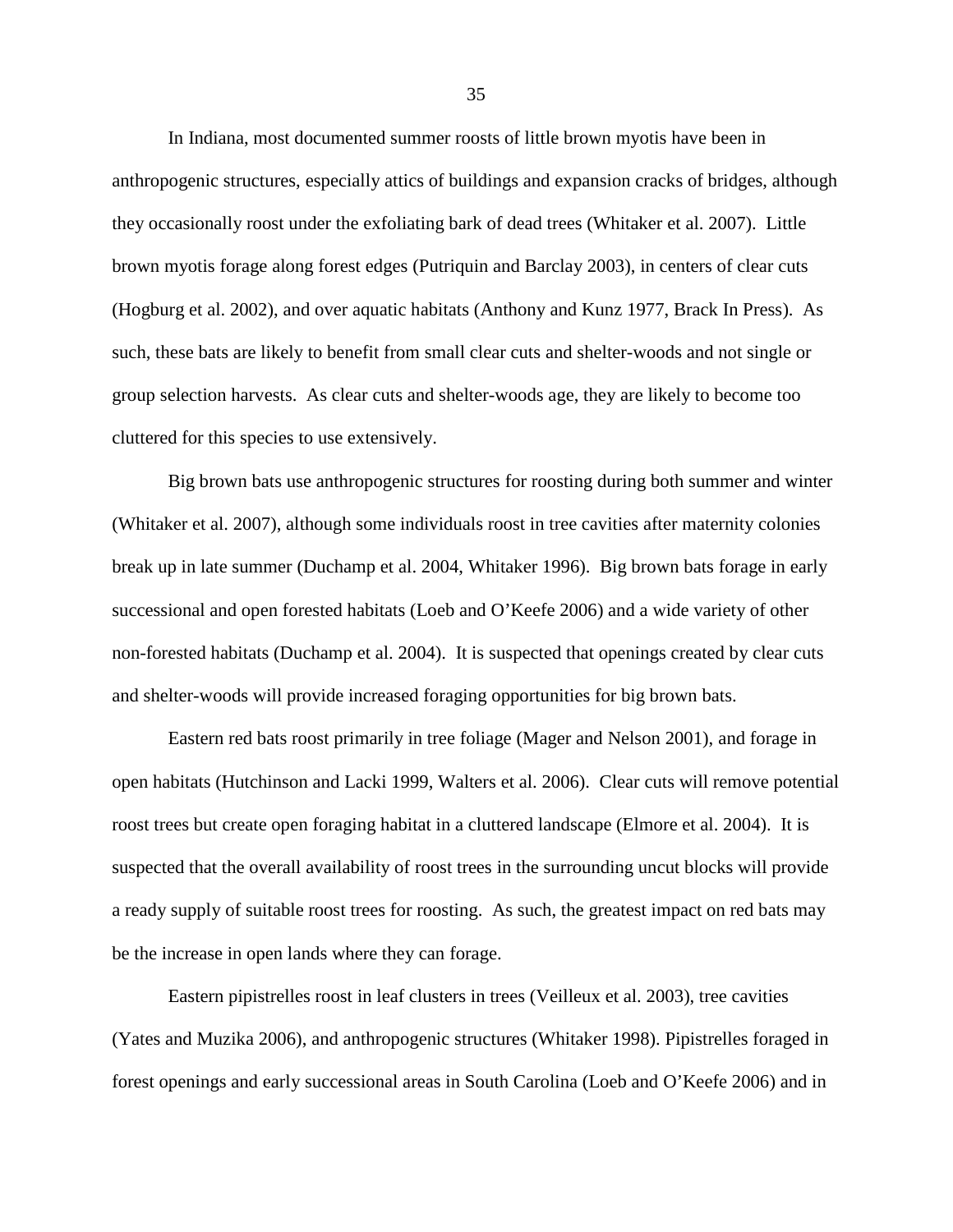In Indiana, most documented summer roosts of little brown myotis have been in anthropogenic structures, especially attics of buildings and expansion cracks of bridges, although they occasionally roost under the exfoliating bark of dead trees (Whitaker et al. 2007). Little brown myotis forage along forest edges (Putriquin and Barclay 2003), in centers of clear cuts (Hogburg et al. 2002), and over aquatic habitats (Anthony and Kunz 1977, Brack In Press). As such, these bats are likely to benefit from small clear cuts and shelter-woods and not single or group selection harvests. As clear cuts and shelter-woods age, they are likely to become too cluttered for this species to use extensively.

Big brown bats use anthropogenic structures for roosting during both summer and winter (Whitaker et al. 2007), although some individuals roost in tree cavities after maternity colonies break up in late summer (Duchamp et al. 2004, Whitaker 1996). Big brown bats forage in early successional and open forested habitats (Loeb and O'Keefe 2006) and a wide variety of other non-forested habitats (Duchamp et al. 2004). It is suspected that openings created by clear cuts and shelter-woods will provide increased foraging opportunities for big brown bats.

Eastern red bats roost primarily in tree foliage (Mager and Nelson 2001), and forage in open habitats (Hutchinson and Lacki 1999, Walters et al. 2006). Clear cuts will remove potential roost trees but create open foraging habitat in a cluttered landscape (Elmore et al. 2004). It is suspected that the overall availability of roost trees in the surrounding uncut blocks will provide a ready supply of suitable roost trees for roosting. As such, the greatest impact on red bats may be the increase in open lands where they can forage.

Eastern pipistrelles roost in leaf clusters in trees (Veilleux et al. 2003), tree cavities (Yates and Muzika 2006), and anthropogenic structures (Whitaker 1998). Pipistrelles foraged in forest openings and early successional areas in South Carolina (Loeb and O'Keefe 2006) and in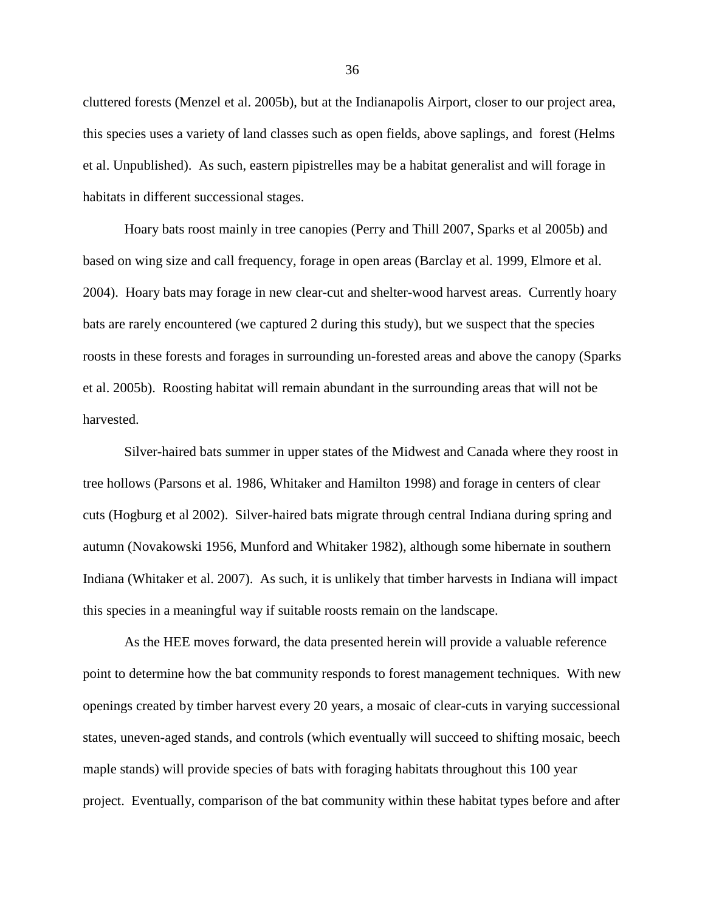cluttered forests (Menzel et al. 2005b), but at the Indianapolis Airport, closer to our project area, this species uses a variety of land classes such as open fields, above saplings, and forest (Helms et al. Unpublished). As such, eastern pipistrelles may be a habitat generalist and will forage in habitats in different successional stages.

Hoary bats roost mainly in tree canopies (Perry and Thill 2007, Sparks et al 2005b) and based on wing size and call frequency, forage in open areas (Barclay et al. 1999, Elmore et al. 2004). Hoary bats may forage in new clear-cut and shelter-wood harvest areas. Currently hoary bats are rarely encountered (we captured 2 during this study), but we suspect that the species roosts in these forests and forages in surrounding un-forested areas and above the canopy (Sparks et al. 2005b). Roosting habitat will remain abundant in the surrounding areas that will not be harvested.

Silver-haired bats summer in upper states of the Midwest and Canada where they roost in tree hollows (Parsons et al. 1986, Whitaker and Hamilton 1998) and forage in centers of clear cuts (Hogburg et al 2002). Silver-haired bats migrate through central Indiana during spring and autumn (Novakowski 1956, Munford and Whitaker 1982), although some hibernate in southern Indiana (Whitaker et al. 2007). As such, it is unlikely that timber harvests in Indiana will impact this species in a meaningful way if suitable roosts remain on the landscape.

As the HEE moves forward, the data presented herein will provide a valuable reference point to determine how the bat community responds to forest management techniques. With new openings created by timber harvest every 20 years, a mosaic of clear-cuts in varying successional states, uneven-aged stands, and controls (which eventually will succeed to shifting mosaic, beech maple stands) will provide species of bats with foraging habitats throughout this 100 year project. Eventually, comparison of the bat community within these habitat types before and after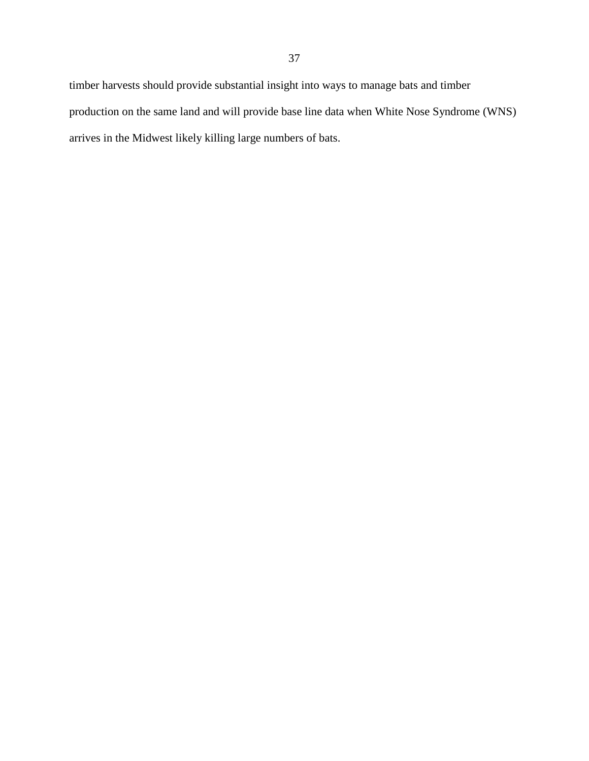timber harvests should provide substantial insight into ways to manage bats and timber production on the same land and will provide base line data when White Nose Syndrome (WNS) arrives in the Midwest likely killing large numbers of bats.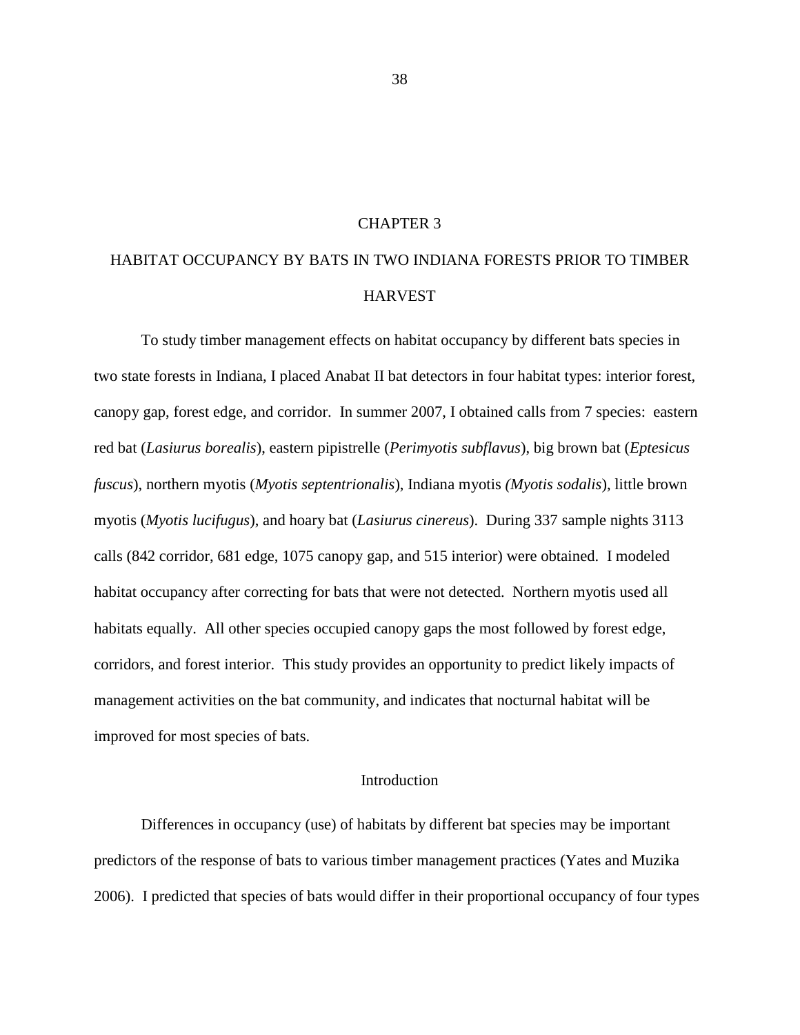# CHAPTER 3

# HABITAT OCCUPANCY BY BATS IN TWO INDIANA FORESTS PRIOR TO TIMBER HARVEST

To study timber management effects on habitat occupancy by different bats species in two state forests in Indiana, I placed Anabat II bat detectors in four habitat types: interior forest, canopy gap, forest edge, and corridor. In summer 2007, I obtained calls from 7 species: eastern red bat (*Lasiurus borealis*), eastern pipistrelle (*Perimyotis subflavus*), big brown bat (*Eptesicus fuscus*), northern myotis (*Myotis septentrionalis*), Indiana myotis *(Myotis sodalis*), little brown myotis (*Myotis lucifugus*), and hoary bat (*Lasiurus cinereus*). During 337 sample nights 3113 calls (842 corridor, 681 edge, 1075 canopy gap, and 515 interior) were obtained. I modeled habitat occupancy after correcting for bats that were not detected. Northern myotis used all habitats equally. All other species occupied canopy gaps the most followed by forest edge, corridors, and forest interior. This study provides an opportunity to predict likely impacts of management activities on the bat community, and indicates that nocturnal habitat will be improved for most species of bats.

## Introduction

Differences in occupancy (use) of habitats by different bat species may be important predictors of the response of bats to various timber management practices (Yates and Muzika 2006). I predicted that species of bats would differ in their proportional occupancy of four types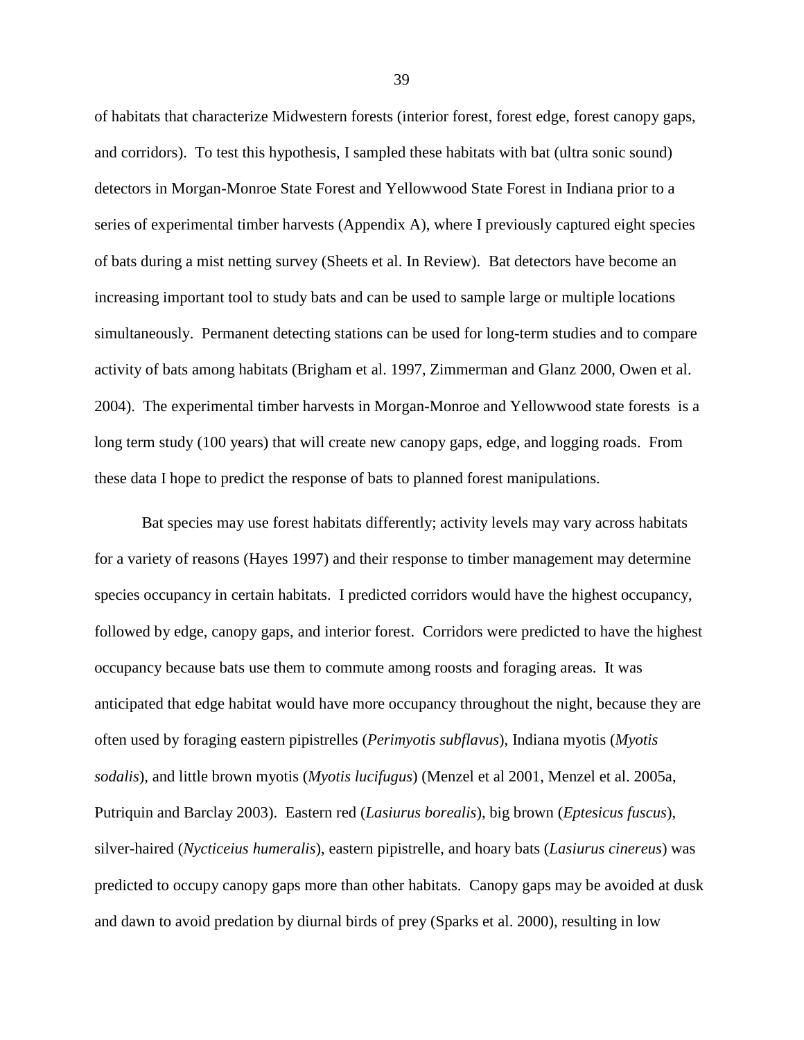of habitats that characterize Midwestern forests (interior forest, forest edge, forest canopy gaps, and corridors). To test this hypothesis, I sampled these habitats with bat (ultra sonic sound) detectors in Morgan-Monroe State Forest and Yellowwood State Forest in Indiana prior to a series of experimental timber harvests (Appendix A), where I previously captured eight species of bats during a mist netting survey (Sheets et al. In Review). Bat detectors have become an increasing important tool to study bats and can be used to sample large or multiple locations simultaneously. Permanent detecting stations can be used for long-term studies and to compare activity of bats among habitats (Brigham et al. 1997, Zimmerman and Glanz 2000, Owen et al. 2004). The experimental timber harvests in Morgan-Monroe and Yellowwood state forests is a long term study (100 years) that will create new canopy gaps, edge, and logging roads. From these data I hope to predict the response of bats to planned forest manipulations.

Bat species may use forest habitats differently; activity levels may vary across habitats for a variety of reasons (Hayes 1997) and their response to timber management may determine species occupancy in certain habitats. I predicted corridors would have the highest occupancy, followed by edge, canopy gaps, and interior forest. Corridors were predicted to have the highest occupancy because bats use them to commute among roosts and foraging areas. It was anticipated that edge habitat would have more occupancy throughout the night, because they are often used by foraging eastern pipistrelles (*Perimyotis subflavus*), Indiana myotis (*Myotis sodalis*), and little brown myotis (*Myotis lucifugus*) (Menzel et al 2001, Menzel et al. 2005a, Putriquin and Barclay 2003). Eastern red (*Lasiurus borealis*), big brown (*Eptesicus fuscus*), silver-haired (*Nycticeius humeralis*), eastern pipistrelle, and hoary bats (*Lasiurus cinereus*) was predicted to occupy canopy gaps more than other habitats. Canopy gaps may be avoided at dusk and dawn to avoid predation by diurnal birds of prey (Sparks et al. 2000), resulting in low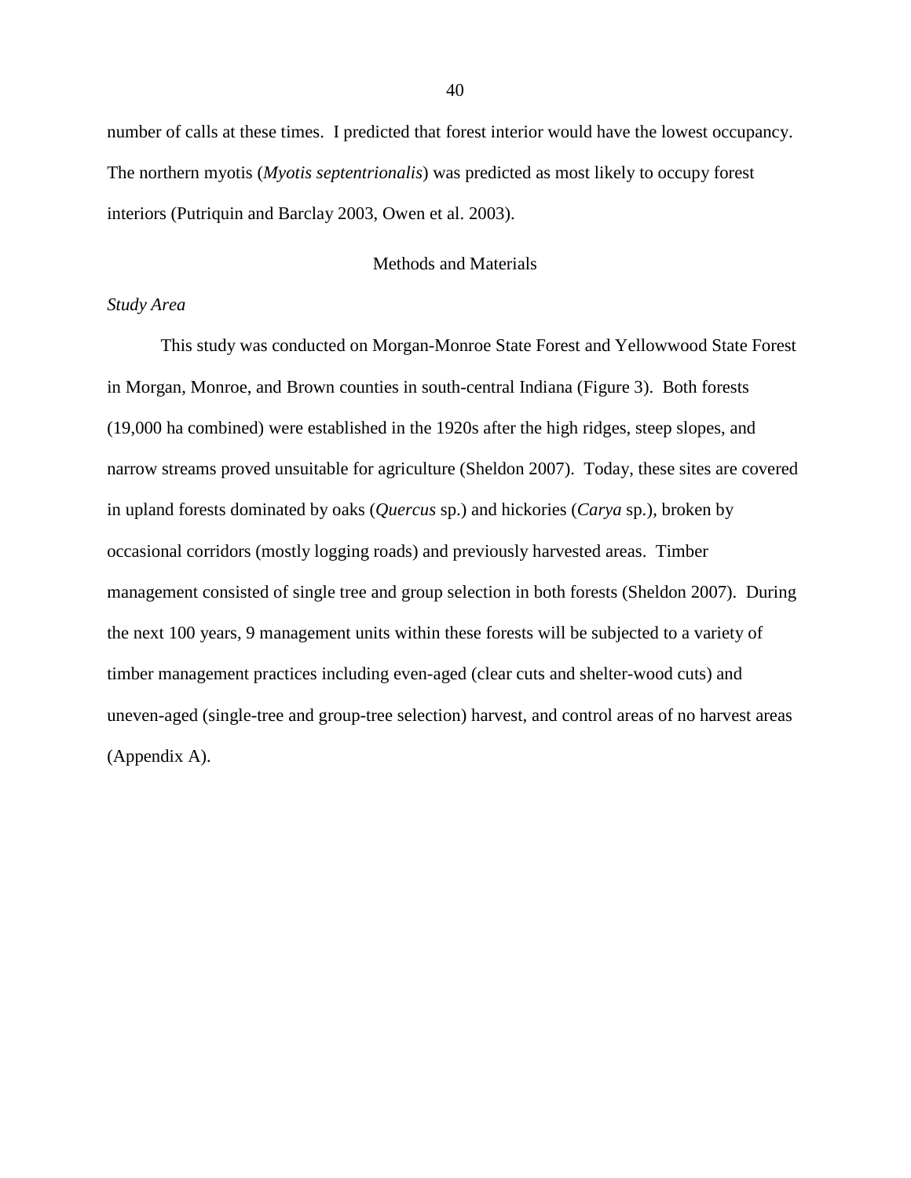number of calls at these times. I predicted that forest interior would have the lowest occupancy. The northern myotis (*Myotis septentrionalis*) was predicted as most likely to occupy forest interiors (Putriquin and Barclay 2003, Owen et al. 2003).

## Methods and Materials

### *Study Area*

This study was conducted on Morgan-Monroe State Forest and Yellowwood State Forest in Morgan, Monroe, and Brown counties in south-central Indiana (Figure 3). Both forests (19,000 ha combined) were established in the 1920s after the high ridges, steep slopes, and narrow streams proved unsuitable for agriculture (Sheldon 2007). Today, these sites are covered in upland forests dominated by oaks (*Quercus* sp.) and hickories (*Carya* sp.), broken by occasional corridors (mostly logging roads) and previously harvested areas. Timber management consisted of single tree and group selection in both forests (Sheldon 2007). During the next 100 years, 9 management units within these forests will be subjected to a variety of timber management practices including even-aged (clear cuts and shelter-wood cuts) and uneven-aged (single-tree and group-tree selection) harvest, and control areas of no harvest areas (Appendix A).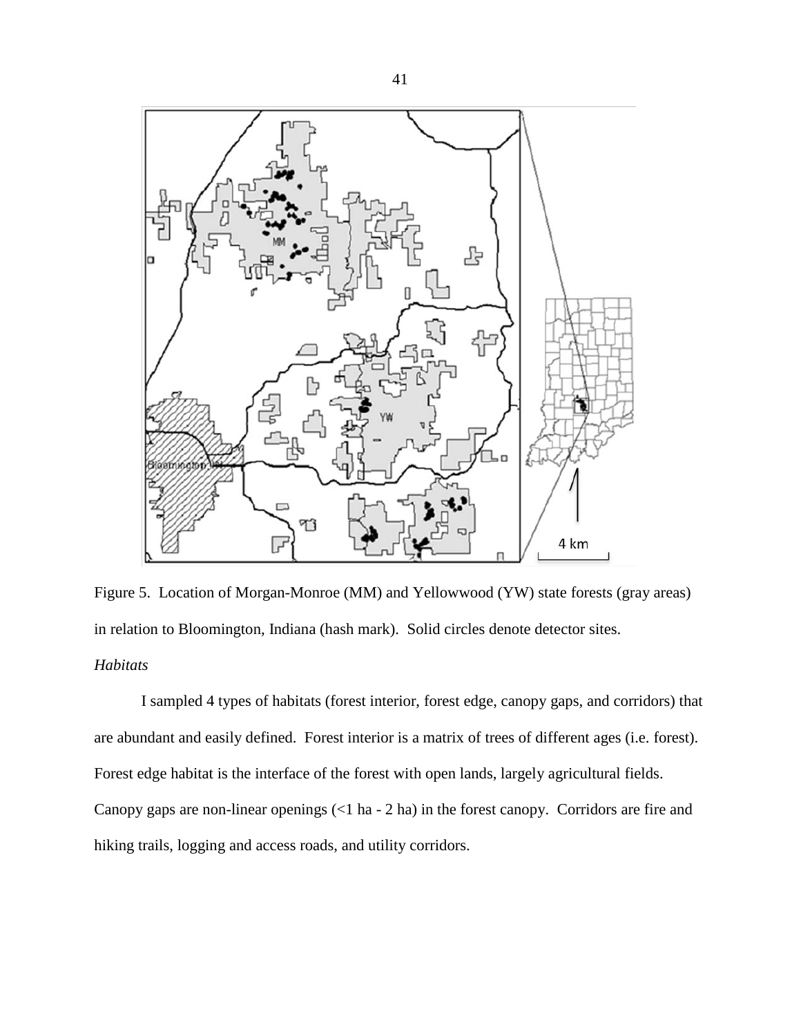Figure 5. Location of Morgan-Monroe (MM) and Yellowwood (YW) state forests (gray areas) in relation to Bloomington, Indiana (hash mark). Solid circles denote detector sites.

*Habitats*

I sampled 4 types of habitats (forest interior, forest edge, canopy gaps, and corridors) that are abundant and easily defined. Forest interior is a matrix of trees of different ages (i.e. forest). Forest edge habitat is the interface of the forest with open lands, largely agricultural fields. Canopy gaps are non-linear openings (<1 ha - 2 ha) in the forest canopy. Corridors are fire and hiking trails, logging and access roads, and utility corridors.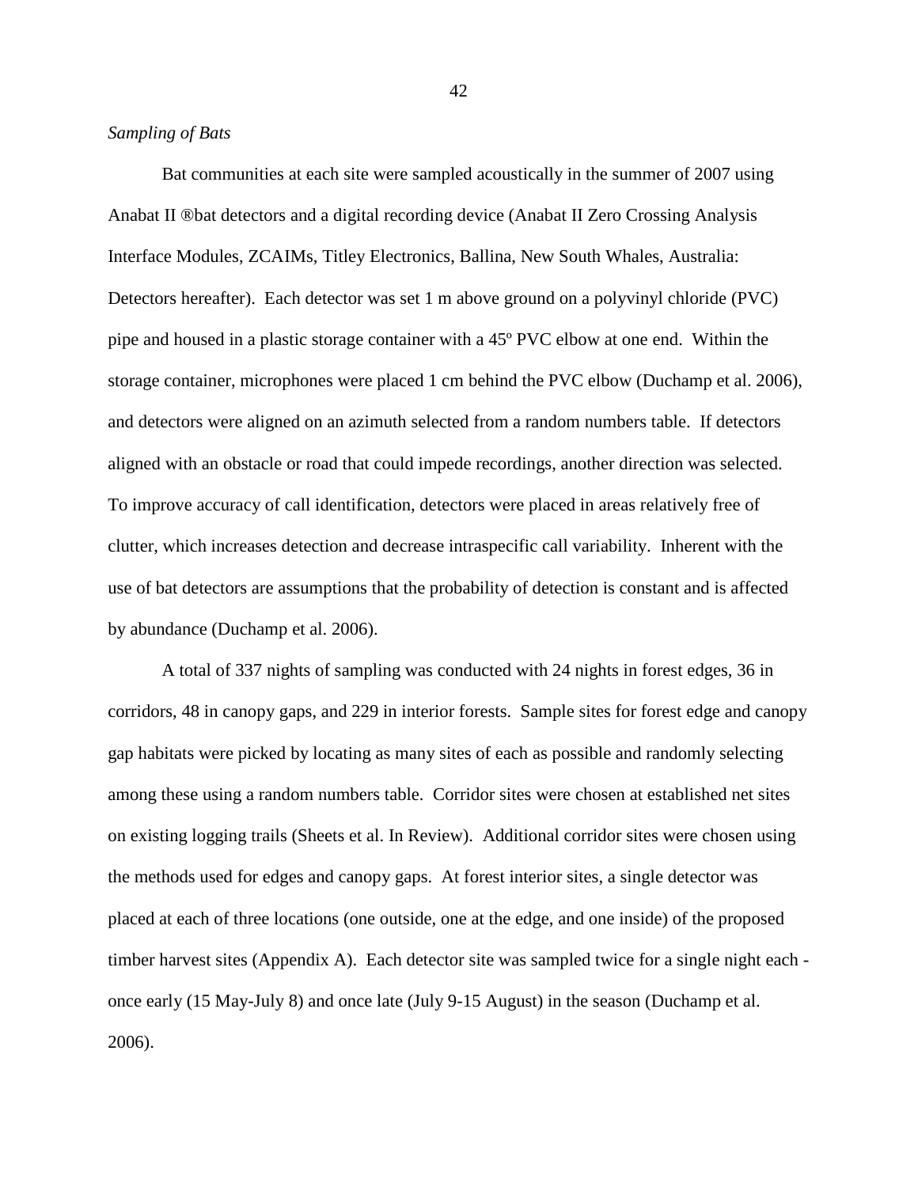*Sampling of Bats*

Bat communities at each site were sampled acoustically in the summer of 2007 using Anabat II ®bat detectors and a digital recording device (Anabat II Zero Crossing Analysis Interface Modules, ZCAIMs, Titley Electronics, Ballina, New South Wales, Australia: Detectors hereafter). Each detector was set 1 m above ground on a polyvinyl chloride (PVC) pipe and housed in a plastic storage container with a 45º PVC elbow at one end. Within the storage container, microphones were placed 1 cm behind the PVC elbow (Duchamp et al. 2006), and detectors were aligned on an azimuth selected from a random numbers table. If detectors aligned with an obstacle or road that could impede recordings, another direction was selected. To improve accuracy of call identification, detectors were placed in areas relatively free of clutter, which increases detection and decrease intraspecific call variability. Inherent with the use of bat detectors are assumptions that the probability of detection is constant and is affected by abundance (Duchamp et al. 2006).

A total of 337 nights of sampling was conducted with 24 nights in forest edges, 36 in corridors, 48 in canopy gaps, and 229 in interior forests. Sample sites for forest edge and canopy gap habitats were picked by locating as many sites of each as possible and randomly selecting among these using a random numbers table. Corridor sites were chosen at established net sites on existing logging trails (Sheets et al. In Review). Additional corridor sites were chosen using the methods used for edges and canopy gaps. At forest interior sites, a single detector was placed at each of three locations (one outside, one at the edge, and one inside) of the proposed timber harvest sites (Appendix A). Each detector site was sampled twice for a single night each - once early (15 May-July 8) and once late (July 9-15 August) in the season (Duchamp et al. 2006).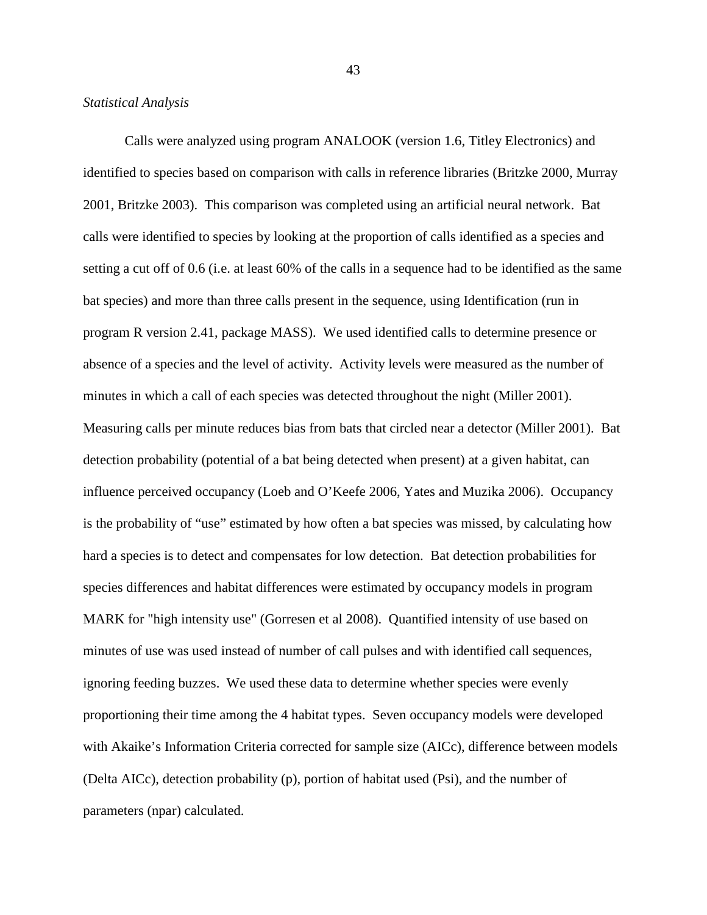*Statistical Analysis*

Calls were analyzed using program ANALOOK (version 1.6, Titley Electronics) and identified to species based on comparison with calls in reference libraries (Britzke 2000, Murray 2001, Britzke 2003). This comparison was completed using an artificial neural network. Bat calls were identified to species by looking at the proportion of calls identified as a species and setting a cut off of 0.6 (i.e. at least 60% of the calls in a sequence had to be identified as the same bat species) and more than three calls present in the sequence, using Identification (run in program R version 2.41, package MASS). We used identified calls to determine presence or absence of a species and the level of activity. Activity levels were measured as the number of minutes in which a call of each species was detected throughout the night (Miller 2001). Measuring calls per minute reduces bias from bats that circled near a detector (Miller 2001). Bat detection probability (potential of a bat being detected when present) at a given habitat, can influence perceived occupancy (Loeb and O'Keefe 2006, Yates and Muzika 2006). Occupancy is the probability of "use" estimated by how often a bat species was missed, by calculating how hard a species is to detect and compensates for low detection. Bat detection probabilities for species differences and habitat differences were estimated by occupancy models in program MARK for "high intensity use" (Gorresen et al 2008). Quantified intensity of use based on minutes of use was used instead of number of call pulses and with identified call sequences, ignoring feeding buzzes. We used these data to determine whether species were evenly proportioning their time among the 4 habitat types. Seven occupancy models were developed with Akaike's Information Criteria corrected for sample size (AICc), difference between models (Delta AICc), detection probability (p), portion of habitat used (Psi), and the number of parameters (npar) calculated.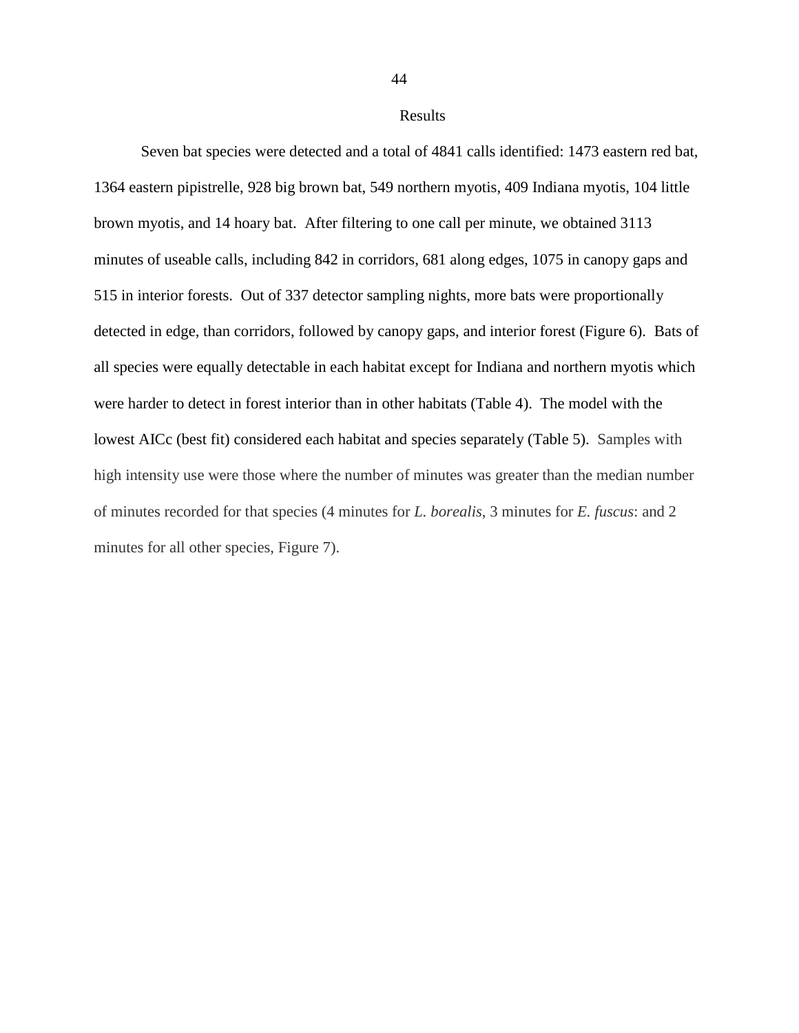# Results

Seven bat species were detected and a total of 4841 calls identified: 1473 eastern red bat, 1364 eastern pipistrelle, 928 big brown bat, 549 northern myotis, 409 Indiana myotis, 104 little brown myotis, and 14 hoary bat. After filtering to one call per minute, we obtained 3113 minutes of useable calls, including 842 in corridors, 681 along edges, 1075 in canopy gaps and 515 in interior forests. Out of 337 detector sampling nights, more bats were proportionally detected in edge, than corridors, followed by canopy gaps, and interior forest (Figure 6). Bats of all species were equally detectable in each habitat except for Indiana and northern myotis which were harder to detect in forest interior than in other habitats (Table 4). The model with the lowest AICc (best fit) considered each habitat and species separately (Table 5). Samples with high intensity use were those where the number of minutes was greater than the median number of minutes recorded for that species (4 minutes for *L. borealis*, 3 minutes for *E. fuscus*: and 2 minutes for all other species, Figure 7).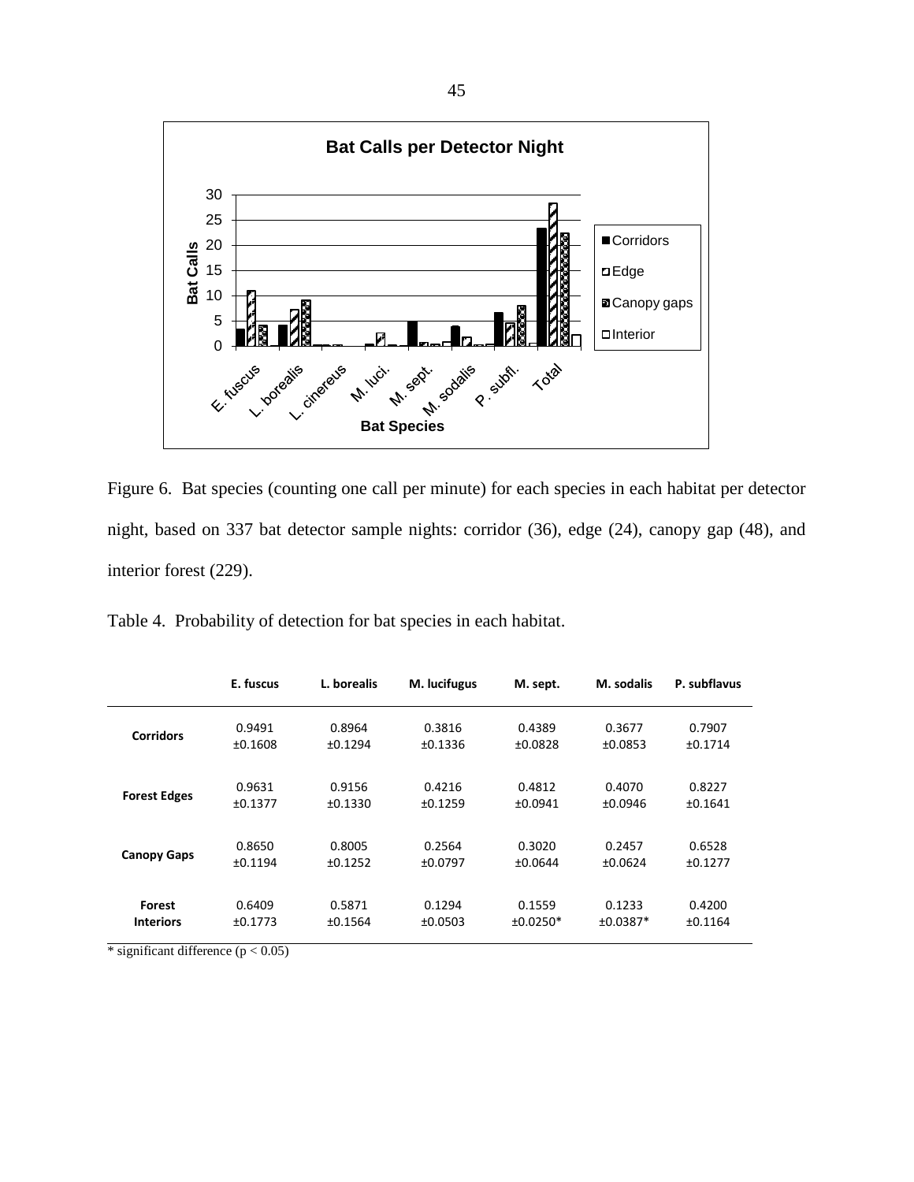Figure 6. Bat species (counting one call per minute) for each species in each habitat per detector night, based on 337 bat detector sample nights: corridor (36), edge (24), canopy gap (48), and interior forest (229).

Table 4. Probability of detection for bat species in each habitat.

| | E. fuscus | L. borealis | M. lucifugus | M. sept. | M. sodalis | P. subflavus |
|---|---|---|---|---|---|---|
| **Corridors** | 0.9491 ±0.1608 | 0.8964 ±0.1294 | 0.3816 ±0.1336 | 0.4389 ±0.0828 | 0.3677 ±0.0853 | 0.7907 ±0.1714 |
| **Forest Edges** | 0.9631 ±0.1377 | 0.9156 ±0.1330 | 0.4216 ±0.1259 | 0.4812 ±0.0941 | 0.4070 ±0.0946 | 0.8227 ±0.1641 |
| **Canopy Gaps** | 0.8650 ±0.1194 | 0.8005 ±0.1252 | 0.2564 ±0.0797 | 0.3020 ±0.0644 | 0.2457 ±0.0624 | 0.6528 ±0.1277 |
| **Forest Interiors** | 0.6409 ±0.1773 | 0.5871 ±0.1564 | 0.1294 ±0.0503 | 0.1559 ±0.0250* | 0.1233 ±0.0387* | 0.4200 ±0.1164 |

* significant difference ($p < 0.05$)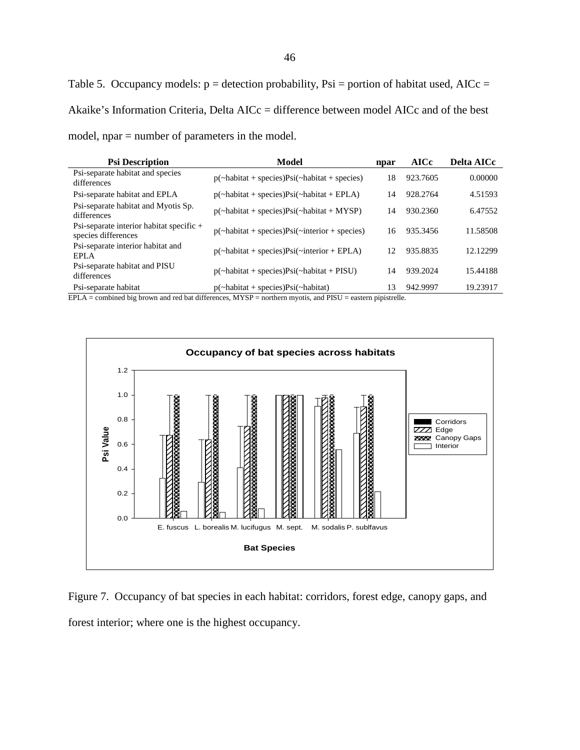Table 5. Occupancy models: p = detection probability, Psi = portion of habitat used, AICc = Akaike's Information Criteria, Delta AICc = difference between model AICc and of the best model, npar = number of parameters in the model.

| Psi Description | Model | npar | AICc | Delta AICc |
|---|---|---|---|---|
| Psi-separate habitat and species differences | p(~habitat + species)Psi(~habitat + species) | 18 | 923.7605 | 0.00000 |
| Psi-separate habitat and EPLA | p(~habitat + species)Psi(~habitat + EPLA) | 14 | 928.2764 | 4.51593 |
| Psi-separate habitat and Myotis Sp. differences | p(~habitat + species)Psi(~habitat + MYSP) | 14 | 930.2360 | 6.47552 |
| Psi-separate interior habitat specific + species differences | p(~habitat + species)Psi(~interior + species) | 16 | 935.3456 | 11.58508 |
| Psi-separate interior habitat and EPLA | p(~habitat + species)Psi(~interior + EPLA) | 12 | 935.8835 | 12.12299 |
| Psi-separate habitat and PISU differences | p(~habitat + species)Psi(~habitat + PISU) | 14 | 939.2024 | 15.44188 |
| Psi-separate habitat | p(~habitat + species)Psi(~habitat) | 13 | 942.9997 | 19.23917 |

EPLA = combined big brown and red bat differences, MYSP = northern myotis, and PISU = eastern pipistrelle.

Figure 7. Occupancy of bat species in each habitat: corridors, forest edge, canopy gaps, and forest interior; where one is the highest occupancy.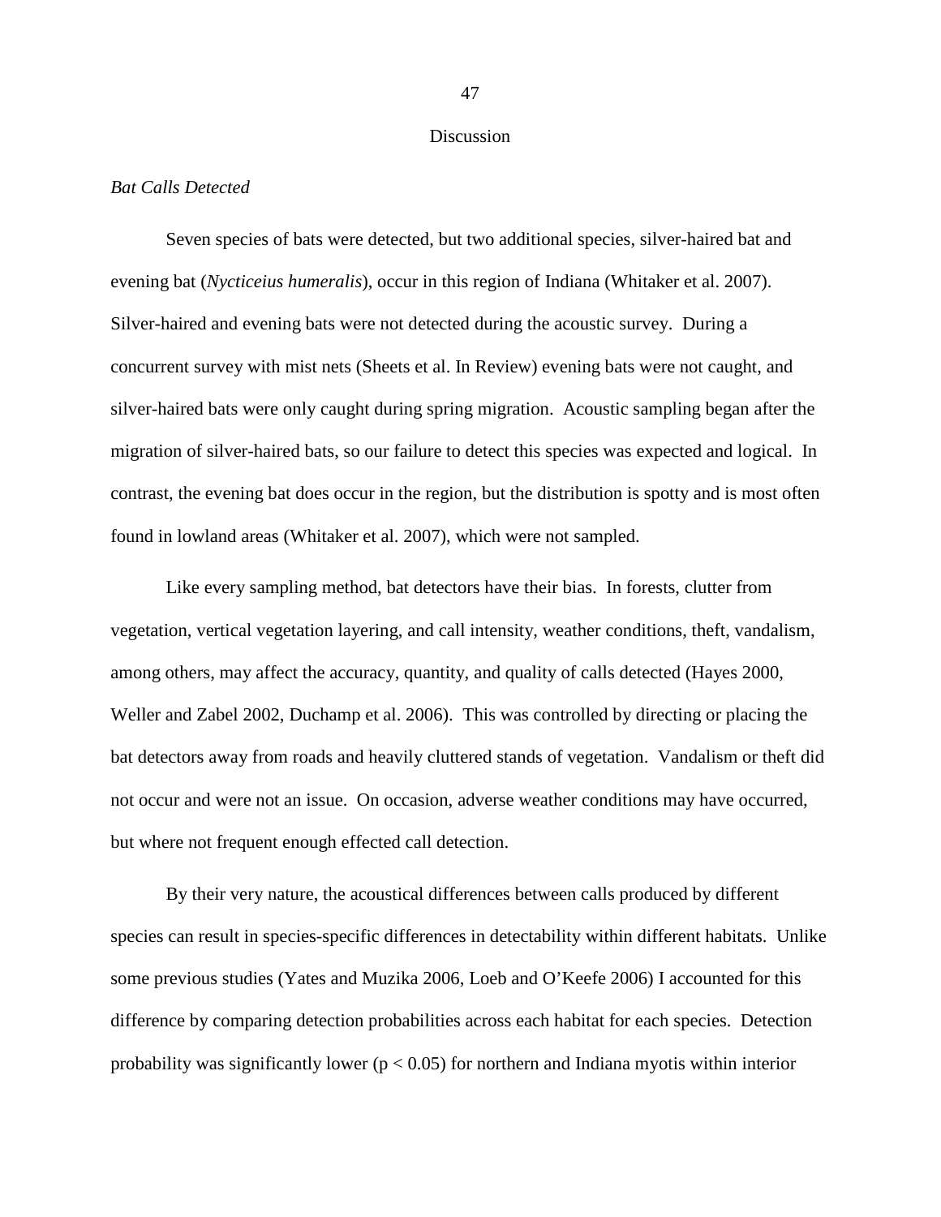# Discussion

*Bat Calls Detected*

Seven species of bats were detected, but two additional species, silver-haired bat and evening bat (*Nycticeius humeralis*), occur in this region of Indiana (Whitaker et al. 2007). Silver-haired and evening bats were not detected during the acoustic survey. During a concurrent survey with mist nets (Sheets et al. In Review) evening bats were not caught, and silver-haired bats were only caught during spring migration. Acoustic sampling began after the migration of silver-haired bats, so our failure to detect this species was expected and logical. In contrast, the evening bat does occur in the region, but the distribution is spotty and is most often found in lowland areas (Whitaker et al. 2007), which were not sampled.

Like every sampling method, bat detectors have their bias. In forests, clutter from vegetation, vertical vegetation layering, and call intensity, weather conditions, theft, vandalism, among others, may affect the accuracy, quantity, and quality of calls detected (Hayes 2000, Weller and Zabel 2002, Duchamp et al. 2006). This was controlled by directing or placing the bat detectors away from roads and heavily cluttered stands of vegetation. Vandalism or theft did not occur and were not an issue. On occasion, adverse weather conditions may have occurred, but where not frequent enough effected call detection.

By their very nature, the acoustical differences between calls produced by different species can result in species-specific differences in detectability within different habitats. Unlike some previous studies (Yates and Muzika 2006, Loeb and O'Keefe 2006) I accounted for this difference by comparing detection probabilities across each habitat for each species. Detection probability was significantly lower ($p < 0.05$) for northern and Indiana myotis within interior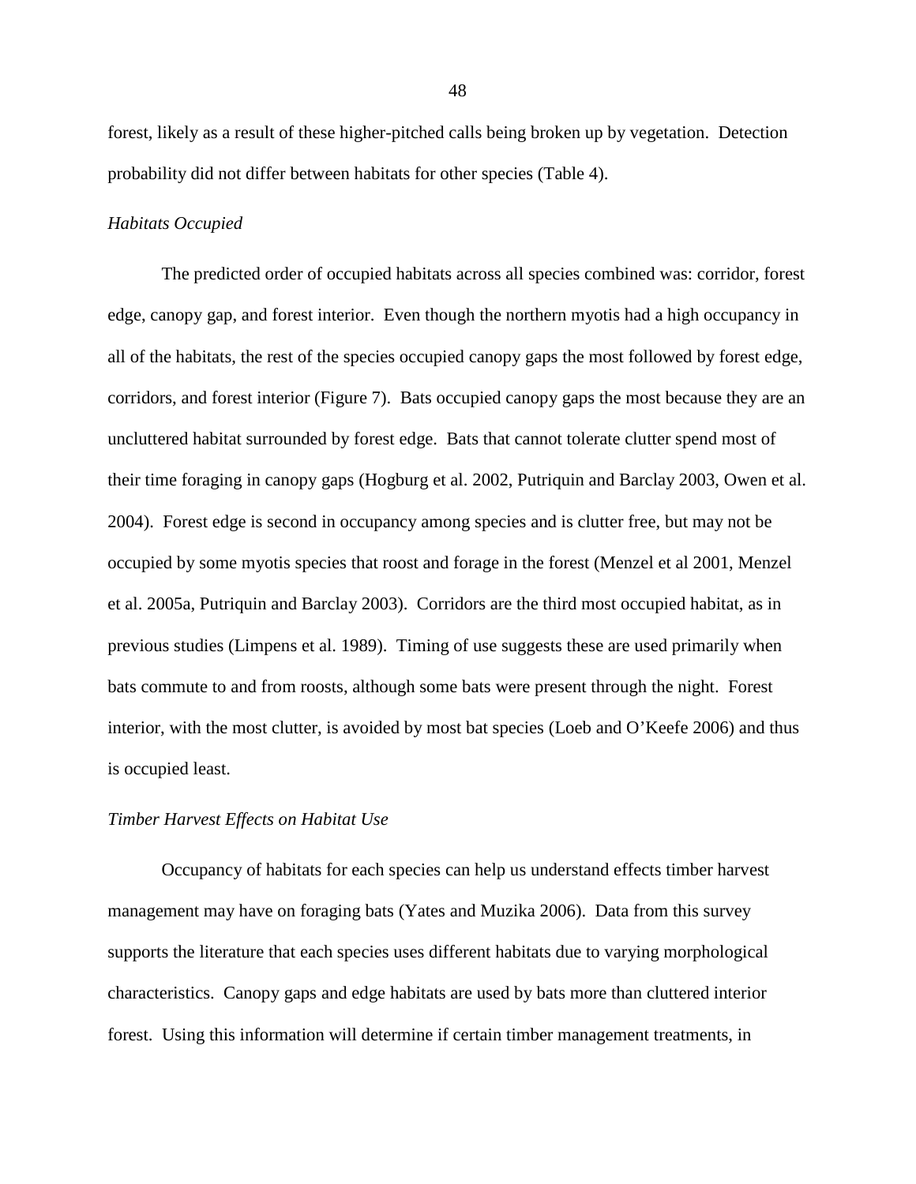forest, likely as a result of these higher-pitched calls being broken up by vegetation. Detection probability did not differ between habitats for other species (Table 4).

*Habitats Occupied*

The predicted order of occupied habitats across all species combined was: corridor, forest edge, canopy gap, and forest interior. Even though the northern myotis had a high occupancy in all of the habitats, the rest of the species occupied canopy gaps the most followed by forest edge, corridors, and forest interior (Figure 7). Bats occupied canopy gaps the most because they are an uncluttered habitat surrounded by forest edge. Bats that cannot tolerate clutter spend most of their time foraging in canopy gaps (Hogburg et al. 2002, Putriquin and Barclay 2003, Owen et al. 2004). Forest edge is second in occupancy among species and is clutter free, but may not be occupied by some myotis species that roost and forage in the forest (Menzel et al 2001, Menzel et al. 2005a, Putriquin and Barclay 2003). Corridors are the third most occupied habitat, as in previous studies (Limpens et al. 1989). Timing of use suggests these are used primarily when bats commute to and from roosts, although some bats were present through the night. Forest interior, with the most clutter, is avoided by most bat species (Loeb and O'Keefe 2006) and thus is occupied least.

*Timber Harvest Effects on Habitat Use*

Occupancy of habitats for each species can help us understand effects timber harvest management may have on foraging bats (Yates and Muzika 2006). Data from this survey supports the literature that each species uses different habitats due to varying morphological characteristics. Canopy gaps and edge habitats are used by bats more than cluttered interior forest. Using this information will determine if certain timber management treatments, in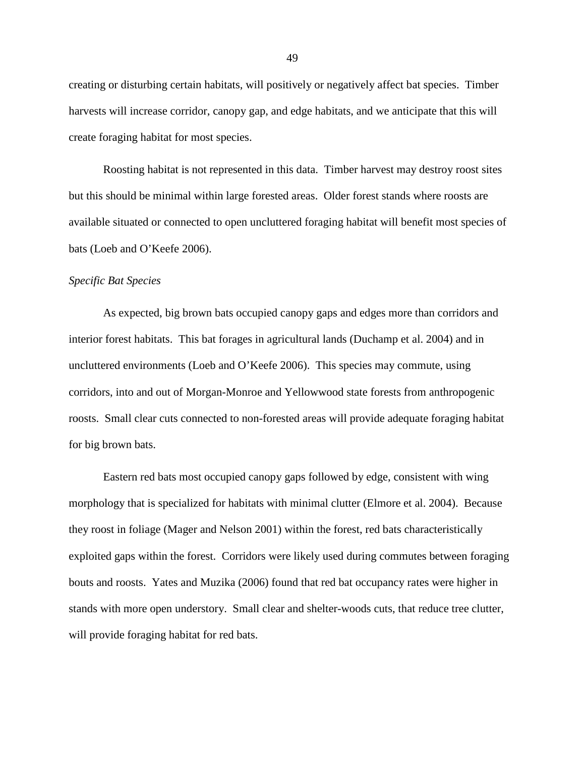creating or disturbing certain habitats, will positively or negatively affect bat species. Timber harvests will increase corridor, canopy gap, and edge habitats, and we anticipate that this will create foraging habitat for most species.

Roosting habitat is not represented in this data. Timber harvest may destroy roost sites but this should be minimal within large forested areas. Older forest stands where roosts are available situated or connected to open uncluttered foraging habitat will benefit most species of bats (Loeb and O'Keefe 2006).

*Specific Bat Species*

As expected, big brown bats occupied canopy gaps and edges more than corridors and interior forest habitats. This bat forages in agricultural lands (Duchamp et al. 2004) and in uncluttered environments (Loeb and O'Keefe 2006). This species may commute, using corridors, into and out of Morgan-Monroe and Yellowwood state forests from anthropogenic roosts. Small clear cuts connected to non-forested areas will provide adequate foraging habitat for big brown bats.

Eastern red bats most occupied canopy gaps followed by edge, consistent with wing morphology that is specialized for habitats with minimal clutter (Elmore et al. 2004). Because they roost in foliage (Mager and Nelson 2001) within the forest, red bats characteristically exploited gaps within the forest. Corridors were likely used during commutes between foraging bouts and roosts. Yates and Muzika (2006) found that red bat occupancy rates were higher in stands with more open understory. Small clear and shelter-woods cuts, that reduce tree clutter, will provide foraging habitat for red bats.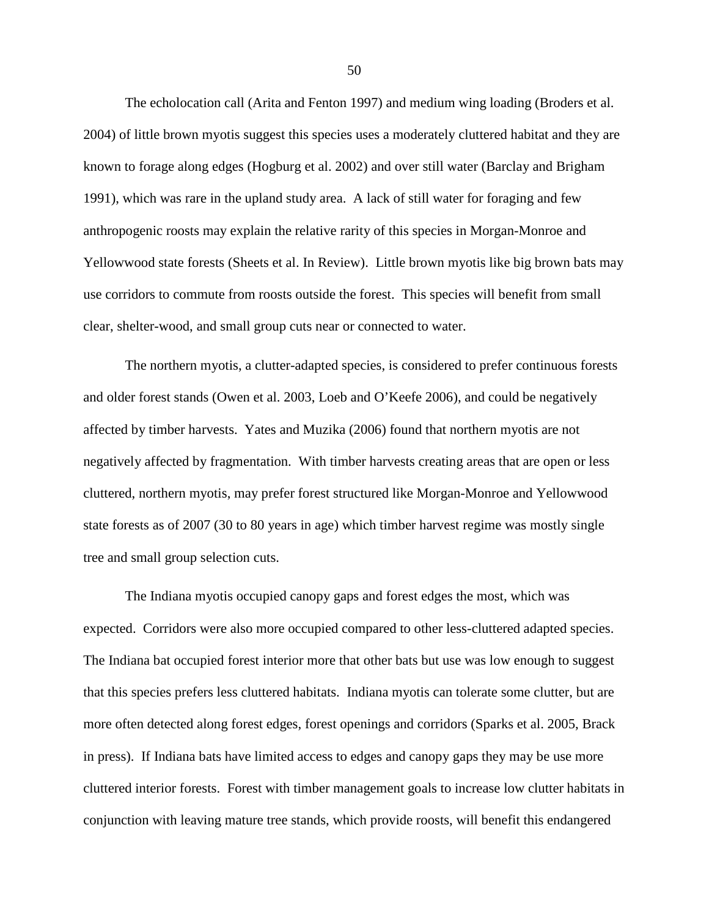The echolocation call (Arita and Fenton 1997) and medium wing loading (Broders et al. 2004) of little brown myotis suggest this species uses a moderately cluttered habitat and they are known to forage along edges (Hogburg et al. 2002) and over still water (Barclay and Brigham 1991), which was rare in the upland study area. A lack of still water for foraging and few anthropogenic roosts may explain the relative rarity of this species in Morgan-Monroe and Yellowwood state forests (Sheets et al. In Review). Little brown myotis like big brown bats may use corridors to commute from roosts outside the forest. This species will benefit from small clear, shelter-wood, and small group cuts near or connected to water.

The northern myotis, a clutter-adapted species, is considered to prefer continuous forests and older forest stands (Owen et al. 2003, Loeb and O'Keefe 2006), and could be negatively affected by timber harvests. Yates and Muzika (2006) found that northern myotis are not negatively affected by fragmentation. With timber harvests creating areas that are open or less cluttered, northern myotis, may prefer forest structured like Morgan-Monroe and Yellowwood state forests as of 2007 (30 to 80 years in age) which timber harvest regime was mostly single tree and small group selection cuts.

The Indiana myotis occupied canopy gaps and forest edges the most, which was expected. Corridors were also more occupied compared to other less-cluttered adapted species. The Indiana bat occupied forest interior more that other bats but use was low enough to suggest that this species prefers less cluttered habitats. Indiana myotis can tolerate some clutter, but are more often detected along forest edges, forest openings and corridors (Sparks et al. 2005, Brack in press). If Indiana bats have limited access to edges and canopy gaps they may be use more cluttered interior forests. Forest with timber management goals to increase low clutter habitats in conjunction with leaving mature tree stands, which provide roosts, will benefit this endangered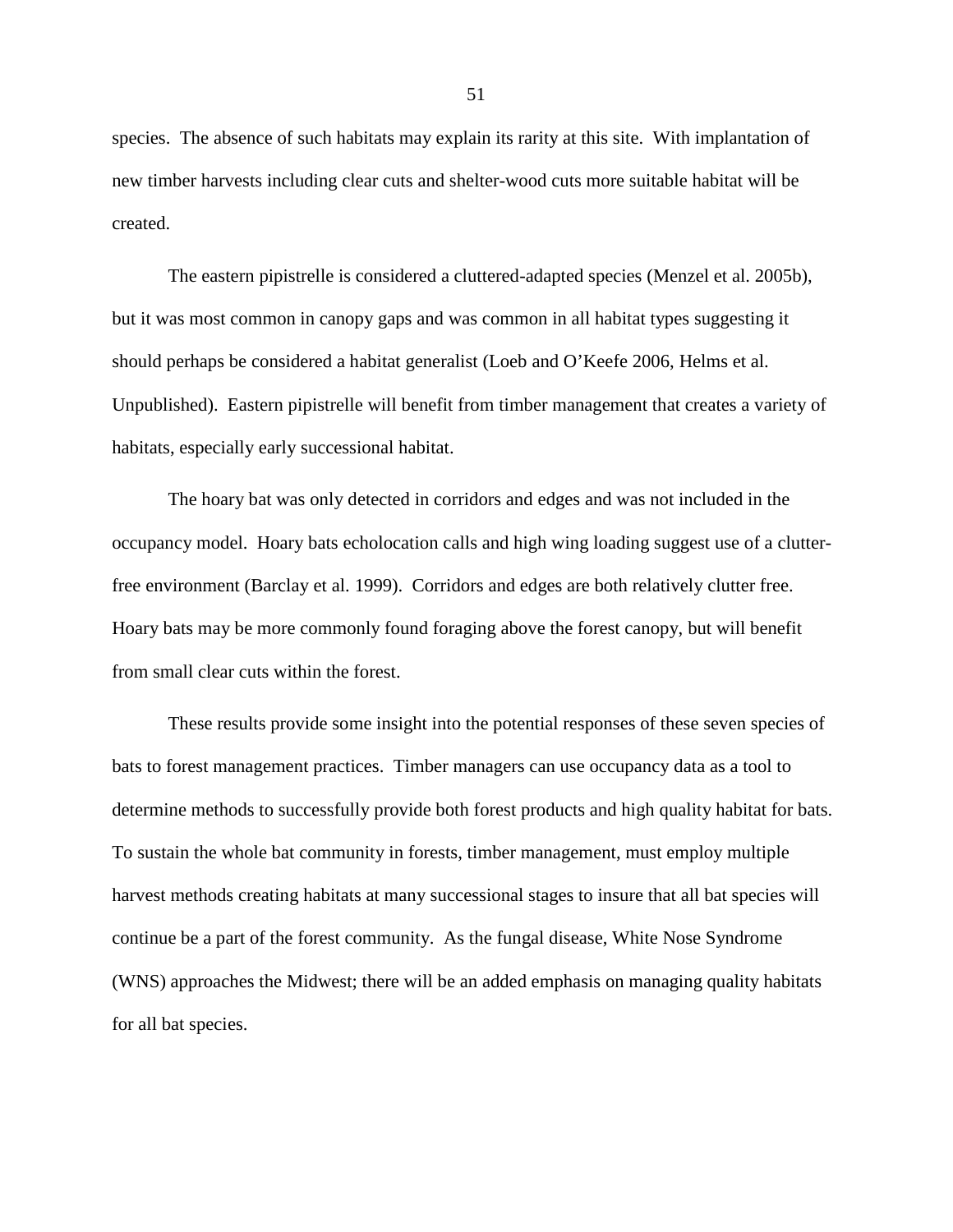species. The absence of such habitats may explain its rarity at this site. With implantation of new timber harvests including clear cuts and shelter-wood cuts more suitable habitat will be created.

The eastern pipistrelle is considered a cluttered-adapted species (Menzel et al. 2005b), but it was most common in canopy gaps and was common in all habitat types suggesting it should perhaps be considered a habitat generalist (Loeb and O'Keefe 2006, Helms et al. Unpublished). Eastern pipistrelle will benefit from timber management that creates a variety of habitats, especially early successional habitat.

The hoary bat was only detected in corridors and edges and was not included in the occupancy model. Hoary bats echolocation calls and high wing loading suggest use of a clutter-free environment (Barclay et al. 1999). Corridors and edges are both relatively clutter free. Hoary bats may be more commonly found foraging above the forest canopy, but will benefit from small clear cuts within the forest.

These results provide some insight into the potential responses of these seven species of bats to forest management practices. Timber managers can use occupancy data as a tool to determine methods to successfully provide both forest products and high quality habitat for bats. To sustain the whole bat community in forests, timber management, must employ multiple harvest methods creating habitats at many successional stages to insure that all bat species will continue be a part of the forest community. As the fungal disease, White Nose Syndrome (WNS) approaches the Midwest; there will be an added emphasis on managing quality habitats for all bat species.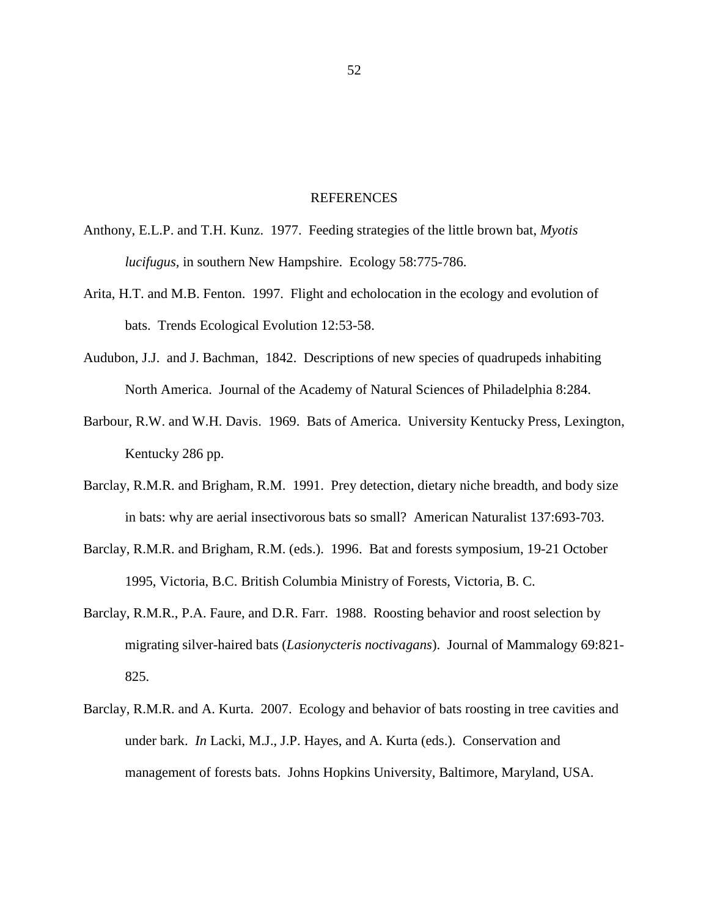# REFERENCES

Anthony, E.L.P. and T.H. Kunz. 1977. Feeding strategies of the little brown bat, *Myotis lucifugus*, in southern New Hampshire. Ecology 58:775-786.

Arita, H.T. and M.B. Fenton. 1997. Flight and echolocation in the ecology and evolution of bats. Trends Ecological Evolution 12:53-58.

Audubon, J.J. and J. Bachman, 1842. Descriptions of new species of quadrupeds inhabiting North America. Journal of the Academy of Natural Sciences of Philadelphia 8:284.

Barbour, R.W. and W.H. Davis. 1969. Bats of America. University Kentucky Press, Lexington, Kentucky 286 pp.

Barclay, R.M.R. and Brigham, R.M. 1991. Prey detection, dietary niche breadth, and body size in bats: why are aerial insectivorous bats so small? American Naturalist 137:693-703.

Barclay, R.M.R. and Brigham, R.M. (eds.). 1996. Bat and forests symposium, 19-21 October 1995, Victoria, B.C. British Columbia Ministry of Forests, Victoria, B. C.

Barclay, R.M.R., P.A. Faure, and D.R. Farr. 1988. Roosting behavior and roost selection by migrating silver-haired bats (*Lasionycteris noctivagans*). Journal of Mammalogy 69:821-825.

Barclay, R.M.R. and A. Kurta. 2007. Ecology and behavior of bats roosting in tree cavities and under bark. *In* Lacki, M.J., J.P. Hayes, and A. Kurta (eds.). Conservation and management of forests bats. Johns Hopkins University, Baltimore, Maryland, USA.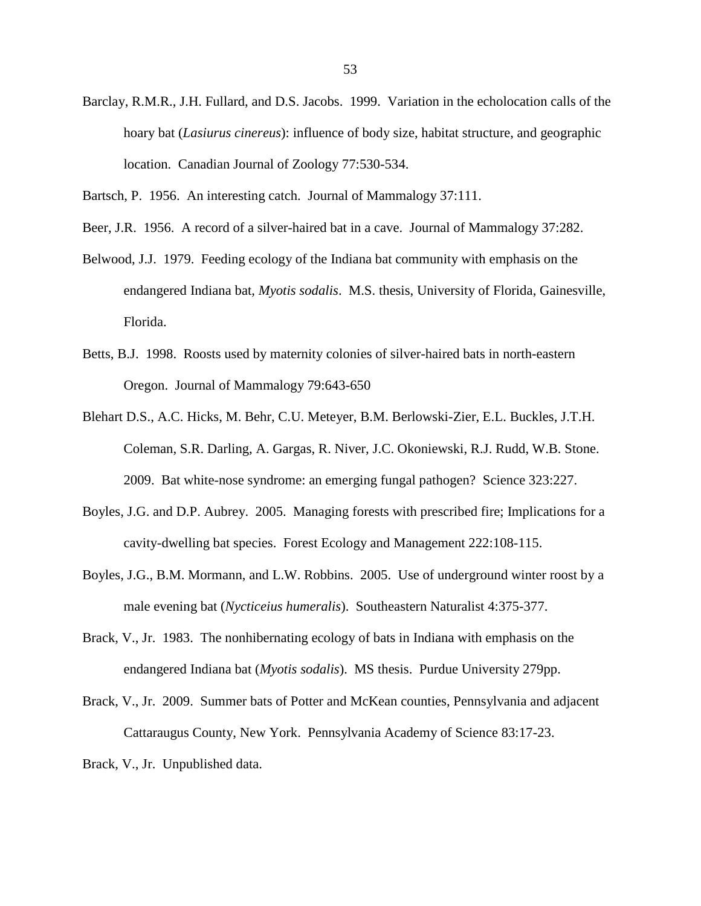Barclay, R.M.R., J.H. Fullard, and D.S. Jacobs. 1999. Variation in the echolocation calls of the hoary bat (*Lasiurus cinereus*): influence of body size, habitat structure, and geographic location. Canadian Journal of Zoology 77:530-534.

Bartsch, P. 1956. An interesting catch. Journal of Mammalogy 37:111.

Beer, J.R. 1956. A record of a silver-haired bat in a cave. Journal of Mammalogy 37:282.

Belwood, J.J. 1979. Feeding ecology of the Indiana bat community with emphasis on the endangered Indiana bat, *Myotis sodalis*. M.S. thesis, University of Florida, Gainesville, Florida.

Betts, B.J. 1998. Roosts used by maternity colonies of silver-haired bats in north-eastern Oregon. Journal of Mammalogy 79:643-650

Blehart D.S., A.C. Hicks, M. Behr, C.U. Meteyer, B.M. Berlowski-Zier, E.L. Buckles, J.T.H. Coleman, S.R. Darling, A. Gargas, R. Niver, J.C. Okoniewski, R.J. Rudd, W.B. Stone. 2009. Bat white-nose syndrome: an emerging fungal pathogen? Science 323:227.

Boyles, J.G. and D.P. Aubrey. 2005. Managing forests with prescribed fire; Implications for a cavity-dwelling bat species. Forest Ecology and Management 222:108-115.

Boyles, J.G., B.M. Mormann, and L.W. Robbins. 2005. Use of underground winter roost by a male evening bat (*Nycticeius humeralis*). Southeastern Naturalist 4:375-377.

Brack, V., Jr. 1983. The nonhibernating ecology of bats in Indiana with emphasis on the endangered Indiana bat (*Myotis sodalis*). MS thesis. Purdue University 279pp.

Brack, V., Jr. 2009. Summer bats of Potter and McKean counties, Pennsylvania and adjacent Cattaraugus County, New York. Pennsylvania Academy of Science 83:17-23.

Brack, V., Jr. Unpublished data.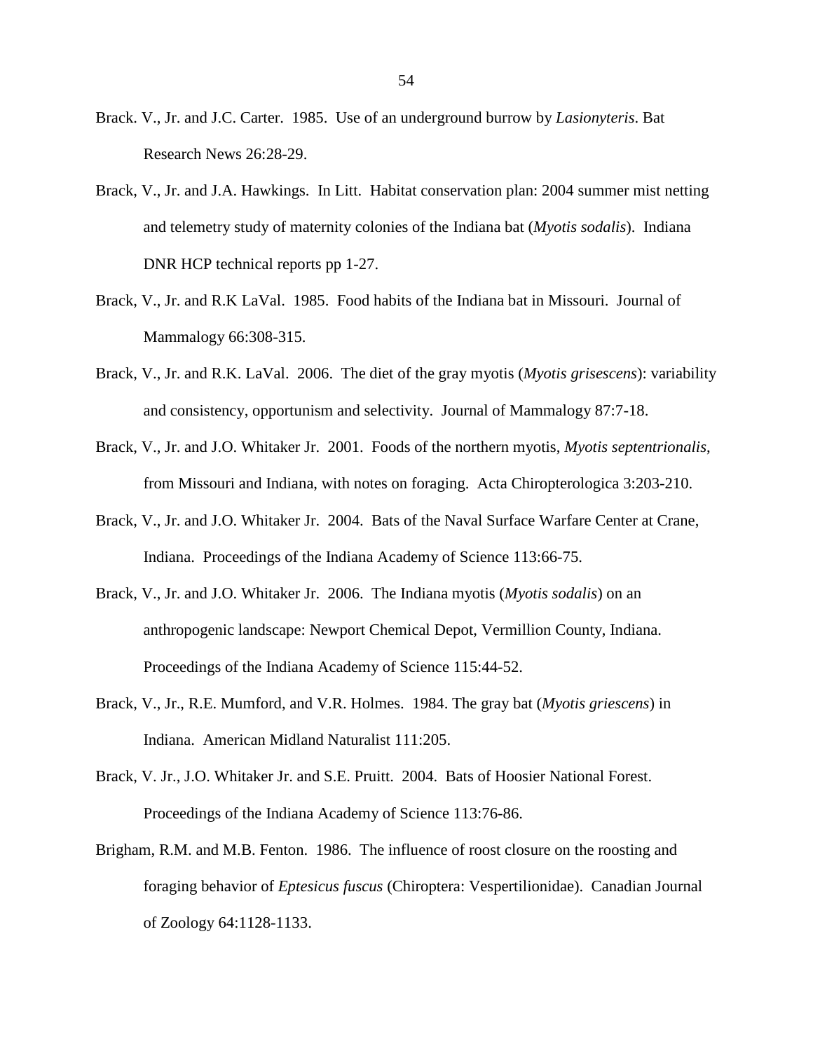Brack. V., Jr. and J.C. Carter. 1985. Use of an underground burrow by *Lasionyteris*. Bat Research News 26:28-29.

Brack, V., Jr. and J.A. Hawkings. In Litt. Habitat conservation plan: 2004 summer mist netting and telemetry study of maternity colonies of the Indiana bat (*Myotis sodalis*). Indiana DNR HCP technical reports pp 1-27.

Brack, V., Jr. and R.K LaVal. 1985. Food habits of the Indiana bat in Missouri. Journal of Mammalogy 66:308-315.

Brack, V., Jr. and R.K. LaVal. 2006. The diet of the gray myotis (*Myotis grisescens*): variability and consistency, opportunism and selectivity. Journal of Mammalogy 87:7-18.

Brack, V., Jr. and J.O. Whitaker Jr. 2001. Foods of the northern myotis, *Myotis septentrionalis*, from Missouri and Indiana, with notes on foraging. Acta Chiropterologica 3:203-210.

Brack, V., Jr. and J.O. Whitaker Jr. 2004. Bats of the Naval Surface Warfare Center at Crane, Indiana. Proceedings of the Indiana Academy of Science 113:66-75.

Brack, V., Jr. and J.O. Whitaker Jr. 2006. The Indiana myotis (*Myotis sodalis*) on an anthropogenic landscape: Newport Chemical Depot, Vermillion County, Indiana. Proceedings of the Indiana Academy of Science 115:44-52.

Brack, V., Jr., R.E. Mumford, and V.R. Holmes. 1984. The gray bat (*Myotis griescens*) in Indiana. American Midland Naturalist 111:205.

Brack, V. Jr., J.O. Whitaker Jr. and S.E. Pruitt. 2004. Bats of Hoosier National Forest. Proceedings of the Indiana Academy of Science 113:76-86.

Brigham, R.M. and M.B. Fenton. 1986. The influence of roost closure on the roosting and foraging behavior of *Eptesicus fuscus* (Chiroptera: Vespertilionidae). Canadian Journal of Zoology 64:1128-1133.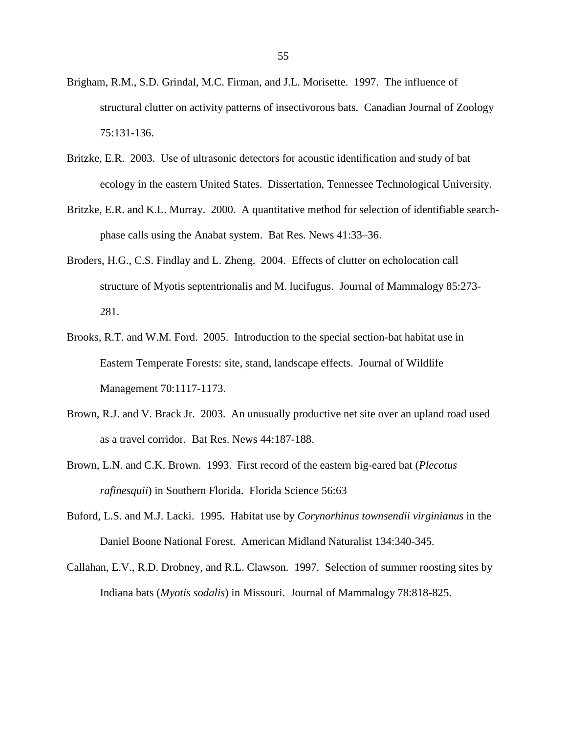Brigham, R.M., S.D. Grindal, M.C. Firman, and J.L. Morisette. 1997. The influence of structural clutter on activity patterns of insectivorous bats. Canadian Journal of Zoology 75:131-136.

Britzke, E.R. 2003. Use of ultrasonic detectors for acoustic identification and study of bat ecology in the eastern United States. Dissertation, Tennessee Technological University.

Britzke, E.R. and K.L. Murray. 2000. A quantitative method for selection of identifiable search-phase calls using the Anabat system. Bat Res. News 41:33–36.

Broders, H.G., C.S. Findlay and L. Zheng. 2004. Effects of clutter on echolocation call structure of Myotis septentrionalis and M. lucifugus. Journal of Mammalogy 85:273-281.

Brooks, R.T. and W.M. Ford. 2005. Introduction to the special section-bat habitat use in Eastern Temperate Forests: site, stand, landscape effects. Journal of Wildlife Management 70:1117-1173.

Brown, R.J. and V. Brack Jr. 2003. An unusually productive net site over an upland road used as a travel corridor. Bat Res. News 44:187-188.

Brown, L.N. and C.K. Brown. 1993. First record of the eastern big-eared bat (*Plecotus rafinesquii*) in Southern Florida. Florida Science 56:63

Buford, L.S. and M.J. Lacki. 1995. Habitat use by *Corynorhinus townsendii virginianus* in the Daniel Boone National Forest. American Midland Naturalist 134:340-345.

Callahan, E.V., R.D. Drobney, and R.L. Clawson. 1997. Selection of summer roosting sites by Indiana bats (*Myotis sodalis*) in Missouri. Journal of Mammalogy 78:818-825.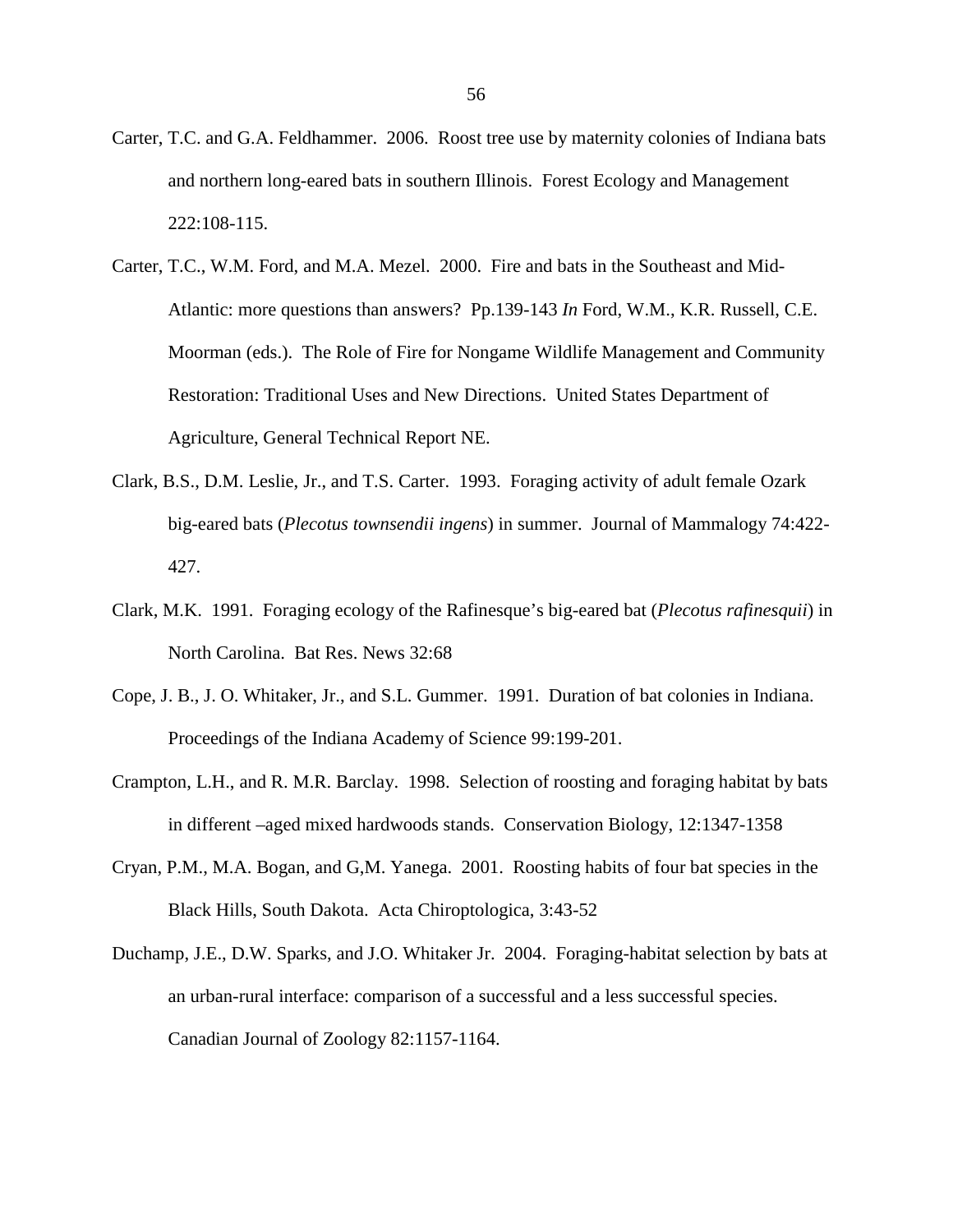Carter, T.C. and G.A. Feldhammer. 2006. Roost tree use by maternity colonies of Indiana bats and northern long-eared bats in southern Illinois. Forest Ecology and Management 222:108-115.

Carter, T.C., W.M. Ford, and M.A. Mezel. 2000. Fire and bats in the Southeast and Mid-Atlantic: more questions than answers? Pp.139-143 *In* Ford, W.M., K.R. Russell, C.E. Moorman (eds.). The Role of Fire for Nongame Wildlife Management and Community Restoration: Traditional Uses and New Directions. United States Department of Agriculture, General Technical Report NE.

Clark, B.S., D.M. Leslie, Jr., and T.S. Carter. 1993. Foraging activity of adult female Ozark big-eared bats (*Plecotus townsendii ingens*) in summer. Journal of Mammalogy 74:422-427.

Clark, M.K. 1991. Foraging ecology of the Rafinesque's big-eared bat (*Plecotus rafinesquii*) in North Carolina. Bat Res. News 32:68

Cope, J. B., J. O. Whitaker, Jr., and S.L. Gummer. 1991. Duration of bat colonies in Indiana. Proceedings of the Indiana Academy of Science 99:199-201.

Crampton, L.H., and R. M.R. Barclay. 1998. Selection of roosting and foraging habitat by bats in different –aged mixed hardwoods stands. Conservation Biology, 12:1347-1358

Cryan, P.M., M.A. Bogan, and G,M. Yanega. 2001. Roosting habits of four bat species in the Black Hills, South Dakota. Acta Chiroptologica, 3:43-52

Duchamp, J.E., D.W. Sparks, and J.O. Whitaker Jr. 2004. Foraging-habitat selection by bats at an urban-rural interface: comparison of a successful and a less successful species. Canadian Journal of Zoology 82:1157-1164.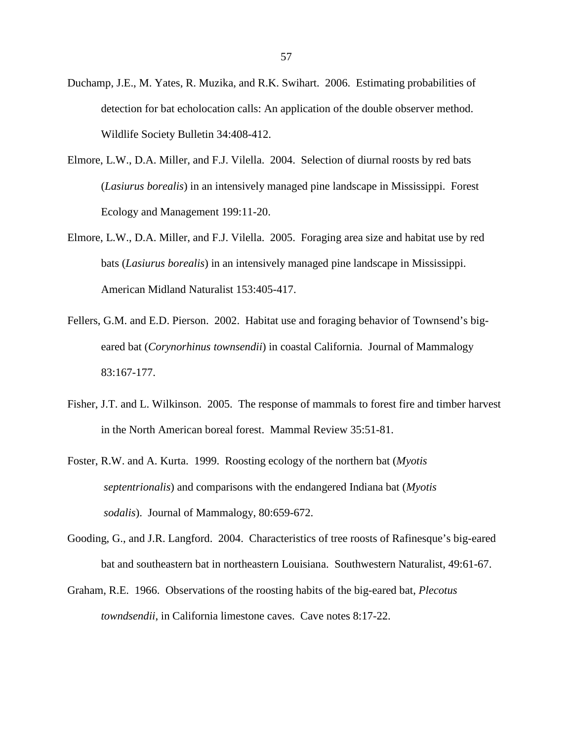Duchamp, J.E., M. Yates, R. Muzika, and R.K. Swihart. 2006. Estimating probabilities of detection for bat echolocation calls: An application of the double observer method. Wildlife Society Bulletin 34:408-412.

Elmore, L.W., D.A. Miller, and F.J. Vilella. 2004. Selection of diurnal roosts by red bats (*Lasiurus borealis*) in an intensively managed pine landscape in Mississippi. Forest Ecology and Management 199:11-20.

Elmore, L.W., D.A. Miller, and F.J. Vilella. 2005. Foraging area size and habitat use by red bats (*Lasiurus borealis*) in an intensively managed pine landscape in Mississippi. American Midland Naturalist 153:405-417.

Fellers, G.M. and E.D. Pierson. 2002. Habitat use and foraging behavior of Townsend's big-eared bat (*Corynorhinus townsendii*) in coastal California. Journal of Mammalogy 83:167-177.

Fisher, J.T. and L. Wilkinson. 2005. The response of mammals to forest fire and timber harvest in the North American boreal forest. Mammal Review 35:51-81.

Foster, R.W. and A. Kurta. 1999. Roosting ecology of the northern bat (*Myotis septentrionalis*) and comparisons with the endangered Indiana bat (*Myotis sodalis*). Journal of Mammalogy, 80:659-672.

Gooding, G., and J.R. Langford. 2004. Characteristics of tree roosts of Rafinesque's big-eared bat and southeastern bat in northeastern Louisiana. Southwestern Naturalist, 49:61-67.

Graham, R.E. 1966. Observations of the roosting habits of the big-eared bat, *Plecotus towndsendii*, in California limestone caves. Cave notes 8:17-22.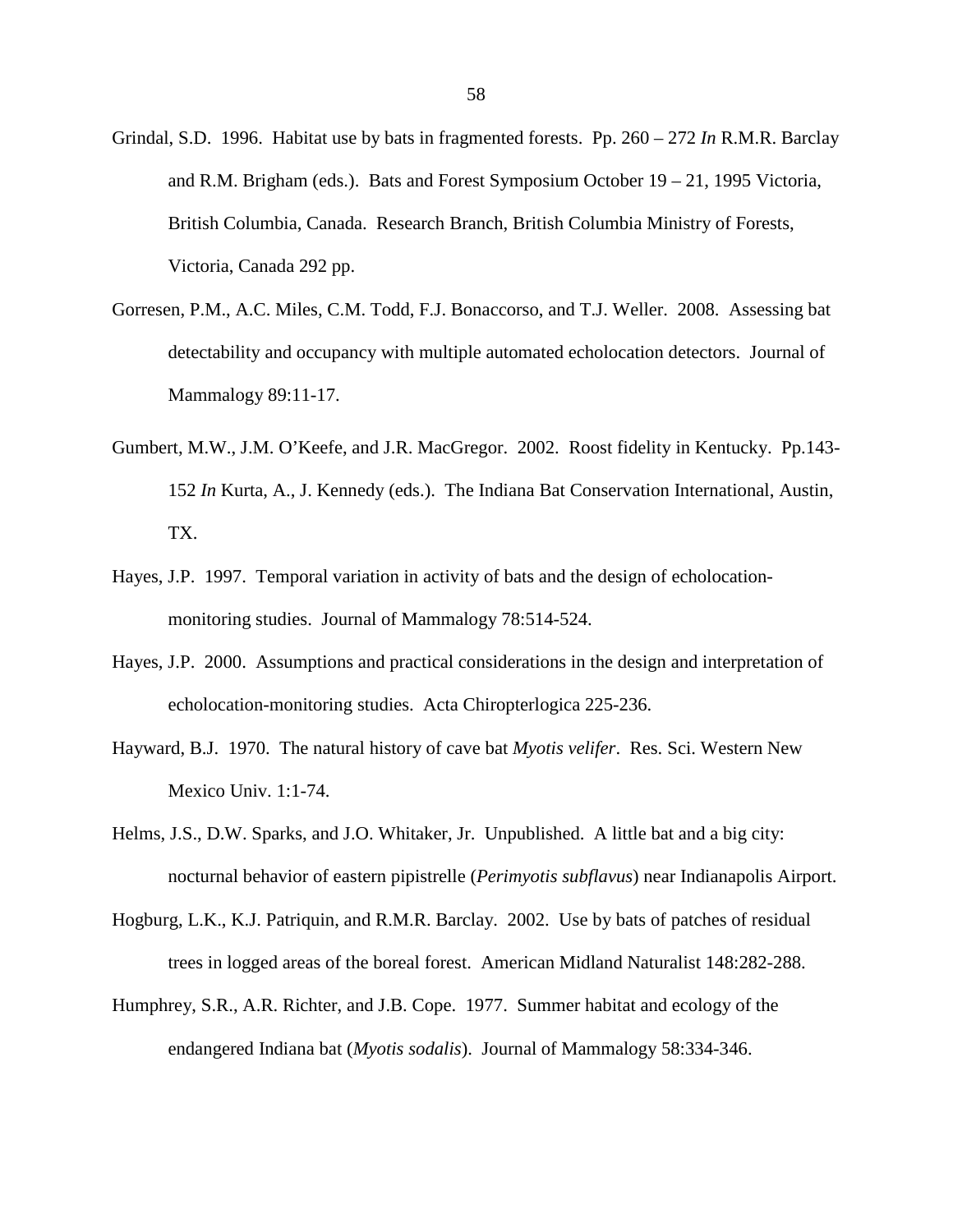Grindal, S.D. 1996. Habitat use by bats in fragmented forests. Pp. 260 – 272 *In* R.M.R. Barclay and R.M. Brigham (eds.). Bats and Forest Symposium October 19 – 21, 1995 Victoria, British Columbia, Canada. Research Branch, British Columbia Ministry of Forests, Victoria, Canada 292 pp.

Gorresen, P.M., A.C. Miles, C.M. Todd, F.J. Bonaccorso, and T.J. Weller. 2008. Assessing bat detectability and occupancy with multiple automated echolocation detectors. Journal of Mammalogy 89:11-17.

Gumbert, M.W., J.M. O'Keefe, and J.R. MacGregor. 2002. Roost fidelity in Kentucky. Pp.143-152 *In* Kurta, A., J. Kennedy (eds.). The Indiana Bat Conservation International, Austin, TX.

Hayes, J.P. 1997. Temporal variation in activity of bats and the design of echolocation-monitoring studies. Journal of Mammalogy 78:514-524.

Hayes, J.P. 2000. Assumptions and practical considerations in the design and interpretation of echolocation-monitoring studies. Acta Chiropterlogica 225-236.

Hayward, B.J. 1970. The natural history of cave bat *Myotis velifer*. Res. Sci. Western New Mexico Univ. 1:1-74.

Helms, J.S., D.W. Sparks, and J.O. Whitaker, Jr. Unpublished. A little bat and a big city: nocturnal behavior of eastern pipistrelle (*Perimyotis subflavus*) near Indianapolis Airport.

Hogburg, L.K., K.J. Patriquin, and R.M.R. Barclay. 2002. Use by bats of patches of residual trees in logged areas of the boreal forest. American Midland Naturalist 148:282-288.

Humphrey, S.R., A.R. Richter, and J.B. Cope. 1977. Summer habitat and ecology of the endangered Indiana bat (*Myotis sodalis*). Journal of Mammalogy 58:334-346.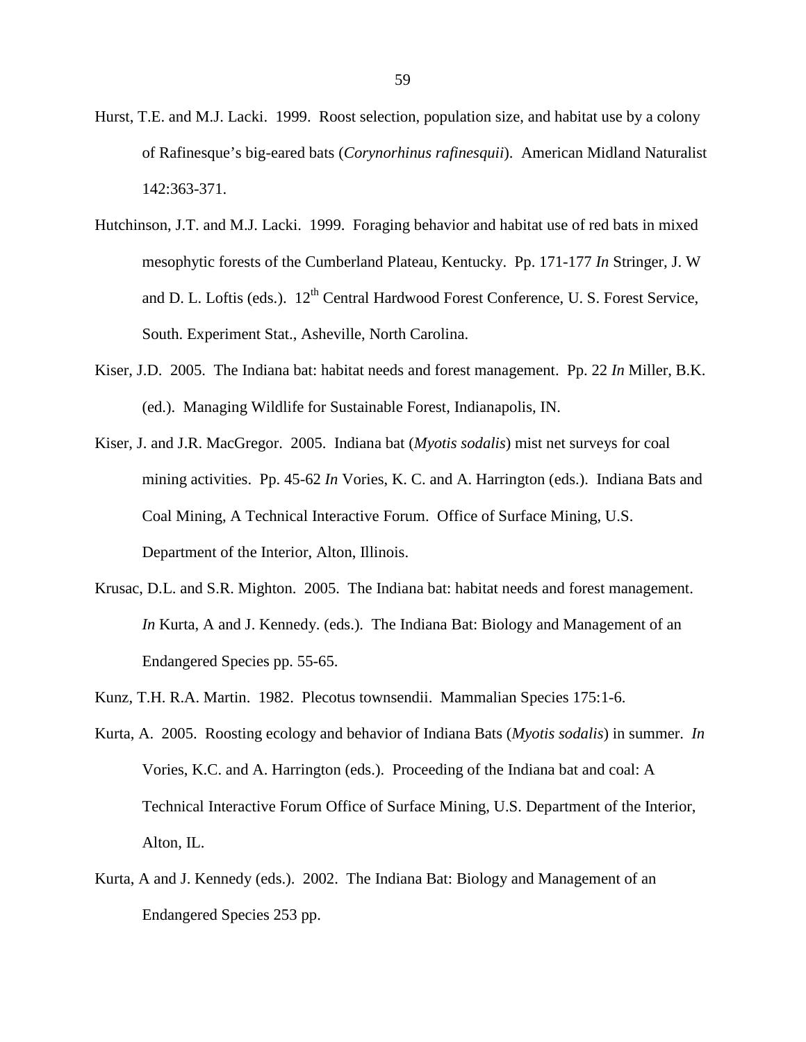Hurst, T.E. and M.J. Lacki. 1999. Roost selection, population size, and habitat use by a colony of Rafinesque's big-eared bats (*Corynorhinus rafinesquii*). American Midland Naturalist 142:363-371.

Hutchinson, J.T. and M.J. Lacki. 1999. Foraging behavior and habitat use of red bats in mixed mesophytic forests of the Cumberland Plateau, Kentucky. Pp. 171-177 *In* Stringer, J. W and D. L. Loftis (eds.). 12th Central Hardwood Forest Conference, U. S. Forest Service, South. Experiment Stat., Asheville, North Carolina.

Kiser, J.D. 2005. The Indiana bat: habitat needs and forest management. Pp. 22 *In* Miller, B.K. (ed.). Managing Wildlife for Sustainable Forest, Indianapolis, IN.

Kiser, J. and J.R. MacGregor. 2005. Indiana bat (*Myotis sodalis*) mist net surveys for coal mining activities. Pp. 45-62 *In* Vories, K. C. and A. Harrington (eds.). Indiana Bats and Coal Mining, A Technical Interactive Forum. Office of Surface Mining, U.S. Department of the Interior, Alton, Illinois.

Krusac, D.L. and S.R. Mighton. 2005. The Indiana bat: habitat needs and forest management. *In* Kurta, A and J. Kennedy. (eds.). The Indiana Bat: Biology and Management of an Endangered Species pp. 55-65.

Kunz, T.H. R.A. Martin. 1982. Plecotus townsendii. Mammalian Species 175:1-6.

Kurta, A. 2005. Roosting ecology and behavior of Indiana Bats (*Myotis sodalis*) in summer. *In* Vories, K.C. and A. Harrington (eds.). Proceeding of the Indiana bat and coal: A Technical Interactive Forum Office of Surface Mining, U.S. Department of the Interior, Alton, IL.

Kurta, A and J. Kennedy (eds.). 2002. The Indiana Bat: Biology and Management of an Endangered Species 253 pp.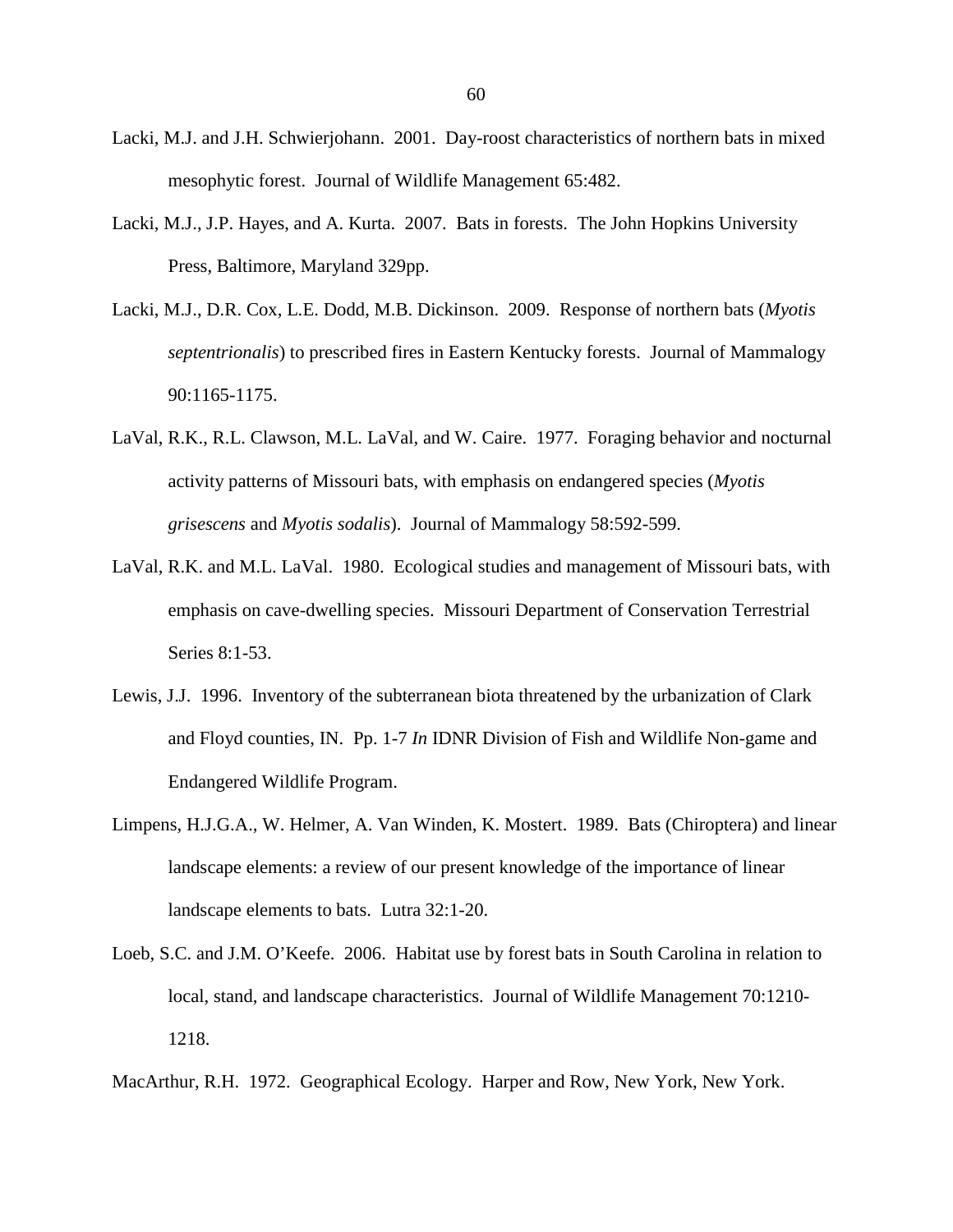Lacki, M.J. and J.H. Schwierjohann. 2001. Day-roost characteristics of northern bats in mixed mesophytic forest. Journal of Wildlife Management 65:482.

Lacki, M.J., J.P. Hayes, and A. Kurta. 2007. Bats in forests. The John Hopkins University Press, Baltimore, Maryland 329pp.

Lacki, M.J., D.R. Cox, L.E. Dodd, M.B. Dickinson. 2009. Response of northern bats (*Myotis septentrionalis*) to prescribed fires in Eastern Kentucky forests. Journal of Mammalogy 90:1165-1175.

LaVal, R.K., R.L. Clawson, M.L. LaVal, and W. Caire. 1977. Foraging behavior and nocturnal activity patterns of Missouri bats, with emphasis on endangered species (*Myotis grisescens* and *Myotis sodalis*). Journal of Mammalogy 58:592-599.

LaVal, R.K. and M.L. LaVal. 1980. Ecological studies and management of Missouri bats, with emphasis on cave-dwelling species. Missouri Department of Conservation Terrestrial Series 8:1-53.

Lewis, J.J. 1996. Inventory of the subterranean biota threatened by the urbanization of Clark and Floyd counties, IN. Pp. 1-7 *In* IDNR Division of Fish and Wildlife Non-game and Endangered Wildlife Program.

Limpens, H.J.G.A., W. Helmer, A. Van Winden, K. Mostert. 1989. Bats (Chiroptera) and linear landscape elements: a review of our present knowledge of the importance of linear landscape elements to bats. Lutra 32:1-20.

Loeb, S.C. and J.M. O'Keefe. 2006. Habitat use by forest bats in South Carolina in relation to local, stand, and landscape characteristics. Journal of Wildlife Management 70:1210-1218.

MacArthur, R.H. 1972. Geographical Ecology. Harper and Row, New York, New York.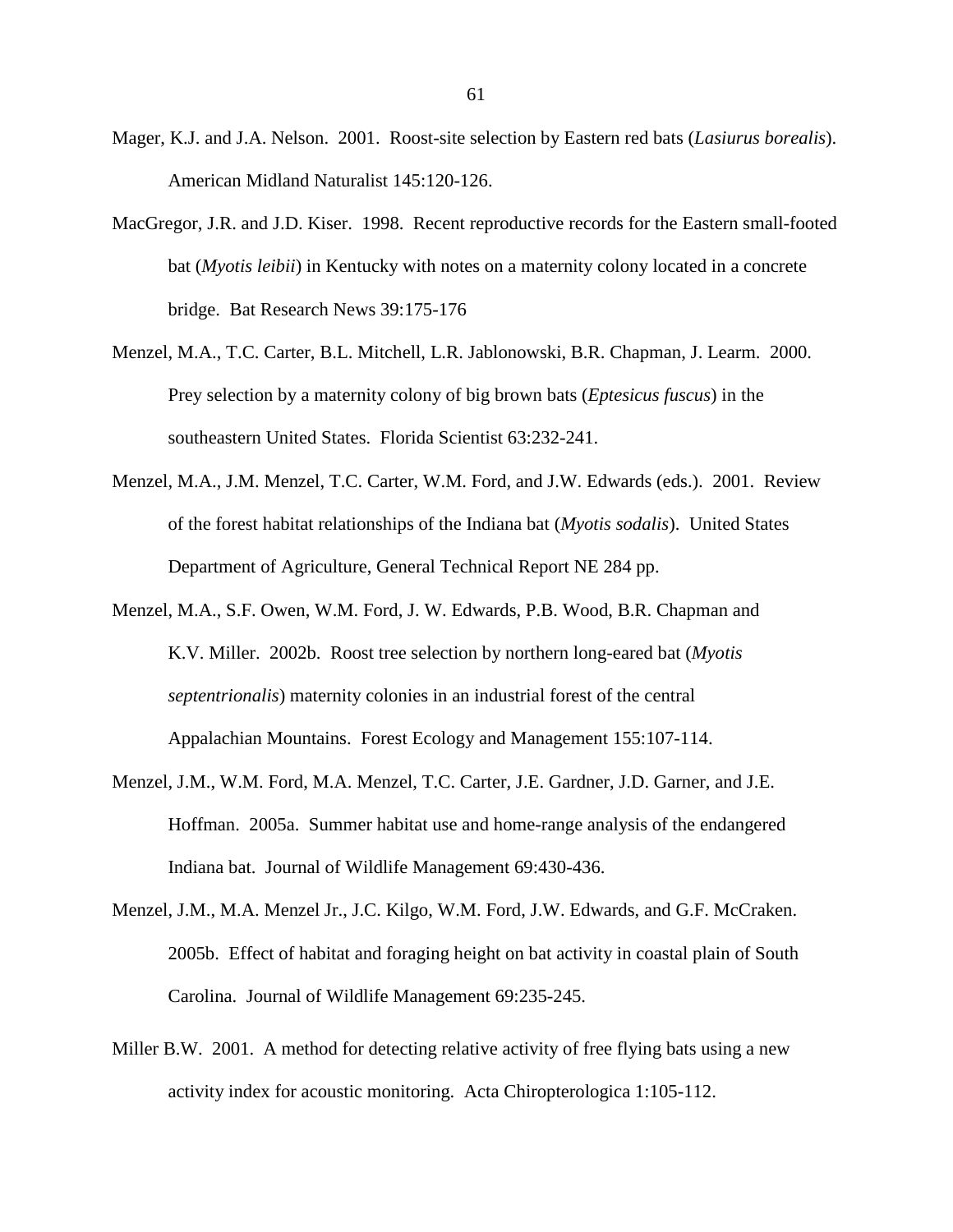Mager, K.J. and J.A. Nelson. 2001. Roost-site selection by Eastern red bats (*Lasiurus borealis*). American Midland Naturalist 145:120-126.

MacGregor, J.R. and J.D. Kiser. 1998. Recent reproductive records for the Eastern small-footed bat (*Myotis leibii*) in Kentucky with notes on a maternity colony located in a concrete bridge. Bat Research News 39:175-176

Menzel, M.A., T.C. Carter, B.L. Mitchell, L.R. Jablonowski, B.R. Chapman, J. Learm. 2000. Prey selection by a maternity colony of big brown bats (*Eptesicus fuscus*) in the southeastern United States. Florida Scientist 63:232-241.

Menzel, M.A., J.M. Menzel, T.C. Carter, W.M. Ford, and J.W. Edwards (eds.). 2001. Review of the forest habitat relationships of the Indiana bat (*Myotis sodalis*). United States Department of Agriculture, General Technical Report NE 284 pp.

Menzel, M.A., S.F. Owen, W.M. Ford, J. W. Edwards, P.B. Wood, B.R. Chapman and K.V. Miller. 2002b. Roost tree selection by northern long-eared bat (*Myotis septentrionalis*) maternity colonies in an industrial forest of the central Appalachian Mountains. Forest Ecology and Management 155:107-114.

Menzel, J.M., W.M. Ford, M.A. Menzel, T.C. Carter, J.E. Gardner, J.D. Garner, and J.E. Hoffman. 2005a. Summer habitat use and home-range analysis of the endangered Indiana bat. Journal of Wildlife Management 69:430-436.

Menzel, J.M., M.A. Menzel Jr., J.C. Kilgo, W.M. Ford, J.W. Edwards, and G.F. McCraken. 2005b. Effect of habitat and foraging height on bat activity in coastal plain of South Carolina. Journal of Wildlife Management 69:235-245.

Miller B.W. 2001. A method for detecting relative activity of free flying bats using a new activity index for acoustic monitoring. Acta Chiropterologica 1:105-112.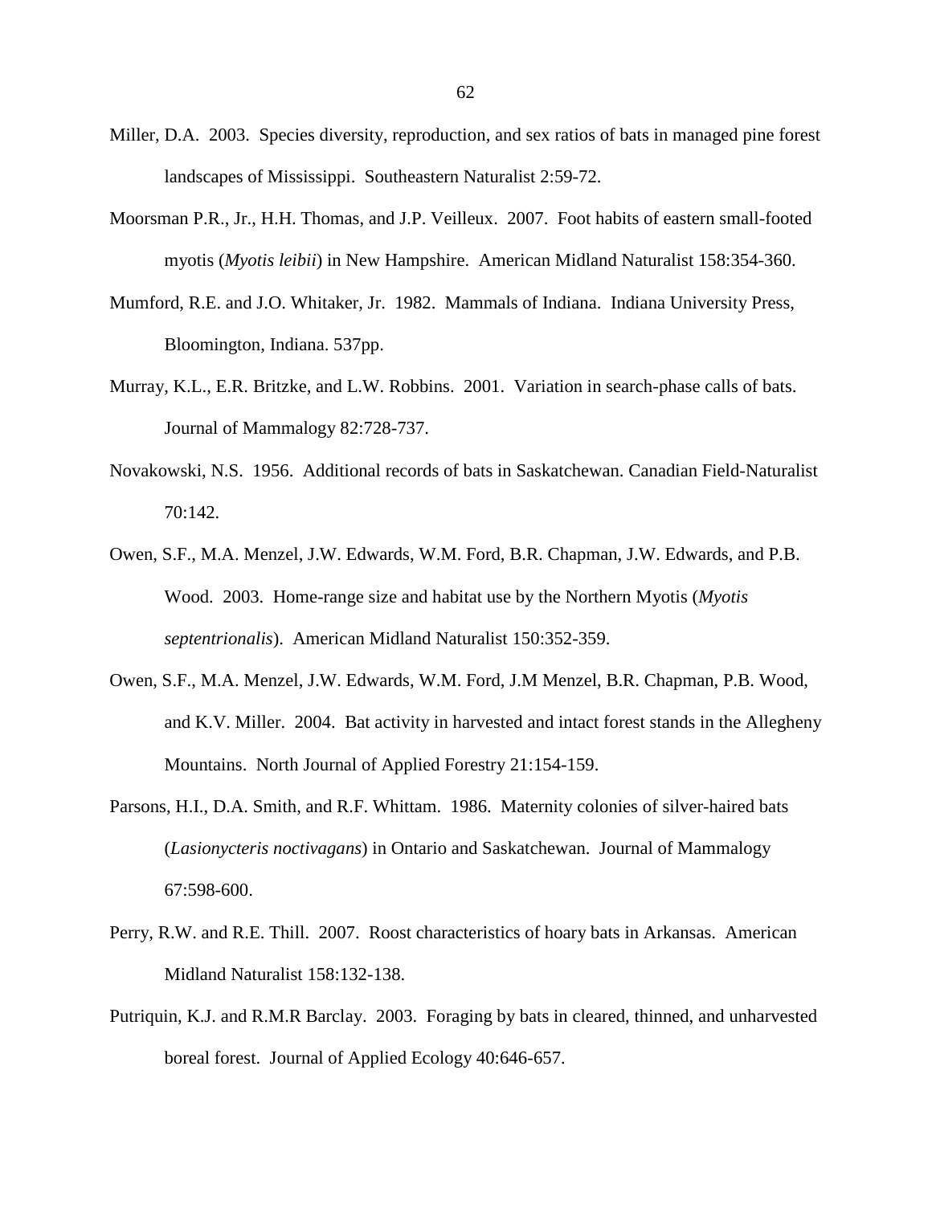Miller, D.A. 2003. Species diversity, reproduction, and sex ratios of bats in managed pine forest landscapes of Mississippi. Southeastern Naturalist 2:59-72.

Moorsman P.R., Jr., H.H. Thomas, and J.P. Veilleux. 2007. Foot habits of eastern small-footed myotis (*Myotis leibii*) in New Hampshire. American Midland Naturalist 158:354-360.

Mumford, R.E. and J.O. Whitaker, Jr. 1982. Mammals of Indiana. Indiana University Press, Bloomington, Indiana. 537pp.

Murray, K.L., E.R. Britzke, and L.W. Robbins. 2001. Variation in search-phase calls of bats. Journal of Mammalogy 82:728-737.

Novakowski, N.S. 1956. Additional records of bats in Saskatchewan. Canadian Field-Naturalist 70:142.

Owen, S.F., M.A. Menzel, J.W. Edwards, W.M. Ford, B.R. Chapman, J.W. Edwards, and P.B. Wood. 2003. Home-range size and habitat use by the Northern Myotis (*Myotis septentrionalis*). American Midland Naturalist 150:352-359.

Owen, S.F., M.A. Menzel, J.W. Edwards, W.M. Ford, J.M Menzel, B.R. Chapman, P.B. Wood, and K.V. Miller. 2004. Bat activity in harvested and intact forest stands in the Allegheny Mountains. North Journal of Applied Forestry 21:154-159.

Parsons, H.I., D.A. Smith, and R.F. Whittam. 1986. Maternity colonies of silver-haired bats (*Lasionycteris noctivagans*) in Ontario and Saskatchewan. Journal of Mammalogy 67:598-600.

Perry, R.W. and R.E. Thill. 2007. Roost characteristics of hoary bats in Arkansas. American Midland Naturalist 158:132-138.

Putriquin, K.J. and R.M.R Barclay. 2003. Foraging by bats in cleared, thinned, and unharvested boreal forest. Journal of Applied Ecology 40:646-657.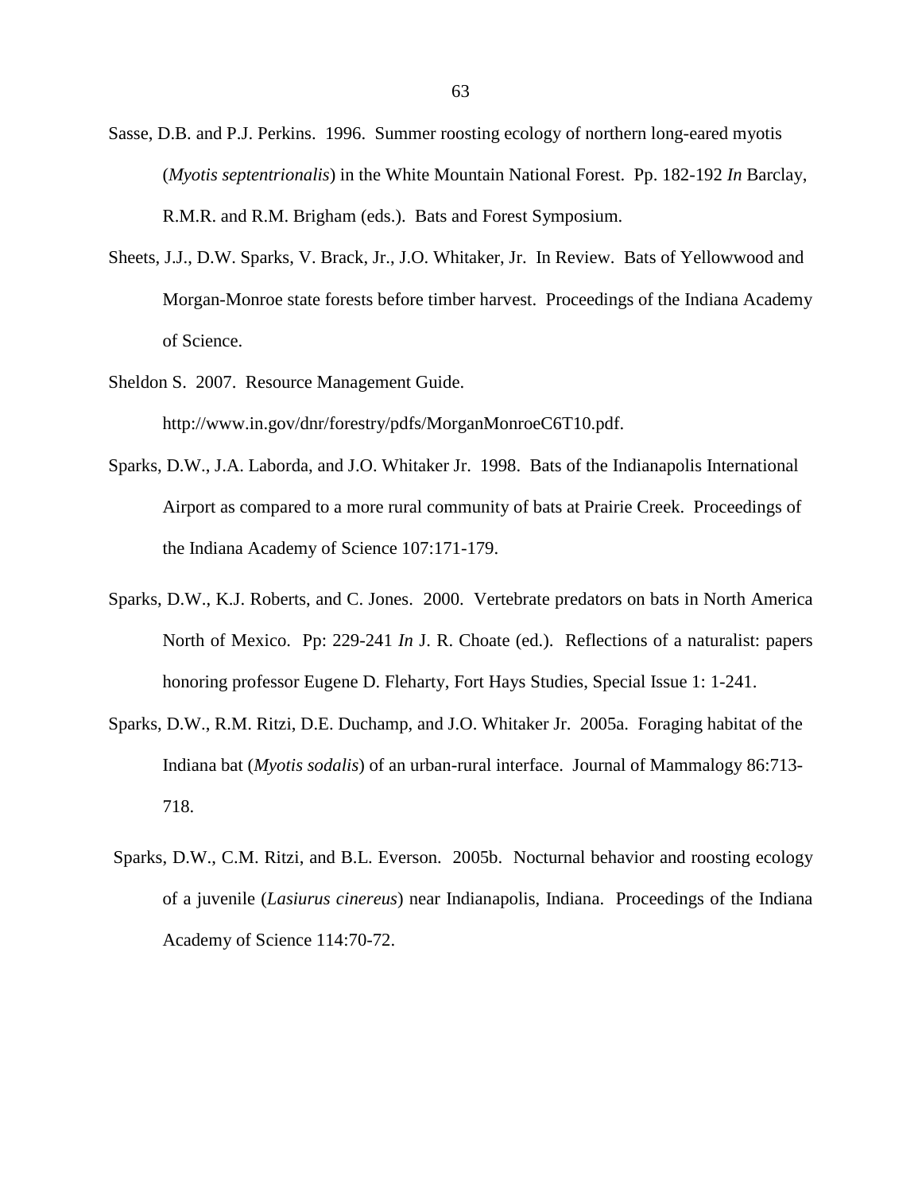Sasse, D.B. and P.J. Perkins. 1996. Summer roosting ecology of northern long-eared myotis (*Myotis septentrionalis*) in the White Mountain National Forest. Pp. 182-192 *In* Barclay, R.M.R. and R.M. Brigham (eds.). Bats and Forest Symposium.

Sheets, J.J., D.W. Sparks, V. Brack, Jr., J.O. Whitaker, Jr. In Review. Bats of Yellowwood and Morgan-Monroe state forests before timber harvest. Proceedings of the Indiana Academy of Science.

Sheldon S. 2007. Resource Management Guide. http://www.in.gov/dnr/forestry/pdfs/MorganMonroeC6T10.pdf.

Sparks, D.W., J.A. Laborda, and J.O. Whitaker Jr. 1998. Bats of the Indianapolis International Airport as compared to a more rural community of bats at Prairie Creek. Proceedings of the Indiana Academy of Science 107:171-179.

Sparks, D.W., K.J. Roberts, and C. Jones. 2000. Vertebrate predators on bats in North America North of Mexico. Pp: 229-241 *In* J. R. Choate (ed.). Reflections of a naturalist: papers honoring professor Eugene D. Fleharty, Fort Hays Studies, Special Issue 1: 1-241.

Sparks, D.W., R.M. Ritzi, D.E. Duchamp, and J.O. Whitaker Jr. 2005a. Foraging habitat of the Indiana bat (*Myotis sodalis*) of an urban-rural interface. Journal of Mammalogy 86:713-718.

Sparks, D.W., C.M. Ritzi, and B.L. Everson. 2005b. Nocturnal behavior and roosting ecology of a juvenile (*Lasiurus cinereus*) near Indianapolis, Indiana. Proceedings of the Indiana Academy of Science 114:70-72.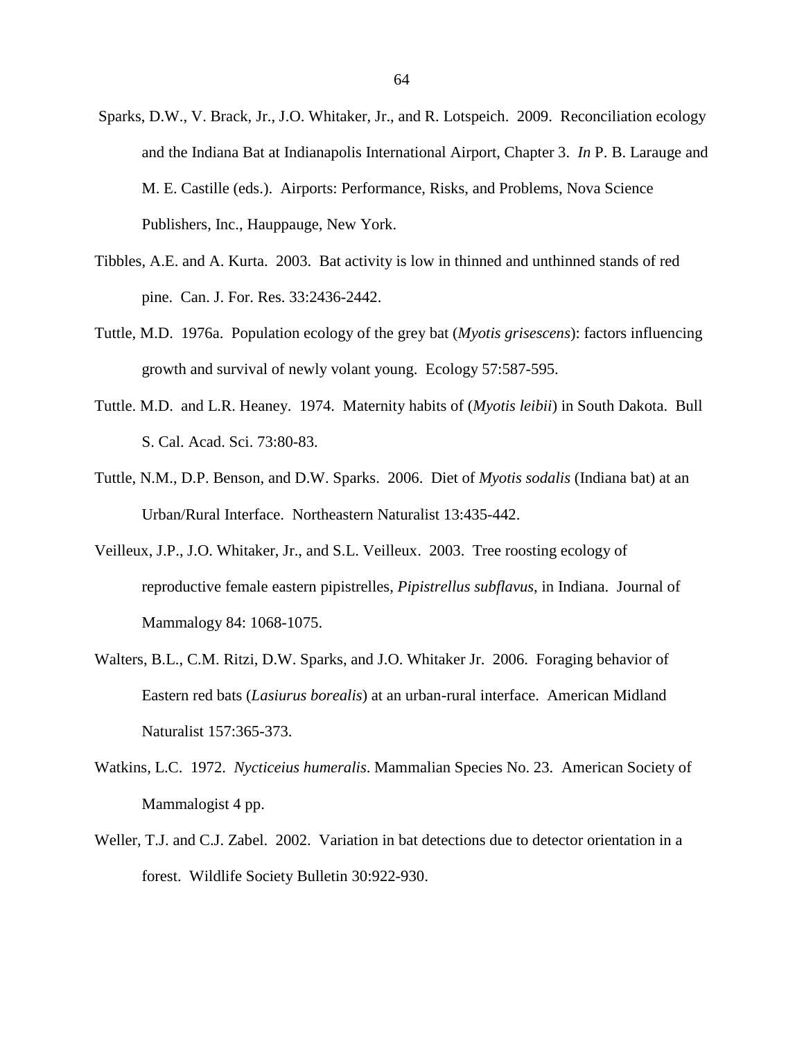Sparks, D.W., V. Brack, Jr., J.O. Whitaker, Jr., and R. Lotspeich. 2009. Reconciliation ecology and the Indiana Bat at Indianapolis International Airport, Chapter 3. *In* P. B. Larauge and M. E. Castille (eds.). Airports: Performance, Risks, and Problems, Nova Science Publishers, Inc., Hauppauge, New York.

Tibbles, A.E. and A. Kurta. 2003. Bat activity is low in thinned and unthinned stands of red pine. Can. J. For. Res. 33:2436-2442.

Tuttle, M.D. 1976a. Population ecology of the grey bat (*Myotis grisescens*): factors influencing growth and survival of newly volant young. Ecology 57:587-595.

Tuttle. M.D. and L.R. Heaney. 1974. Maternity habits of (*Myotis leibii*) in South Dakota. Bull S. Cal. Acad. Sci. 73:80-83.

Tuttle, N.M., D.P. Benson, and D.W. Sparks. 2006. Diet of *Myotis sodalis* (Indiana bat) at an Urban/Rural Interface. Northeastern Naturalist 13:435-442.

Veilleux, J.P., J.O. Whitaker, Jr., and S.L. Veilleux. 2003. Tree roosting ecology of reproductive female eastern pipistrelles, *Pipistrellus subflavus*, in Indiana. Journal of Mammalogy 84: 1068-1075.

Walters, B.L., C.M. Ritzi, D.W. Sparks, and J.O. Whitaker Jr. 2006. Foraging behavior of Eastern red bats (*Lasiurus borealis*) at an urban-rural interface. American Midland Naturalist 157:365-373.

Watkins, L.C. 1972. *Nycticeius humeralis*. Mammalian Species No. 23. American Society of Mammalogist 4 pp.

Weller, T.J. and C.J. Zabel. 2002. Variation in bat detections due to detector orientation in a forest. Wildlife Society Bulletin 30:922-930.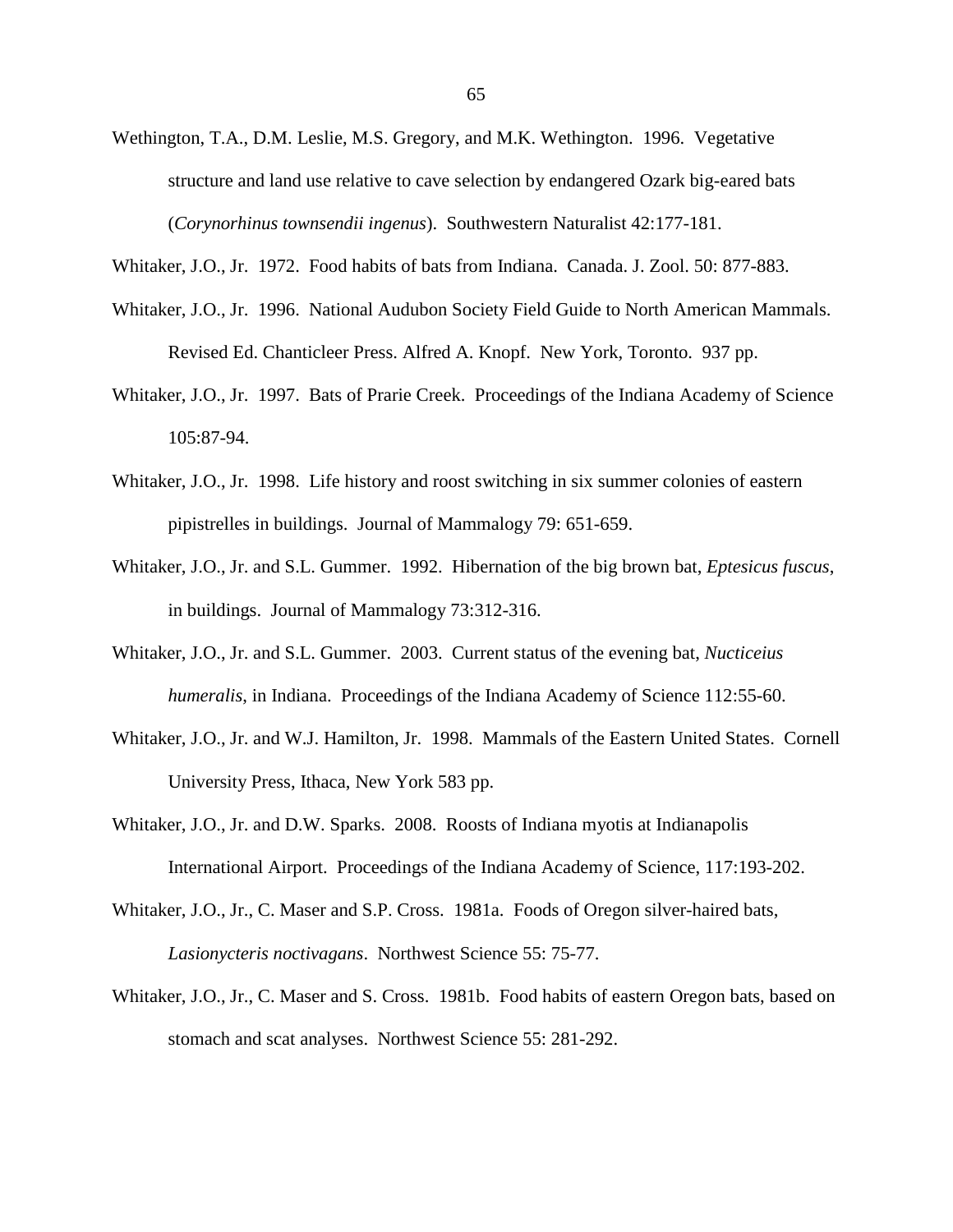Wethington, T.A., D.M. Leslie, M.S. Gregory, and M.K. Wethington. 1996. Vegetative structure and land use relative to cave selection by endangered Ozark big-eared bats (*Corynorhinus townsendii ingenus*). Southwestern Naturalist 42:177-181.

Whitaker, J.O., Jr. 1972. Food habits of bats from Indiana. Canada. J. Zool. 50: 877-883.

Whitaker, J.O., Jr. 1996. National Audubon Society Field Guide to North American Mammals. Revised Ed. Chanticleer Press. Alfred A. Knopf. New York, Toronto. 937 pp.

Whitaker, J.O., Jr. 1997. Bats of Prarie Creek. Proceedings of the Indiana Academy of Science 105:87-94.

Whitaker, J.O., Jr. 1998. Life history and roost switching in six summer colonies of eastern pipistrelles in buildings. Journal of Mammalogy 79: 651-659.

Whitaker, J.O., Jr. and S.L. Gummer. 1992. Hibernation of the big brown bat, *Eptesicus fuscus*, in buildings. Journal of Mammalogy 73:312-316.

Whitaker, J.O., Jr. and S.L. Gummer. 2003. Current status of the evening bat, *Nucticeius humeralis*, in Indiana. Proceedings of the Indiana Academy of Science 112:55-60.

Whitaker, J.O., Jr. and W.J. Hamilton, Jr. 1998. Mammals of the Eastern United States. Cornell University Press, Ithaca, New York 583 pp.

Whitaker, J.O., Jr. and D.W. Sparks. 2008. Roosts of Indiana myotis at Indianapolis International Airport. Proceedings of the Indiana Academy of Science, 117:193-202.

Whitaker, J.O., Jr., C. Maser and S.P. Cross. 1981a. Foods of Oregon silver-haired bats, *Lasionycteris noctivagans*. Northwest Science 55: 75-77.

Whitaker, J.O., Jr., C. Maser and S. Cross. 1981b. Food habits of eastern Oregon bats, based on stomach and scat analyses. Northwest Science 55: 281-292.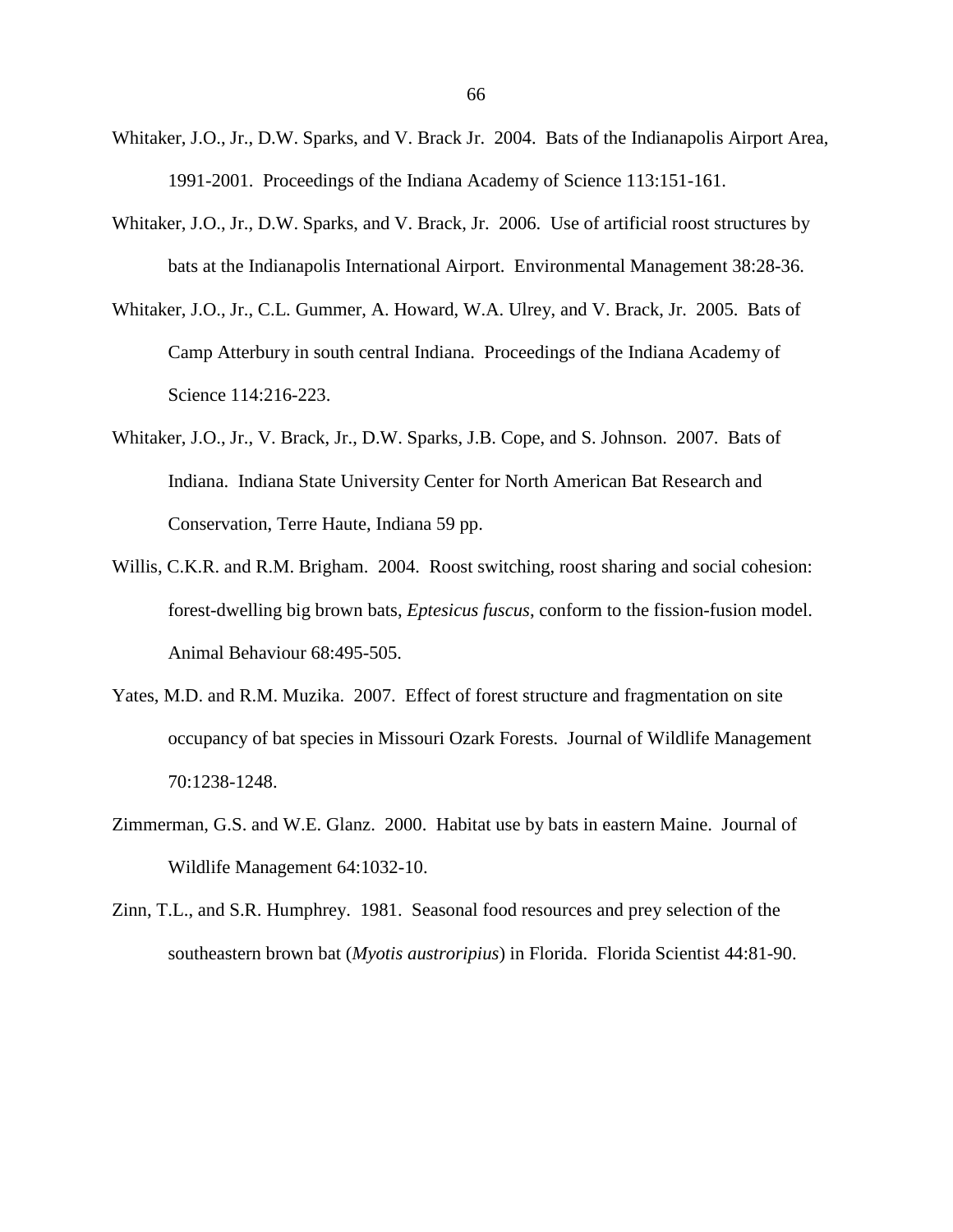Whitaker, J.O., Jr., D.W. Sparks, and V. Brack Jr. 2004. Bats of the Indianapolis Airport Area, 1991-2001. Proceedings of the Indiana Academy of Science 113:151-161.

Whitaker, J.O., Jr., D.W. Sparks, and V. Brack, Jr. 2006. Use of artificial roost structures by bats at the Indianapolis International Airport. Environmental Management 38:28-36.

Whitaker, J.O., Jr., C.L. Gummer, A. Howard, W.A. Ulrey, and V. Brack, Jr. 2005. Bats of Camp Atterbury in south central Indiana. Proceedings of the Indiana Academy of Science 114:216-223.

Whitaker, J.O., Jr., V. Brack, Jr., D.W. Sparks, J.B. Cope, and S. Johnson. 2007. Bats of Indiana. Indiana State University Center for North American Bat Research and Conservation, Terre Haute, Indiana 59 pp.

Willis, C.K.R. and R.M. Brigham. 2004. Roost switching, roost sharing and social cohesion: forest-dwelling big brown bats, *Eptesicus fuscus*, conform to the fission-fusion model. Animal Behaviour 68:495-505.

Yates, M.D. and R.M. Muzika. 2007. Effect of forest structure and fragmentation on site occupancy of bat species in Missouri Ozark Forests. Journal of Wildlife Management 70:1238-1248.

Zimmerman, G.S. and W.E. Glanz. 2000. Habitat use by bats in eastern Maine. Journal of Wildlife Management 64:1032-10.

Zinn, T.L., and S.R. Humphrey. 1981. Seasonal food resources and prey selection of the southeastern brown bat (*Myotis austroripius*) in Florida. Florida Scientist 44:81-90.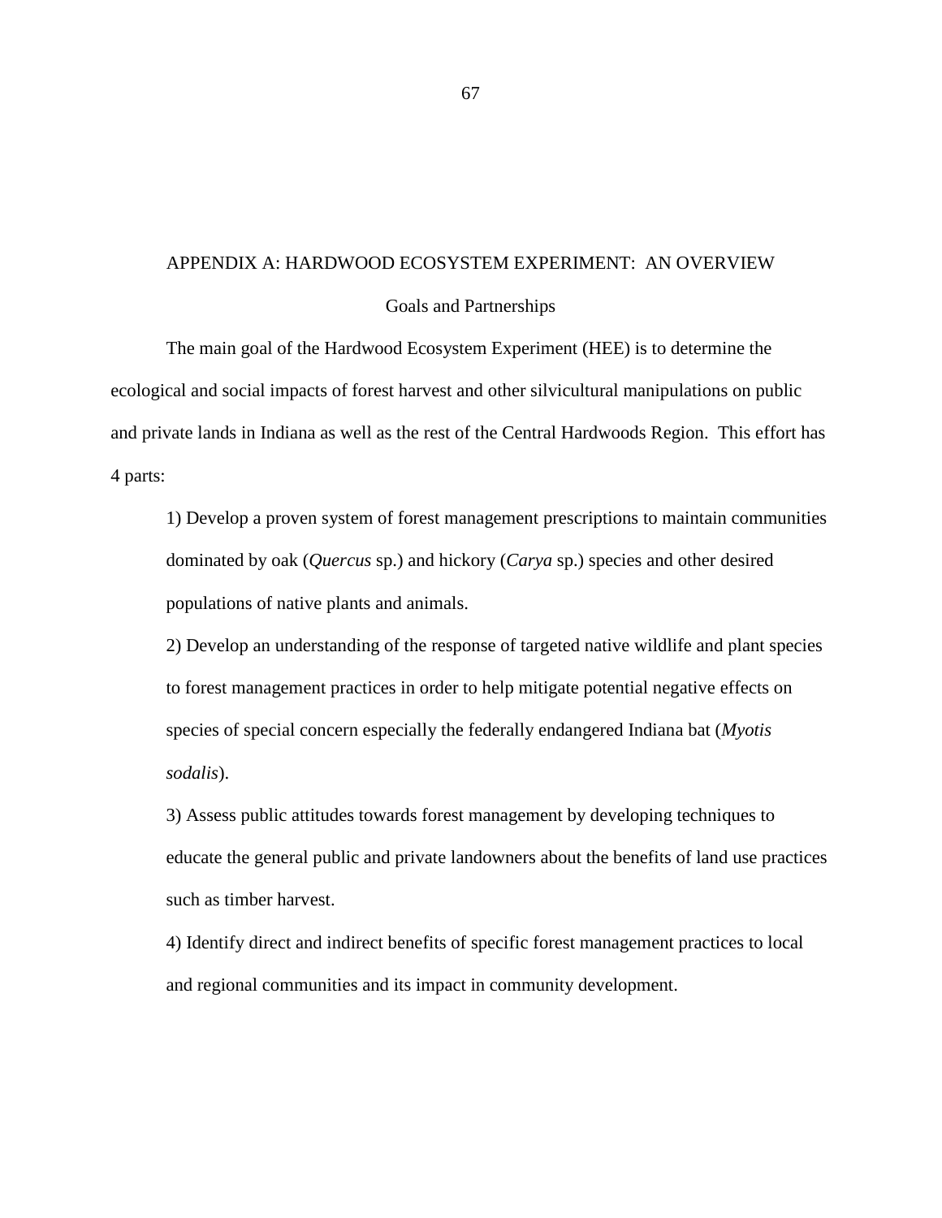# APPENDIX A: HARDWOOD ECOSYSTEM EXPERIMENT: AN OVERVIEW

## Goals and Partnerships

The main goal of the Hardwood Ecosystem Experiment (HEE) is to determine the ecological and social impacts of forest harvest and other silvicultural manipulations on public and private lands in Indiana as well as the rest of the Central Hardwoods Region. This effort has 4 parts:

1) Develop a proven system of forest management prescriptions to maintain communities dominated by oak (*Quercus* sp.) and hickory (*Carya* sp.) species and other desired populations of native plants and animals.

2) Develop an understanding of the response of targeted native wildlife and plant species to forest management practices in order to help mitigate potential negative effects on species of special concern especially the federally endangered Indiana bat (*Myotis sodalis*).

3) Assess public attitudes towards forest management by developing techniques to educate the general public and private landowners about the benefits of land use practices such as timber harvest.

4) Identify direct and indirect benefits of specific forest management practices to local and regional communities and its impact in community development.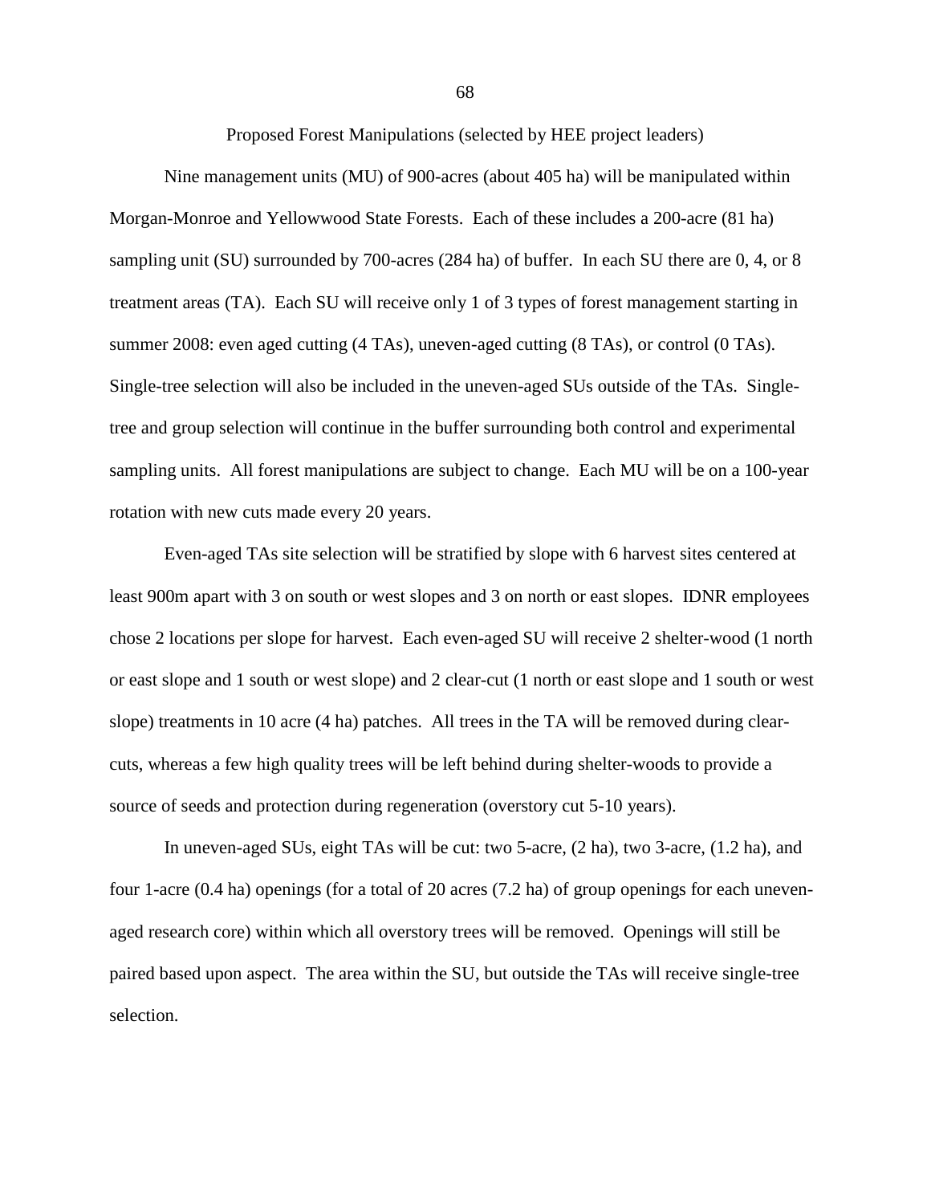Proposed Forest Manipulations (selected by HEE project leaders)

Nine management units (MU) of 900-acres (about 405 ha) will be manipulated within Morgan-Monroe and Yellowwood State Forests. Each of these includes a 200-acre (81 ha) sampling unit (SU) surrounded by 700-acres (284 ha) of buffer. In each SU there are 0, 4, or 8 treatment areas (TA). Each SU will receive only 1 of 3 types of forest management starting in summer 2008: even aged cutting (4 TAs), uneven-aged cutting (8 TAs), or control (0 TAs). Single-tree selection will also be included in the uneven-aged SUs outside of the TAs. Single-tree and group selection will continue in the buffer surrounding both control and experimental sampling units. All forest manipulations are subject to change. Each MU will be on a 100-year rotation with new cuts made every 20 years.

Even-aged TAs site selection will be stratified by slope with 6 harvest sites centered at least 900m apart with 3 on south or west slopes and 3 on north or east slopes. IDNR employees chose 2 locations per slope for harvest. Each even-aged SU will receive 2 shelter-wood (1 north or east slope and 1 south or west slope) and 2 clear-cut (1 north or east slope and 1 south or west slope) treatments in 10 acre (4 ha) patches. All trees in the TA will be removed during clear-cuts, whereas a few high quality trees will be left behind during shelter-woods to provide a source of seeds and protection during regeneration (overstory cut 5-10 years).

In uneven-aged SUs, eight TAs will be cut: two 5-acre, (2 ha), two 3-acre, (1.2 ha), and four 1-acre (0.4 ha) openings (for a total of 20 acres (7.2 ha) of group openings for each uneven-aged research core) within which all overstory trees will be removed. Openings will still be paired based upon aspect. The area within the SU, but outside the TAs will receive single-tree selection.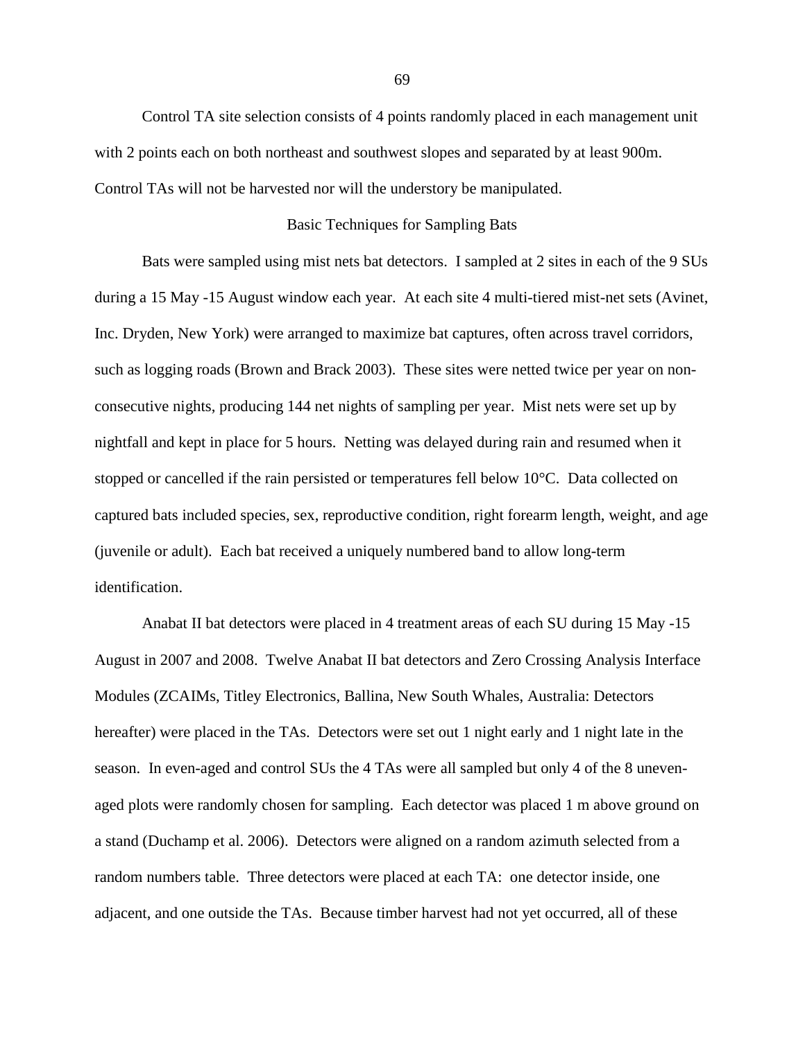Control TA site selection consists of 4 points randomly placed in each management unit with 2 points each on both northeast and southwest slopes and separated by at least 900m. Control TAs will not be harvested nor will the understory be manipulated.

## Basic Techniques for Sampling Bats

Bats were sampled using mist nets bat detectors. I sampled at 2 sites in each of the 9 SUs during a 15 May -15 August window each year. At each site 4 multi-tiered mist-net sets (Avinet, Inc. Dryden, New York) were arranged to maximize bat captures, often across travel corridors, such as logging roads (Brown and Brack 2003). These sites were netted twice per year on non-consecutive nights, producing 144 net nights of sampling per year. Mist nets were set up by nightfall and kept in place for 5 hours. Netting was delayed during rain and resumed when it stopped or cancelled if the rain persisted or temperatures fell below 10°C. Data collected on captured bats included species, sex, reproductive condition, right forearm length, weight, and age (juvenile or adult). Each bat received a uniquely numbered band to allow long-term identification.

Anabat II bat detectors were placed in 4 treatment areas of each SU during 15 May -15 August in 2007 and 2008. Twelve Anabat II bat detectors and Zero Crossing Analysis Interface Modules (ZCAIMs, Titley Electronics, Ballina, New South Whales, Australia: Detectors hereafter) were placed in the TAs. Detectors were set out 1 night early and 1 night late in the season. In even-aged and control SUs the 4 TAs were all sampled but only 4 of the 8 uneven-aged plots were randomly chosen for sampling. Each detector was placed 1 m above ground on a stand (Duchamp et al. 2006). Detectors were aligned on a random azimuth selected from a random numbers table. Three detectors were placed at each TA: one detector inside, one adjacent, and one outside the TAs. Because timber harvest had not yet occurred, all of these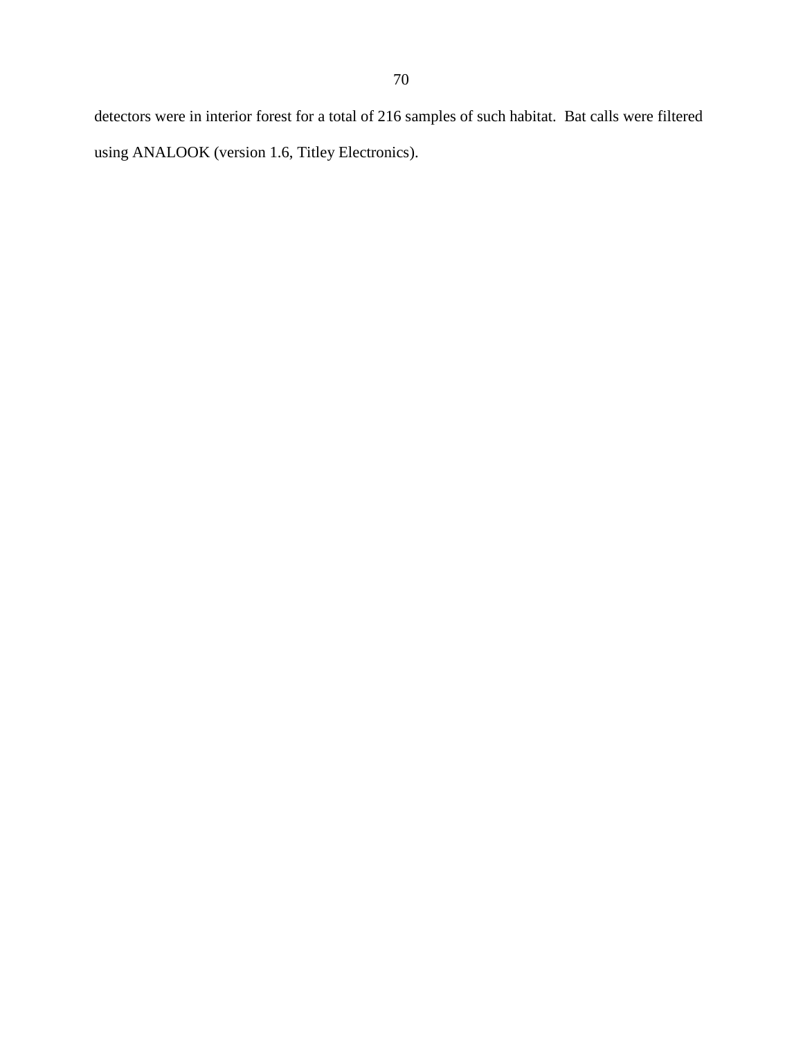detectors were in interior forest for a total of 216 samples of such habitat.  Bat calls were filtered using ANALOOK (version 1.6, Titley Electronics).